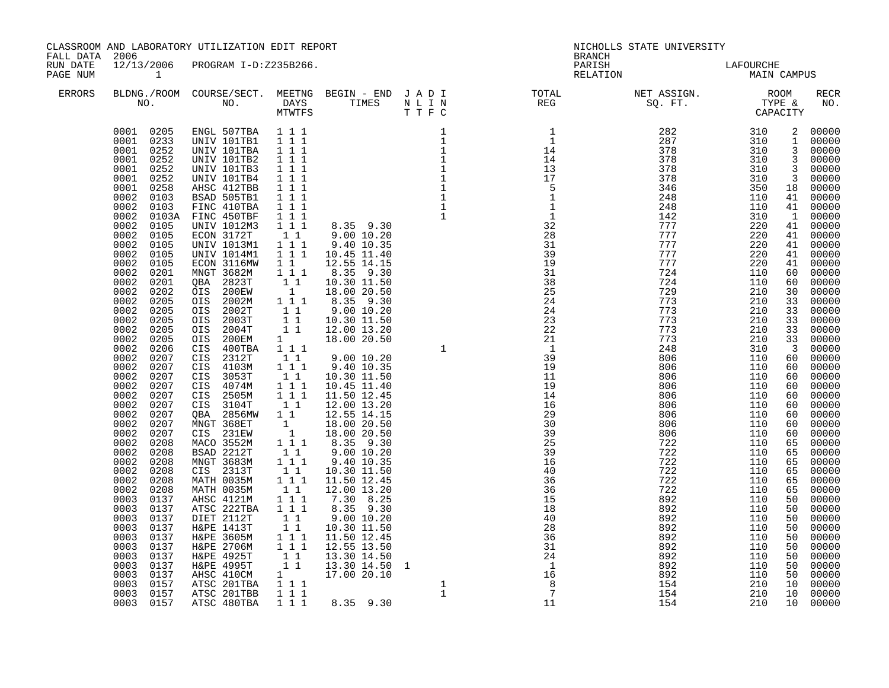CLASSROOM AND LABORATORY UTILIZATION EDIT REPORT
FALL DATA 2006
RUN DATE 12/13/2006 PROGRAM I-D:Z235B266.
PAGE NUM 1

NICHOLLS STATE UNIVERSITY
BRANCH
PARISH LAFOURCHE
RELATION MAIN CAMPUS

| ERRORS | BLDNG./ROOM NO. | COURSE/SECT. NO. | MEETNG DAYS MTWTFS | BEGIN - END TIMES | JT | AT | DF | IC | TOTAL REG | NET ASSIGN. SQ. FT. | ROOM TYPE | CAPACITY | RECR NO. |
|---|---|---|---|---|---|---|---|---|---|---|---|---|---|
| | 0001 0205 | ENGL 507TBA | 1 1 1 | | | | | 1 | 1 | 282 | 310 | 2 | 00000 |
| | 0001 0233 | UNIV 101TB1 | 1 1 1 | | | | | 1 | 1 | 287 | 310 | 1 | 00000 |
| | 0001 0252 | UNIV 101TBA | 1 1 1 | | | | | 1 | 14 | 378 | 310 | 3 | 00000 |
| | 0001 0252 | UNIV 101TB2 | 1 1 1 | | | | | 1 | 14 | 378 | 310 | 3 | 00000 |
| | 0001 0252 | UNIV 101TB3 | 1 1 1 | | | | | 1 | 13 | 378 | 310 | 3 | 00000 |
| | 0001 0252 | UNIV 101TB4 | 1 1 1 | | | | | 1 | 17 | 378 | 310 | 3 | 00000 |
| | 0001 0258 | AHSC 412TBB | 1 1 1 | | | | | 1 | 5 | 346 | 350 | 18 | 00000 |
| | 0002 0103 | BSAD 505TB1 | 1 1 1 | | | | | 1 | 1 | 248 | 110 | 41 | 00000 |
| | 0002 0103 | FINC 410TBA | 1 1 1 | | | | | 1 | 1 | 248 | 110 | 41 | 00000 |
| | 0002 0103A | FINC 450TBF | 1 1 1 | | | | | 1 | 1 | 142 | 310 | 1 | 00000 |
| | 0002 0105 | UNIV 1012M3 | 1 1 1 | 8.35 9.30 | | | | | 32 | 777 | 220 | 41 | 00000 |
| | 0002 0105 | ECON 3172T | 1 1 | 9.00 10.20 | | | | | 28 | 777 | 220 | 41 | 00000 |
| | 0002 0105 | UNIV 1013M1 | 1 1 1 | 9.40 10.35 | | | | | 31 | 777 | 220 | 41 | 00000 |
| | 0002 0105 | UNIV 1014M1 | 1 1 1 | 10.45 11.40 | | | | | 39 | 777 | 220 | 41 | 00000 |
| | 0002 0105 | ECON 3116MW | 1 1 | 12.55 14.15 | | | | | 19 | 777 | 220 | 41 | 00000 |
| | 0002 0201 | MNGT 3682M | 1 1 1 | 8.35 9.30 | | | | | 31 | 724 | 110 | 60 | 00000 |
| | 0002 0201 | QBA 2823T | 1 1 | 10.30 11.50 | | | | | 38 | 724 | 110 | 60 | 00000 |
| | 0002 0202 | OIS 200EW | 1 | 18.00 20.50 | | | | | 25 | 729 | 210 | 30 | 00000 |
| | 0002 0205 | OIS 2002M | 1 1 1 | 8.35 9.30 | | | | | 24 | 773 | 210 | 33 | 00000 |
| | 0002 0205 | OIS 2002T | 1 1 | 9.00 10.20 | | | | | 24 | 773 | 210 | 33 | 00000 |
| | 0002 0205 | OIS 2003T | 1 1 | 10.30 11.50 | | | | | 23 | 773 | 210 | 33 | 00000 |
| | 0002 0205 | OIS 2004T | 1 1 | 12.00 13.20 | | | | | 22 | 773 | 210 | 33 | 00000 |
| | 0002 0205 | OIS 200EM | 1 | 18.00 20.50 | | | | | 21 | 773 | 210 | 33 | 00000 |
| | 0002 0206 | CIS 400TBA | 1 1 1 | | | | | 1 | 1 | 248 | 310 | 3 | 00000 |
| | 0002 0207 | CIS 2312T | 1 1 | 9.00 10.20 | | | | | 39 | 806 | 110 | 60 | 00000 |
| | 0002 0207 | CIS 4103M | 1 1 1 | 9.40 10.35 | | | | | 19 | 806 | 110 | 60 | 00000 |
| | 0002 0207 | CIS 3053T | 1 1 | 10.30 11.50 | | | | | 11 | 806 | 110 | 60 | 00000 |
| | 0002 0207 | CIS 4074M | 1 1 1 | 10.45 11.40 | | | | | 19 | 806 | 110 | 60 | 00000 |
| | 0002 0207 | CIS 2505M | 1 1 1 | 11.50 12.45 | | | | | 14 | 806 | 110 | 60 | 00000 |
| | 0002 0207 | CIS 3104T | 1 1 | 12.00 13.20 | | | | | 16 | 806 | 110 | 60 | 00000 |
| | 0002 0207 | QBA 2856MW | 1 1 | 12.55 14.15 | | | | | 29 | 806 | 110 | 60 | 00000 |
| | 0002 0207 | MNGT 368ET | 1 | 18.00 20.50 | | | | | 30 | 806 | 110 | 60 | 00000 |
| | 0002 0207 | CIS 231EW | 1 | 18.00 20.50 | | | | | 39 | 806 | 110 | 60 | 00000 |
| | 0002 0208 | MACO 3552M | 1 1 1 | 8.35 9.30 | | | | | 25 | 722 | 110 | 65 | 00000 |
| | 0002 0208 | BSAD 2212T | 1 1 | 9.00 10.20 | | | | | 39 | 722 | 110 | 65 | 00000 |
| | 0002 0208 | MNGT 3683M | 1 1 1 | 9.40 10.35 | | | | | 16 | 722 | 110 | 65 | 00000 |
| | 0002 0208 | CIS 2313T | 1 1 | 10.30 11.50 | | | | | 40 | 722 | 110 | 65 | 00000 |
| | 0002 0208 | MATH 0035M | 1 1 1 | 11.50 12.45 | | | | | 36 | 722 | 110 | 65 | 00000 |
| | 0002 0208 | MATH 0035M | 1 1 | 12.00 13.20 | | | | | 36 | 722 | 110 | 65 | 00000 |
| | 0003 0137 | AHSC 4121M | 1 1 1 | 7.30 8.25 | | | | | 15 | 892 | 110 | 50 | 00000 |
| | 0003 0137 | ATSC 222TBA | 1 1 1 | 8.35 9.30 | | | | | 18 | 892 | 110 | 50 | 00000 |
| | 0003 0137 | DIET 2112T | 1 1 | 9.00 10.20 | | | | | 40 | 892 | 110 | 50 | 00000 |
| | 0003 0137 | H&PE 1413T | 1 1 | 10.30 11.50 | | | | | 28 | 892 | 110 | 50 | 00000 |
| | 0003 0137 | H&PE 3605M | 1 1 1 | 11.50 12.45 | | | | | 36 | 892 | 110 | 50 | 00000 |
| | 0003 0137 | H&PE 2706M | 1 1 1 | 12.55 13.50 | | | | | 31 | 892 | 110 | 50 | 00000 |
| | 0003 0137 | H&PE 4925T | 1 1 | 13.30 14.50 | | | | | 24 | 892 | 110 | 50 | 00000 |
| | 0003 0137 | H&PE 4995T | 1 1 | 13.30 14.50 | 1 | | | | 1 | 892 | 110 | 50 | 00000 |
| | 0003 0137 | AHSC 410CM | 1 | 17.00 20.10 | | | | | 16 | 892 | 110 | 50 | 00000 |
| | 0003 0157 | ATSC 201TBA | 1 1 1 | | | | | 1 | 8 | 154 | 210 | 10 | 00000 |
| | 0003 0157 | ATSC 201TBB | 1 1 1 | | | | | 1 | 7 | 154 | 210 | 10 | 00000 |
| | 0003 0157 | ATSC 480TBA | 1 1 1 | 8.35 9.30 | | | | | 11 | 154 | 210 | 10 | 00000 |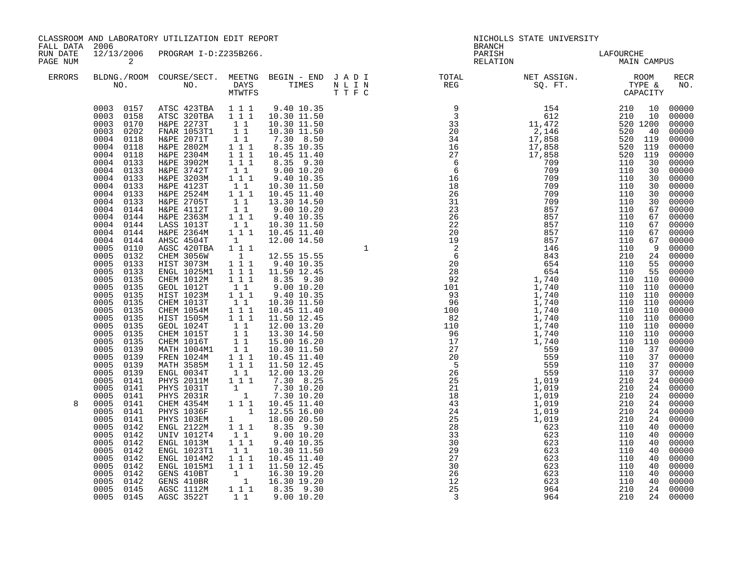CLASSROOM AND LABORATORY UTILIZATION EDIT REPORT
FALL DATA 2006
RUN DATE 12/13/2006 PROGRAM I-D:Z235B266.
PAGE NUM 2

NICHOLLS STATE UNIVERSITY
BRANCH
PARISH LAFOURCHE
RELATION MAIN CAMPUS

| ERRORS | BLDNG./ROOM NO. | COURSE/SECT. NO. | MEETNG DAYS MTWTFS | BEGIN - END TIMES | J A D I N L I N T T F C | TOTAL REG | NET ASSIGN. SQ. FT. | ROOM TYPE & CAPACITY | RECR NO. |
|---|---|---|---|---|---|---|---|---|---|
| | 0003 0157 | ATSC 423TBA | 1 1 1 | 9.40 10.35 | | 9 | 154 | 210 10 | 00000 |
| | 0003 0158 | ATSC 320TBA | 1 1 1 | 10.30 11.50 | | 3 | 612 | 210 10 | 00000 |
| | 0003 0170 | H&PE 2273T | 1 1 | 10.30 11.50 | | 33 | 11,472 | 520 1200 | 00000 |
| | 0003 0202 | FNAR 1053T1 | 1 1 | 10.30 11.50 | | 20 | 2,146 | 520 40 | 00000 |
| | 0004 0118 | H&PE 2071T | 1 1 | 7.30 8.50 | | 34 | 17,858 | 520 119 | 00000 |
| | 0004 0118 | H&PE 2802M | 1 1 1 | 8.35 10.35 | | 16 | 17,858 | 520 119 | 00000 |
| | 0004 0118 | H&PE 2304M | 1 1 1 | 10.45 11.40 | | 27 | 17,858 | 520 119 | 00000 |
| | 0004 0133 | H&PE 3902M | 1 1 1 | 8.35 9.30 | | 6 | 709 | 110 30 | 00000 |
| | 0004 0133 | H&PE 3742T | 1 1 | 9.00 10.20 | | 6 | 709 | 110 30 | 00000 |
| | 0004 0133 | H&PE 3203M | 1 1 1 | 9.40 10.35 | | 16 | 709 | 110 30 | 00000 |
| | 0004 0133 | H&PE 4123T | 1 1 | 10.30 11.50 | | 18 | 709 | 110 30 | 00000 |
| | 0004 0133 | H&PE 2524M | 1 1 1 | 10.45 11.40 | | 26 | 709 | 110 30 | 00000 |
| | 0004 0133 | H&PE 2705T | 1 1 | 13.30 14.50 | | 31 | 709 | 110 30 | 00000 |
| | 0004 0144 | H&PE 4112T | 1 1 | 9.00 10.20 | | 23 | 857 | 110 67 | 00000 |
| | 0004 0144 | H&PE 2363M | 1 1 1 | 9.40 10.35 | | 26 | 857 | 110 67 | 00000 |
| | 0004 0144 | LASS 1013T | 1 1 | 10.30 11.50 | | 22 | 857 | 110 67 | 00000 |
| | 0004 0144 | H&PE 2364M | 1 1 1 | 10.45 11.40 | | 20 | 857 | 110 67 | 00000 |
| | 0004 0144 | AHSC 4504T | 1 | 12.00 14.50 | | 19 | 857 | 110 67 | 00000 |
| | 0005 0110 | AGSC 420TBA | 1 1 1 | | 1 | 2 | 146 | 110 9 | 00000 |
| | 0005 0132 | CHEM 3056W | 1 | 12.55 15.55 | | 6 | 843 | 210 24 | 00000 |
| | 0005 0133 | HIST 3073M | 1 1 1 | 9.40 10.35 | | 20 | 654 | 110 55 | 00000 |
| | 0005 0133 | ENGL 1025M1 | 1 1 1 | 11.50 12.45 | | 28 | 654 | 110 55 | 00000 |
| | 0005 0135 | CHEM 1012M | 1 1 1 | 8.35 9.30 | | 92 | 1,740 | 110 110 | 00000 |
| | 0005 0135 | GEOL 1012T | 1 1 | 9.00 10.20 | | 101 | 1,740 | 110 110 | 00000 |
| | 0005 0135 | HIST 1023M | 1 1 1 | 9.40 10.35 | | 93 | 1,740 | 110 110 | 00000 |
| | 0005 0135 | CHEM 1013T | 1 1 | 10.30 11.50 | | 96 | 1,740 | 110 110 | 00000 |
| | 0005 0135 | CHEM 1054M | 1 1 1 | 10.45 11.40 | | 100 | 1,740 | 110 110 | 00000 |
| | 0005 0135 | HIST 1505M | 1 1 1 | 11.50 12.45 | | 82 | 1,740 | 110 110 | 00000 |
| | 0005 0135 | GEOL 1024T | 1 1 | 12.00 13.20 | | 110 | 1,740 | 110 110 | 00000 |
| | 0005 0135 | CHEM 1015T | 1 1 | 13.30 14.50 | | 96 | 1,740 | 110 110 | 00000 |
| | 0005 0135 | CHEM 1016T | 1 1 | 15.00 16.20 | | 17 | 1,740 | 110 110 | 00000 |
| | 0005 0139 | MATH 1004M1 | 1 1 | 10.30 11.50 | | 27 | 559 | 110 37 | 00000 |
| | 0005 0139 | FREN 1024M | 1 1 1 | 10.45 11.40 | | 20 | 559 | 110 37 | 00000 |
| | 0005 0139 | MATH 3585M | 1 1 1 | 11.50 12.45 | | 5 | 559 | 110 37 | 00000 |
| | 0005 0139 | ENGL 0034T | 1 1 | 12.00 13.20 | | 26 | 559 | 110 37 | 00000 |
| | 0005 0141 | PHYS 2011M | 1 1 1 | 7.30 8.25 | | 25 | 1,019 | 210 24 | 00000 |
| | 0005 0141 | PHYS 1031T | 1 | 7.30 10.20 | | 21 | 1,019 | 210 24 | 00000 |
| | 0005 0141 | PHYS 2031R | 1 | 7.30 10.20 | | 18 | 1,019 | 210 24 | 00000 |
| 8 | 0005 0141 | CHEM 4354M | 1 1 1 | 10.45 11.40 | | 43 | 1,019 | 210 24 | 00000 |
| | 0005 0141 | PHYS 1036F | 1 | 12.55 16.00 | | 24 | 1,019 | 210 24 | 00000 |
| | 0005 0141 | PHYS 103EM | 1 | 18.00 20.50 | | 25 | 1,019 | 210 24 | 00000 |
| | 0005 0142 | ENGL 2122M | 1 1 1 | 8.35 9.30 | | 28 | 623 | 110 40 | 00000 |
| | 0005 0142 | UNIV 1012T4 | 1 1 | 9.00 10.20 | | 33 | 623 | 110 40 | 00000 |
| | 0005 0142 | ENGL 1013M | 1 1 1 | 9.40 10.35 | | 30 | 623 | 110 40 | 00000 |
| | 0005 0142 | ENGL 1023T1 | 1 1 | 10.30 11.50 | | 29 | 623 | 110 40 | 00000 |
| | 0005 0142 | ENGL 1014M2 | 1 1 1 | 10.45 11.40 | | 27 | 623 | 110 40 | 00000 |
| | 0005 0142 | ENGL 1015M1 | 1 1 1 | 11.50 12.45 | | 30 | 623 | 110 40 | 00000 |
| | 0005 0142 | GENS 410BT | 1 | 16.30 19.20 | | 26 | 623 | 110 40 | 00000 |
| | 0005 0142 | GENS 410BR | 1 | 16.30 19.20 | | 12 | 623 | 110 40 | 00000 |
| | 0005 0145 | AGSC 1112M | 1 1 1 | 8.35 9.30 | | 25 | 964 | 210 24 | 00000 |
| | 0005 0145 | AGSC 3522T | 1 1 | 9.00 10.20 | | 3 | 964 | 210 24 | 00000 |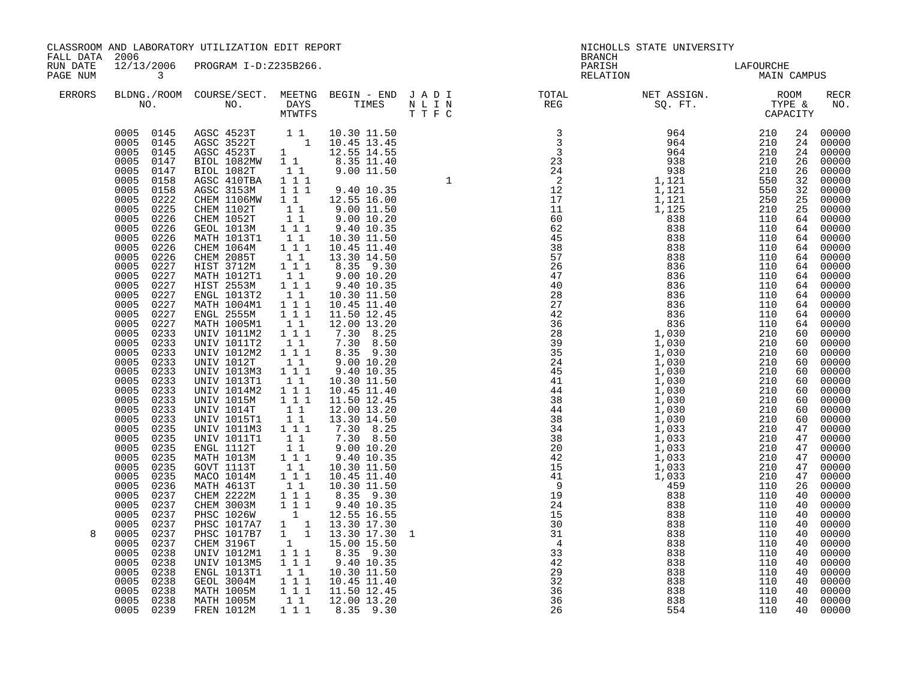CLASSROOM AND LABORATORY UTILIZATION EDIT REPORT
FALL DATA 2006
RUN DATE 12/13/2006 PROGRAM I-D:Z235B266.
PAGE NUM 3

NICHOLLS STATE UNIVERSITY
BRANCH
PARISH LAFOURCHE
RELATION MAIN CAMPUS

| ERRORS | BLDNG./ROOM NO. | COURSE/SECT. NO. | MEETNG DAYS MTWTFS | BEGIN - END TIMES | J A D I N L I N T T F C | TOTAL REG | NET ASSIGN. SQ. FT. | ROOM TYPE & CAPACITY | | RECR NO. |
|---|---|---|---|---|---|---|---|---|---|---|
| | 0005 0145 | AGSC 4523T | 1 1 | 10.30 11.50 | | 3 | 964 | 210 | 24 | 00000 |
| | 0005 0145 | AGSC 3522T | 1 | 10.45 13.45 | | 3 | 964 | 210 | 24 | 00000 |
| | 0005 0145 | AGSC 4523T | 1 | 12.55 14.55 | | 3 | 964 | 210 | 24 | 00000 |
| | 0005 0147 | BIOL 1082MW | 1 1 | 8.35 11.40 | | 23 | 938 | 210 | 26 | 00000 |
| | 0005 0147 | BIOL 1082T | 1 1 | 9.00 11.50 | | 24 | 938 | 210 | 26 | 00000 |
| | 0005 0158 | AGSC 410TBA | 1 1 1 | | 1 | 2 | 1,121 | 550 | 32 | 00000 |
| | 0005 0158 | AGSC 3153M | 1 1 1 | 9.40 10.35 | | 12 | 1,121 | 550 | 32 | 00000 |
| | 0005 0222 | CHEM 1106MW | 1 1 | 12.55 16.00 | | 17 | 1,121 | 250 | 25 | 00000 |
| | 0005 0225 | CHEM 1102T | 1 1 | 9.00 11.50 | | 11 | 1,125 | 210 | 25 | 00000 |
| | 0005 0226 | CHEM 1052T | 1 1 | 9.00 10.20 | | 60 | 838 | 110 | 64 | 00000 |
| | 0005 0226 | GEOL 1013M | 1 1 1 | 9.40 10.35 | | 62 | 838 | 110 | 64 | 00000 |
| | 0005 0226 | MATH 1013T1 | 1 1 | 10.30 11.50 | | 45 | 838 | 110 | 64 | 00000 |
| | 0005 0226 | CHEM 1064M | 1 1 1 | 10.45 11.40 | | 38 | 838 | 110 | 64 | 00000 |
| | 0005 0226 | CHEM 2085T | 1 1 | 13.30 14.50 | | 57 | 838 | 110 | 64 | 00000 |
| | 0005 0227 | HIST 3712M | 1 1 1 | 8.35 9.30 | | 26 | 836 | 110 | 64 | 00000 |
| | 0005 0227 | MATH 1012T1 | 1 1 | 9.00 10.20 | | 47 | 836 | 110 | 64 | 00000 |
| | 0005 0227 | HIST 2553M | 1 1 1 | 9.40 10.35 | | 40 | 836 | 110 | 64 | 00000 |
| | 0005 0227 | ENGL 1013T2 | 1 1 | 10.30 11.50 | | 28 | 836 | 110 | 64 | 00000 |
| | 0005 0227 | MATH 1004M1 | 1 1 1 | 10.45 11.40 | | 27 | 836 | 110 | 64 | 00000 |
| | 0005 0227 | ENGL 2555M | 1 1 1 | 11.50 12.45 | | 42 | 836 | 110 | 64 | 00000 |
| | 0005 0227 | MATH 1005M1 | 1 1 | 12.00 13.20 | | 36 | 836 | 110 | 64 | 00000 |
| | 0005 0233 | UNIV 1011M2 | 1 1 1 | 7.30 8.25 | | 28 | 1,030 | 210 | 60 | 00000 |
| | 0005 0233 | UNIV 1011T2 | 1 1 | 7.30 8.50 | | 39 | 1,030 | 210 | 60 | 00000 |
| | 0005 0233 | UNIV 1012M2 | 1 1 1 | 8.35 9.30 | | 35 | 1,030 | 210 | 60 | 00000 |
| | 0005 0233 | UNIV 1012T | 1 1 | 9.00 10.20 | | 24 | 1,030 | 210 | 60 | 00000 |
| | 0005 0233 | UNIV 1013M3 | 1 1 1 | 9.40 10.35 | | 45 | 1,030 | 210 | 60 | 00000 |
| | 0005 0233 | UNIV 1013T1 | 1 1 | 10.30 11.50 | | 41 | 1,030 | 210 | 60 | 00000 |
| | 0005 0233 | UNIV 1014M2 | 1 1 1 | 10.45 11.40 | | 44 | 1,030 | 210 | 60 | 00000 |
| | 0005 0233 | UNIV 1015M | 1 1 1 | 11.50 12.45 | | 38 | 1,030 | 210 | 60 | 00000 |
| | 0005 0233 | UNIV 1014T | 1 1 | 12.00 13.20 | | 44 | 1,030 | 210 | 60 | 00000 |
| | 0005 0233 | UNIV 1015T1 | 1 1 | 13.30 14.50 | | 38 | 1,030 | 210 | 60 | 00000 |
| | 0005 0235 | UNIV 1011M3 | 1 1 1 | 7.30 8.25 | | 34 | 1,033 | 210 | 47 | 00000 |
| | 0005 0235 | UNIV 1011T1 | 1 1 | 7.30 8.50 | | 38 | 1,033 | 210 | 47 | 00000 |
| | 0005 0235 | ENGL 1112T | 1 1 | 9.00 10.20 | | 20 | 1,033 | 210 | 47 | 00000 |
| | 0005 0235 | MATH 1013M | 1 1 1 | 9.40 10.35 | | 42 | 1,033 | 210 | 47 | 00000 |
| | 0005 0235 | GOVT 1113T | 1 1 | 10.30 11.50 | | 15 | 1,033 | 210 | 47 | 00000 |
| | 0005 0235 | MACO 1014M | 1 1 1 | 10.45 11.40 | | 41 | 1,033 | 210 | 47 | 00000 |
| | 0005 0236 | MATH 4613T | 1 1 | 10.30 11.50 | | 9 | 459 | 110 | 26 | 00000 |
| | 0005 0237 | CHEM 2222M | 1 1 1 | 8.35 9.30 | | 19 | 838 | 110 | 40 | 00000 |
| | 0005 0237 | CHEM 3003M | 1 1 1 | 9.40 10.35 | | 24 | 838 | 110 | 40 | 00000 |
| | 0005 0237 | PHSC 1026W | 1 | 12.55 16.55 | | 15 | 838 | 110 | 40 | 00000 |
| | 0005 0237 | PHSC 1017A7 | 1 1 | 13.30 17.30 | | 30 | 838 | 110 | 40 | 00000 |
| 8 | 0005 0237 | PHSC 1017B7 | 1 1 | 13.30 17.30 | 1 | 31 | 838 | 110 | 40 | 00000 |
| | 0005 0237 | CHEM 3196T | 1 | 15.00 15.50 | | 4 | 838 | 110 | 40 | 00000 |
| | 0005 0238 | UNIV 1012M1 | 1 1 1 | 8.35 9.30 | | 33 | 838 | 110 | 40 | 00000 |
| | 0005 0238 | UNIV 1013M5 | 1 1 1 | 9.40 10.35 | | 42 | 838 | 110 | 40 | 00000 |
| | 0005 0238 | ENGL 1013T1 | 1 1 | 10.30 11.50 | | 29 | 838 | 110 | 40 | 00000 |
| | 0005 0238 | GEOL 3004M | 1 1 1 | 10.45 11.40 | | 32 | 838 | 110 | 40 | 00000 |
| | 0005 0238 | MATH 1005M | 1 1 1 | 11.50 12.45 | | 36 | 838 | 110 | 40 | 00000 |
| | 0005 0238 | MATH 1005M | 1 1 | 12.00 13.20 | | 36 | 838 | 110 | 40 | 00000 |
| | 0005 0239 | FREN 1012M | 1 1 1 | 8.35 9.30 | | 26 | 554 | 110 | 40 | 00000 |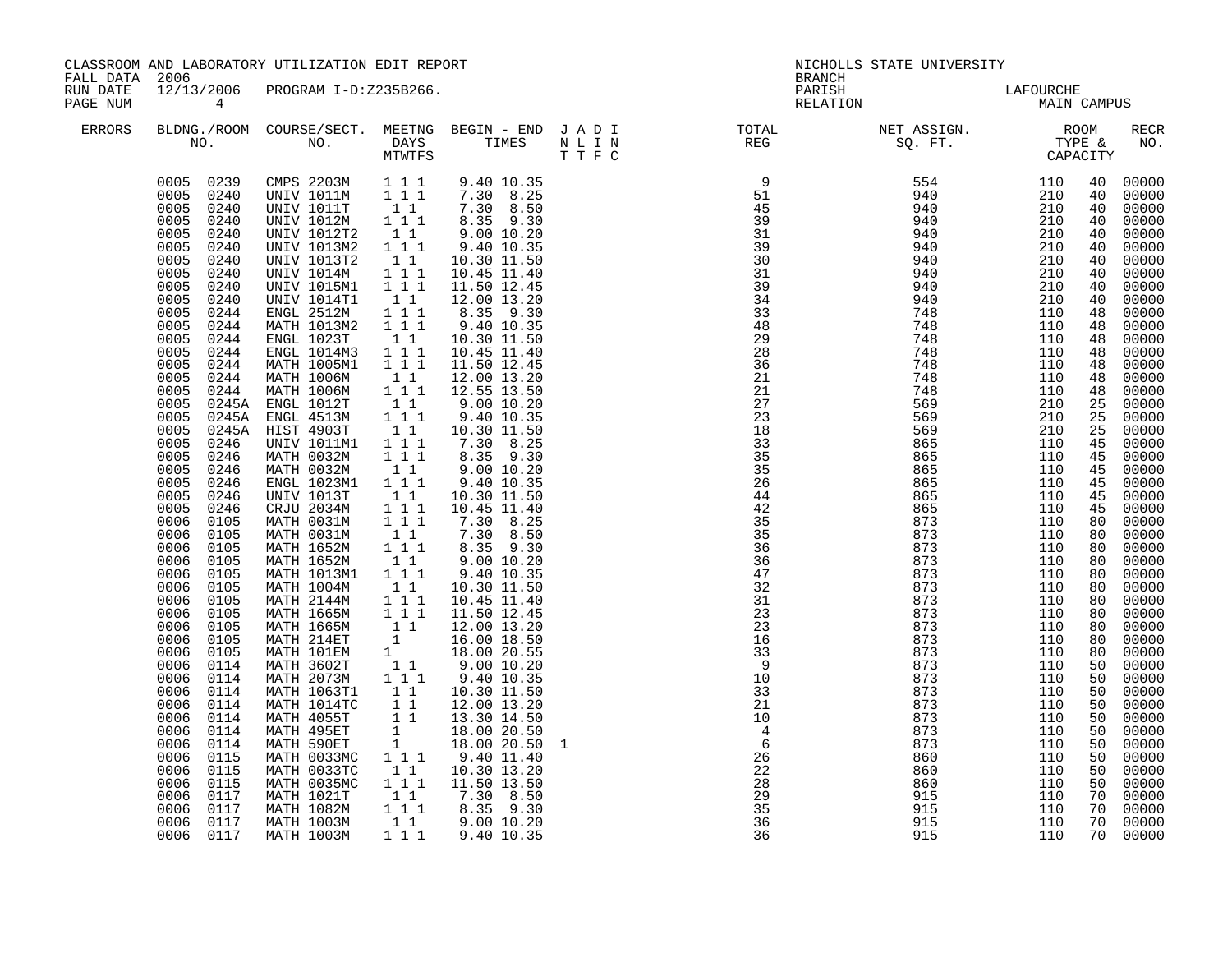CLASSROOM AND LABORATORY UTILIZATION EDIT REPORT
FALL DATA 2006
RUN DATE 12/13/2006 PROGRAM I-D:Z235B266.
PAGE NUM 4

NICHOLLS STATE UNIVERSITY
BRANCH
PARISH LAFOURCHE
RELATION MAIN CAMPUS

| ERRORS | BLDNG./ROOM NO. | COURSE/SECT. NO. | MEETNG DAYS MTWTFS | BEGIN - END TIMES | J A D I N L I N T T F C | TOTAL REG | NET ASSIGN. SQ. FT. | ROOM TYPE & CAPACITY | | RECR NO. |
|---|---|---|---|---|---|---|---|---|---|---|
| | 0005 0239 | CMPS 2203M | 1 1 1 | 9.40 10.35 | | 9 | 554 | 110 | 40 | 00000 |
| | 0005 0240 | UNIV 1011M | 1 1 1 | 7.30 8.25 | | 51 | 940 | 210 | 40 | 00000 |
| | 0005 0240 | UNIV 1011T | 1 1 | 7.30 8.50 | | 45 | 940 | 210 | 40 | 00000 |
| | 0005 0240 | UNIV 1012M | 1 1 1 | 8.35 9.30 | | 39 | 940 | 210 | 40 | 00000 |
| | 0005 0240 | UNIV 1012T2 | 1 1 | 9.00 10.20 | | 31 | 940 | 210 | 40 | 00000 |
| | 0005 0240 | UNIV 1013M2 | 1 1 1 | 9.40 10.35 | | 39 | 940 | 210 | 40 | 00000 |
| | 0005 0240 | UNIV 1013T2 | 1 1 | 10.30 11.50 | | 30 | 940 | 210 | 40 | 00000 |
| | 0005 0240 | UNIV 1014M | 1 1 1 | 10.45 11.40 | | 31 | 940 | 210 | 40 | 00000 |
| | 0005 0240 | UNIV 1015M1 | 1 1 1 | 11.50 12.45 | | 39 | 940 | 210 | 40 | 00000 |
| | 0005 0240 | UNIV 1014T1 | 1 1 | 12.00 13.20 | | 34 | 940 | 210 | 40 | 00000 |
| | 0005 0244 | ENGL 2512M | 1 1 1 | 8.35 9.30 | | 33 | 748 | 110 | 48 | 00000 |
| | 0005 0244 | MATH 1013M2 | 1 1 1 | 9.40 10.35 | | 48 | 748 | 110 | 48 | 00000 |
| | 0005 0244 | ENGL 1023T | 1 1 | 10.30 11.50 | | 29 | 748 | 110 | 48 | 00000 |
| | 0005 0244 | ENGL 1014M3 | 1 1 1 | 10.45 11.40 | | 28 | 748 | 110 | 48 | 00000 |
| | 0005 0244 | MATH 1005M1 | 1 1 1 | 11.50 12.45 | | 36 | 748 | 110 | 48 | 00000 |
| | 0005 0244 | MATH 1006M | 1 1 | 12.00 13.20 | | 21 | 748 | 110 | 48 | 00000 |
| | 0005 0244 | MATH 1006M | 1 1 1 | 12.55 13.50 | | 21 | 748 | 110 | 48 | 00000 |
| | 0005 0245A | ENGL 1012T | 1 1 | 9.00 10.20 | | 27 | 569 | 210 | 25 | 00000 |
| | 0005 0245A | ENGL 4513M | 1 1 1 | 9.40 10.35 | | 23 | 569 | 210 | 25 | 00000 |
| | 0005 0245A | HIST 4903T | 1 1 | 10.30 11.50 | | 18 | 569 | 210 | 25 | 00000 |
| | 0005 0246 | UNIV 1011M1 | 1 1 1 | 7.30 8.25 | | 33 | 865 | 110 | 45 | 00000 |
| | 0005 0246 | MATH 0032M | 1 1 1 | 8.35 9.30 | | 35 | 865 | 110 | 45 | 00000 |
| | 0005 0246 | MATH 0032M | 1 1 | 9.00 10.20 | | 35 | 865 | 110 | 45 | 00000 |
| | 0005 0246 | ENGL 1023M1 | 1 1 1 | 9.40 10.35 | | 26 | 865 | 110 | 45 | 00000 |
| | 0005 0246 | UNIV 1013T | 1 1 | 10.30 11.50 | | 44 | 865 | 110 | 45 | 00000 |
| | 0005 0246 | CRJU 2034M | 1 1 1 | 10.45 11.40 | | 42 | 865 | 110 | 45 | 00000 |
| | 0006 0105 | MATH 0031M | 1 1 1 | 7.30 8.25 | | 35 | 873 | 110 | 80 | 00000 |
| | 0006 0105 | MATH 0031M | 1 1 | 7.30 8.50 | | 35 | 873 | 110 | 80 | 00000 |
| | 0006 0105 | MATH 1652M | 1 1 1 | 8.35 9.30 | | 36 | 873 | 110 | 80 | 00000 |
| | 0006 0105 | MATH 1652M | 1 1 | 9.00 10.20 | | 36 | 873 | 110 | 80 | 00000 |
| | 0006 0105 | MATH 1013M1 | 1 1 1 | 9.40 10.35 | | 47 | 873 | 110 | 80 | 00000 |
| | 0006 0105 | MATH 1004M | 1 1 | 10.30 11.50 | | 32 | 873 | 110 | 80 | 00000 |
| | 0006 0105 | MATH 2144M | 1 1 1 | 10.45 11.40 | | 31 | 873 | 110 | 80 | 00000 |
| | 0006 0105 | MATH 1665M | 1 1 1 | 11.50 12.45 | | 23 | 873 | 110 | 80 | 00000 |
| | 0006 0105 | MATH 1665M | 1 1 | 12.00 13.20 | | 23 | 873 | 110 | 80 | 00000 |
| | 0006 0105 | MATH 214ET | 1 | 16.00 18.50 | | 16 | 873 | 110 | 80 | 00000 |
| | 0006 0105 | MATH 101EM | 1 | 18.00 20.55 | | 33 | 873 | 110 | 80 | 00000 |
| | 0006 0114 | MATH 3602T | 1 1 | 9.00 10.20 | | 9 | 873 | 110 | 50 | 00000 |
| | 0006 0114 | MATH 2073M | 1 1 1 | 9.40 10.35 | | 10 | 873 | 110 | 50 | 00000 |
| | 0006 0114 | MATH 1063T1 | 1 1 | 10.30 11.50 | | 33 | 873 | 110 | 50 | 00000 |
| | 0006 0114 | MATH 1014TC | 1 1 | 12.00 13.20 | | 21 | 873 | 110 | 50 | 00000 |
| | 0006 0114 | MATH 4055T | 1 1 | 13.30 14.50 | | 10 | 873 | 110 | 50 | 00000 |
| | 0006 0114 | MATH 495ET | 1 | 18.00 20.50 | | 4 | 873 | 110 | 50 | 00000 |
| | 0006 0114 | MATH 590ET | 1 | 18.00 20.50 | 1 | 6 | 873 | 110 | 50 | 00000 |
| | 0006 0115 | MATH 0033MC | 1 1 1 | 9.40 11.40 | | 26 | 860 | 110 | 50 | 00000 |
| | 0006 0115 | MATH 0033TC | 1 1 | 10.30 13.20 | | 22 | 860 | 110 | 50 | 00000 |
| | 0006 0115 | MATH 0035MC | 1 1 1 | 11.50 13.50 | | 28 | 860 | 110 | 50 | 00000 |
| | 0006 0117 | MATH 1021T | 1 1 | 7.30 8.50 | | 29 | 915 | 110 | 70 | 00000 |
| | 0006 0117 | MATH 1082M | 1 1 1 | 8.35 9.30 | | 35 | 915 | 110 | 70 | 00000 |
| | 0006 0117 | MATH 1003M | 1 1 | 9.00 10.20 | | 36 | 915 | 110 | 70 | 00000 |
| | 0006 0117 | MATH 1003M | 1 1 1 | 9.40 10.35 | | 36 | 915 | 110 | 70 | 00000 |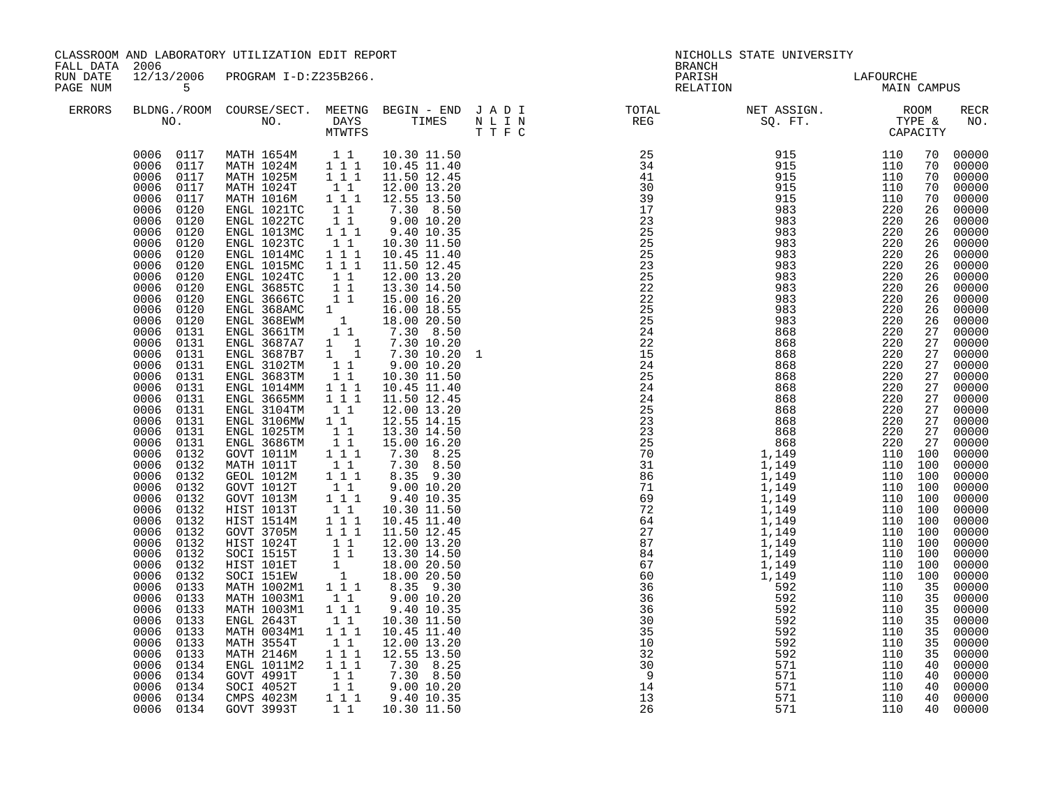CLASSROOM AND LABORATORY UTILIZATION EDIT REPORT
FALL DATA 2006
RUN DATE 12/13/2006 PROGRAM I-D:Z235B266.

NICHOLLS STATE UNIVERSITY
BRANCH
PARISH LAFOURCHE
RELATION MAIN CAMPUS

| ERRORS | BLDNG./ROOM NO. | COURSE/SECT. NO. | MEETNG DAYS MTWTFS | BEGIN - END TIMES | J A D I N L I N T T F C | TOTAL REG | NET ASSIGN. SQ. FT. | ROOM TYPE & CAPACITY | | RECR NO. |
|---|---|---|---|---|---|---|---|---|---|---|
| | 0006 0117 | MATH 1654M | 1 1 | 10.30 11.50 | | 25 | 915 | 110 | 70 | 00000 |
| | 0006 0117 | MATH 1024M | 1 1 1 | 10.45 11.40 | | 34 | 915 | 110 | 70 | 00000 |
| | 0006 0117 | MATH 1025M | 1 1 1 | 11.50 12.45 | | 41 | 915 | 110 | 70 | 00000 |
| | 0006 0117 | MATH 1024T | 1 1 | 12.00 13.20 | | 30 | 915 | 110 | 70 | 00000 |
| | 0006 0117 | MATH 1016M | 1 1 1 | 12.55 13.50 | | 39 | 915 | 110 | 70 | 00000 |
| | 0006 0120 | ENGL 1021TC | 1 1 | 7.30 8.50 | | 17 | 983 | 220 | 26 | 00000 |
| | 0006 0120 | ENGL 1022TC | 1 1 | 9.00 10.20 | | 23 | 983 | 220 | 26 | 00000 |
| | 0006 0120 | ENGL 1013MC | 1 1 1 | 9.40 10.35 | | 25 | 983 | 220 | 26 | 00000 |
| | 0006 0120 | ENGL 1023TC | 1 1 | 10.30 11.50 | | 25 | 983 | 220 | 26 | 00000 |
| | 0006 0120 | ENGL 1014MC | 1 1 1 | 10.45 11.40 | | 25 | 983 | 220 | 26 | 00000 |
| | 0006 0120 | ENGL 1015MC | 1 1 1 | 11.50 12.45 | | 23 | 983 | 220 | 26 | 00000 |
| | 0006 0120 | ENGL 1024TC | 1 1 | 12.00 13.20 | | 25 | 983 | 220 | 26 | 00000 |
| | 0006 0120 | ENGL 3685TC | 1 1 | 13.30 14.50 | | 22 | 983 | 220 | 26 | 00000 |
| | 0006 0120 | ENGL 3666TC | 1 1 | 15.00 16.20 | | 22 | 983 | 220 | 26 | 00000 |
| | 0006 0120 | ENGL 368AMC | 1 | 16.00 18.55 | | 25 | 983 | 220 | 26 | 00000 |
| | 0006 0120 | ENGL 368EWM | 1 | 18.00 20.50 | | 25 | 983 | 220 | 26 | 00000 |
| | 0006 0131 | ENGL 3661TM | 1 1 | 7.30 8.50 | | 24 | 868 | 220 | 27 | 00000 |
| | 0006 0131 | ENGL 3687A7 | 1 1 | 7.30 10.20 | | 22 | 868 | 220 | 27 | 00000 |
| | 0006 0131 | ENGL 3687B7 | 1 1 | 7.30 10.20 | 1 | 15 | 868 | 220 | 27 | 00000 |
| | 0006 0131 | ENGL 3102TM | 1 1 | 9.00 10.20 | | 24 | 868 | 220 | 27 | 00000 |
| | 0006 0131 | ENGL 3683TM | 1 1 | 10.30 11.50 | | 25 | 868 | 220 | 27 | 00000 |
| | 0006 0131 | ENGL 1014MM | 1 1 1 | 10.45 11.40 | | 24 | 868 | 220 | 27 | 00000 |
| | 0006 0131 | ENGL 3665MM | 1 1 1 | 11.50 12.45 | | 24 | 868 | 220 | 27 | 00000 |
| | 0006 0131 | ENGL 3104TM | 1 1 | 12.00 13.20 | | 25 | 868 | 220 | 27 | 00000 |
| | 0006 0131 | ENGL 3106MW | 1 1 | 12.55 14.15 | | 23 | 868 | 220 | 27 | 00000 |
| | 0006 0131 | ENGL 1025TM | 1 1 | 13.30 14.50 | | 23 | 868 | 220 | 27 | 00000 |
| | 0006 0131 | ENGL 3686TM | 1 1 | 15.00 16.20 | | 25 | 868 | 220 | 27 | 00000 |
| | 0006 0132 | GOVT 1011M | 1 1 1 | 7.30 8.25 | | 70 | 1,149 | 110 | 100 | 00000 |
| | 0006 0132 | MATH 1011T | 1 1 | 7.30 8.50 | | 31 | 1,149 | 110 | 100 | 00000 |
| | 0006 0132 | GEOL 1012M | 1 1 1 | 8.35 9.30 | | 86 | 1,149 | 110 | 100 | 00000 |
| | 0006 0132 | GOVT 1012T | 1 1 | 9.00 10.20 | | 71 | 1,149 | 110 | 100 | 00000 |
| | 0006 0132 | GOVT 1013M | 1 1 1 | 9.40 10.35 | | 69 | 1,149 | 110 | 100 | 00000 |
| | 0006 0132 | HIST 1013T | 1 1 | 10.30 11.50 | | 72 | 1,149 | 110 | 100 | 00000 |
| | 0006 0132 | HIST 1514M | 1 1 1 | 10.45 11.40 | | 64 | 1,149 | 110 | 100 | 00000 |
| | 0006 0132 | GOVT 3705M | 1 1 1 | 11.50 12.45 | | 27 | 1,149 | 110 | 100 | 00000 |
| | 0006 0132 | HIST 1024T | 1 1 | 12.00 13.20 | | 87 | 1,149 | 110 | 100 | 00000 |
| | 0006 0132 | SOCI 1515T | 1 1 | 13.30 14.50 | | 84 | 1,149 | 110 | 100 | 00000 |
| | 0006 0132 | HIST 101ET | 1 | 18.00 20.50 | | 67 | 1,149 | 110 | 100 | 00000 |
| | 0006 0132 | SOCI 151EW | 1 | 18.00 20.50 | | 60 | 1,149 | 110 | 100 | 00000 |
| | 0006 0133 | MATH 1002M1 | 1 1 1 | 8.35 9.30 | | 36 | 592 | 110 | 35 | 00000 |
| | 0006 0133 | MATH 1003M1 | 1 1 | 9.00 10.20 | | 36 | 592 | 110 | 35 | 00000 |
| | 0006 0133 | MATH 1003M1 | 1 1 1 | 9.40 10.35 | | 36 | 592 | 110 | 35 | 00000 |
| | 0006 0133 | ENGL 2643T | 1 1 | 10.30 11.50 | | 30 | 592 | 110 | 35 | 00000 |
| | 0006 0133 | MATH 0034M1 | 1 1 1 | 10.45 11.40 | | 35 | 592 | 110 | 35 | 00000 |
| | 0006 0133 | MATH 3554T | 1 1 | 12.00 13.20 | | 10 | 592 | 110 | 35 | 00000 |
| | 0006 0133 | MATH 2146M | 1 1 1 | 12.55 13.50 | | 32 | 592 | 110 | 35 | 00000 |
| | 0006 0134 | ENGL 1011M2 | 1 1 1 | 7.30 8.25 | | 30 | 571 | 110 | 40 | 00000 |
| | 0006 0134 | GOVT 4991T | 1 1 | 7.30 8.50 | | 9 | 571 | 110 | 40 | 00000 |
| | 0006 0134 | SOCI 4052T | 1 1 | 9.00 10.20 | | 14 | 571 | 110 | 40 | 00000 |
| | 0006 0134 | CMPS 4023M | 1 1 1 | 9.40 10.35 | | 13 | 571 | 110 | 40 | 00000 |
| | 0006 0134 | GOVT 3993T | 1 1 | 10.30 11.50 | | 26 | 571 | 110 | 40 | 00000 |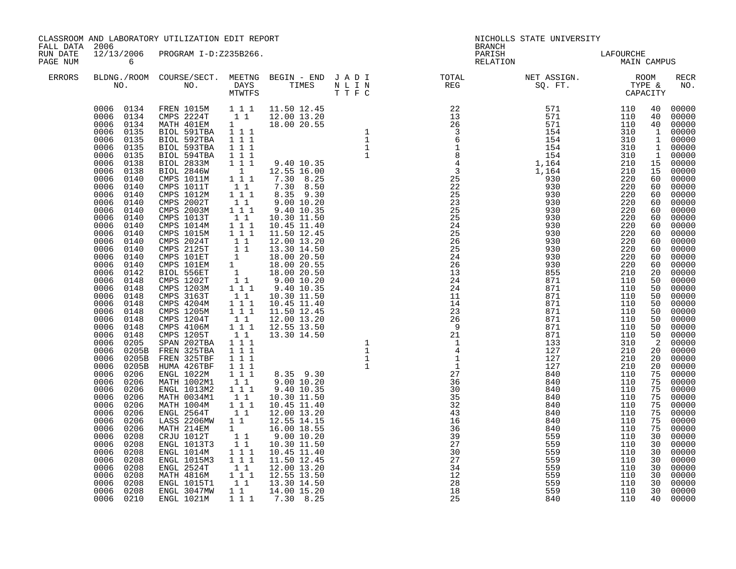CLASSROOM AND LABORATORY UTILIZATION EDIT REPORT
FALL DATA 2006
RUN DATE 12/13/2006 PROGRAM I-D:Z235B266.

NICHOLLS STATE UNIVERSITY
BRANCH
PARISH LAFOURCHE
RELATION MAIN CAMPUS

| ERRORS | BLDNG./ROOM NO. | COURSE/SECT. NO. | MEETNG DAYS MTWTFS | BEGIN - END TIMES | J A D I N L I N T T F C | TOTAL REG | NET ASSIGN. SQ. FT. | ROOM TYPE & CAPACITY | | RECR NO. |
|---|---|---|---|---|---|---|---|---|---|---|
| | 0006 0134 | FREN 1015M | 1 1 1 | 11.50 12.45 | | 22 | 571 | 110 | 40 | 00000 |
| | 0006 0134 | CMPS 2224T | 1 1 | 12.00 13.20 | | 13 | 571 | 110 | 40 | 00000 |
| | 0006 0134 | MATH 401EM | 1 | 18.00 20.55 | | 26 | 571 | 110 | 40 | 00000 |
| | 0006 0135 | BIOL 591TBA | 1 1 1 | | 1 | 3 | 154 | 310 | 1 | 00000 |
| | 0006 0135 | BIOL 592TBA | 1 1 1 | | 1 | 6 | 154 | 310 | 1 | 00000 |
| | 0006 0135 | BIOL 593TBA | 1 1 1 | | 1 | 1 | 154 | 310 | 1 | 00000 |
| | 0006 0135 | BIOL 594TBA | 1 1 1 | | 1 | 8 | 154 | 310 | 1 | 00000 |
| | 0006 0138 | BIOL 2833M | 1 1 1 | 9.40 10.35 | | 4 | 1,164 | 210 | 15 | 00000 |
| | 0006 0138 | BIOL 2846W | 1 | 12.55 16.00 | | 3 | 1,164 | 210 | 15 | 00000 |
| | 0006 0140 | CMPS 1011M | 1 1 1 | 7.30 8.25 | | 25 | 930 | 220 | 60 | 00000 |
| | 0006 0140 | CMPS 1011T | 1 1 | 7.30 8.50 | | 22 | 930 | 220 | 60 | 00000 |
| | 0006 0140 | CMPS 1012M | 1 1 1 | 8.35 9.30 | | 25 | 930 | 220 | 60 | 00000 |
| | 0006 0140 | CMPS 2002T | 1 1 | 9.00 10.20 | | 23 | 930 | 220 | 60 | 00000 |
| | 0006 0140 | CMPS 2003M | 1 1 1 | 9.40 10.35 | | 25 | 930 | 220 | 60 | 00000 |
| | 0006 0140 | CMPS 1013T | 1 1 | 10.30 11.50 | | 25 | 930 | 220 | 60 | 00000 |
| | 0006 0140 | CMPS 1014M | 1 1 1 | 10.45 11.40 | | 24 | 930 | 220 | 60 | 00000 |
| | 0006 0140 | CMPS 1015M | 1 1 1 | 11.50 12.45 | | 25 | 930 | 220 | 60 | 00000 |
| | 0006 0140 | CMPS 2024T | 1 1 | 12.00 13.20 | | 26 | 930 | 220 | 60 | 00000 |
| | 0006 0140 | CMPS 2125T | 1 1 | 13.30 14.50 | | 25 | 930 | 220 | 60 | 00000 |
| | 0006 0140 | CMPS 101ET | 1 | 18.00 20.50 | | 24 | 930 | 220 | 60 | 00000 |
| | 0006 0140 | CMPS 101EM | 1 | 18.00 20.55 | | 26 | 930 | 220 | 60 | 00000 |
| | 0006 0142 | BIOL 556ET | 1 | 18.00 20.50 | | 13 | 855 | 210 | 20 | 00000 |
| | 0006 0148 | CMPS 1202T | 1 1 | 9.00 10.20 | | 24 | 871 | 110 | 50 | 00000 |
| | 0006 0148 | CMPS 1203M | 1 1 1 | 9.40 10.35 | | 24 | 871 | 110 | 50 | 00000 |
| | 0006 0148 | CMPS 3163T | 1 1 | 10.30 11.50 | | 11 | 871 | 110 | 50 | 00000 |
| | 0006 0148 | CMPS 4204M | 1 1 1 | 10.45 11.40 | | 14 | 871 | 110 | 50 | 00000 |
| | 0006 0148 | CMPS 1205M | 1 1 1 | 11.50 12.45 | | 23 | 871 | 110 | 50 | 00000 |
| | 0006 0148 | CMPS 1204T | 1 1 | 12.00 13.20 | | 26 | 871 | 110 | 50 | 00000 |
| | 0006 0148 | CMPS 4106M | 1 1 1 | 12.55 13.50 | | 9 | 871 | 110 | 50 | 00000 |
| | 0006 0148 | CMPS 1205T | 1 1 | 13.30 14.50 | | 21 | 871 | 110 | 50 | 00000 |
| | 0006 0205 | SPAN 202TBA | 1 1 1 | | 1 | 1 | 133 | 310 | 2 | 00000 |
| | 0006 0205B | FREN 325TBA | 1 1 1 | | 1 | 4 | 127 | 210 | 20 | 00000 |
| | 0006 0205B | FREN 325TBF | 1 1 1 | | 1 | 1 | 127 | 210 | 20 | 00000 |
| | 0006 0205B | HUMA 426TBF | 1 1 1 | | 1 | 1 | 127 | 210 | 20 | 00000 |
| | 0006 0206 | ENGL 1022M | 1 1 1 | 8.35 9.30 | | 27 | 840 | 110 | 75 | 00000 |
| | 0006 0206 | MATH 1002M1 | 1 1 | 9.00 10.20 | | 36 | 840 | 110 | 75 | 00000 |
| | 0006 0206 | ENGL 1013M2 | 1 1 1 | 9.40 10.35 | | 30 | 840 | 110 | 75 | 00000 |
| | 0006 0206 | MATH 0034M1 | 1 1 | 10.30 11.50 | | 35 | 840 | 110 | 75 | 00000 |
| | 0006 0206 | MATH 1004M | 1 1 1 | 10.45 11.40 | | 32 | 840 | 110 | 75 | 00000 |
| | 0006 0206 | ENGL 2564T | 1 1 | 12.00 13.20 | | 43 | 840 | 110 | 75 | 00000 |
| | 0006 0206 | LASS 2206MW | 1 1 | 12.55 14.15 | | 16 | 840 | 110 | 75 | 00000 |
| | 0006 0206 | MATH 214EM | 1 | 16.00 18.55 | | 36 | 840 | 110 | 75 | 00000 |
| | 0006 0208 | CRJU 1012T | 1 1 | 9.00 10.20 | | 39 | 559 | 110 | 30 | 00000 |
| | 0006 0208 | ENGL 1013T3 | 1 1 | 10.30 11.50 | | 27 | 559 | 110 | 30 | 00000 |
| | 0006 0208 | ENGL 1014M | 1 1 1 | 10.45 11.40 | | 30 | 559 | 110 | 30 | 00000 |
| | 0006 0208 | ENGL 1015M3 | 1 1 1 | 11.50 12.45 | | 27 | 559 | 110 | 30 | 00000 |
| | 0006 0208 | ENGL 2524T | 1 1 | 12.00 13.20 | | 34 | 559 | 110 | 30 | 00000 |
| | 0006 0208 | MATH 4816M | 1 1 1 | 12.55 13.50 | | 12 | 559 | 110 | 30 | 00000 |
| | 0006 0208 | ENGL 1015T1 | 1 1 | 13.30 14.50 | | 28 | 559 | 110 | 30 | 00000 |
| | 0006 0208 | ENGL 3047MW | 1 1 | 14.00 15.20 | | 18 | 559 | 110 | 30 | 00000 |
| | 0006 0210 | ENGL 1021M | 1 1 1 | 7.30 8.25 | | 25 | 840 | 110 | 40 | 00000 |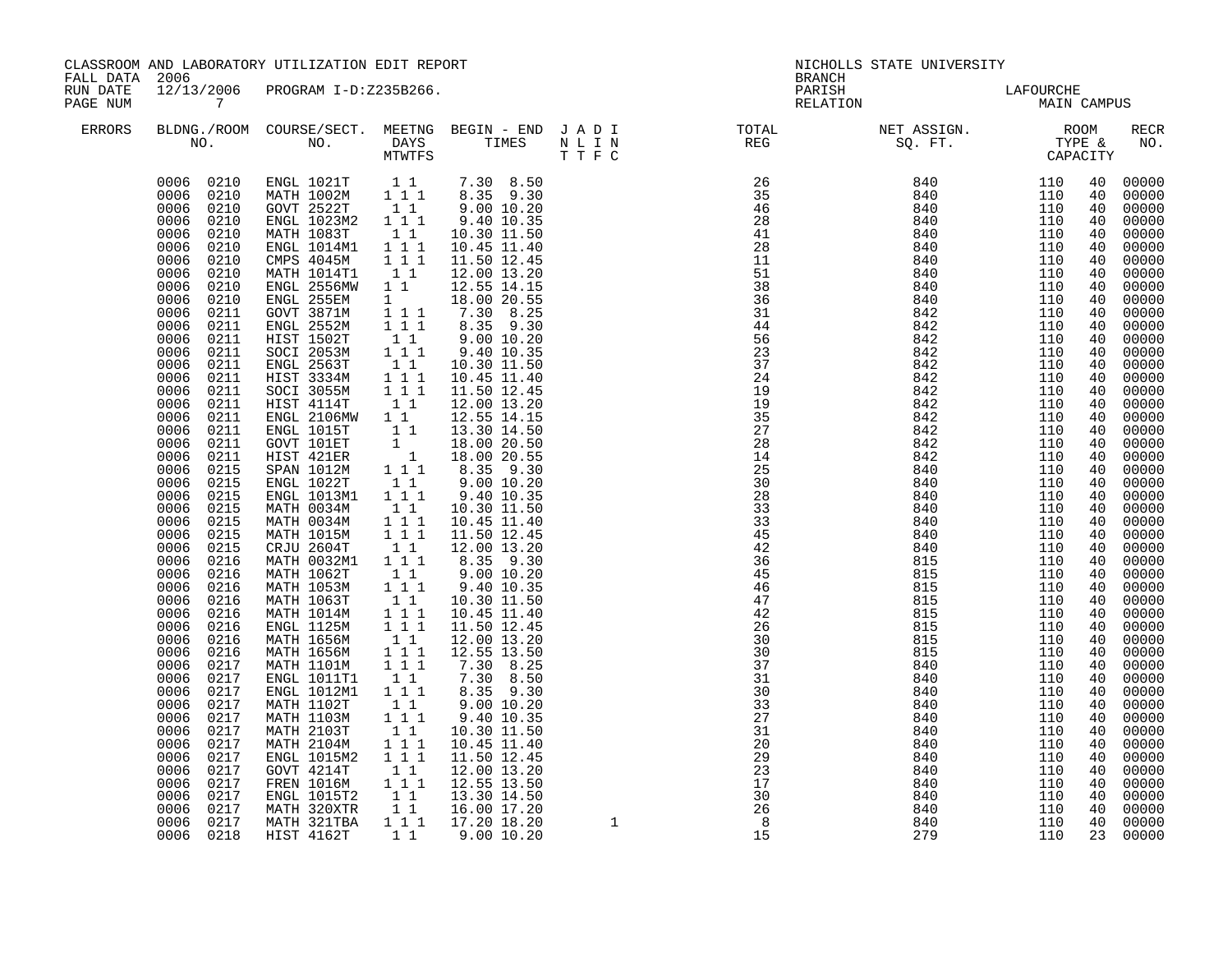CLASSROOM AND LABORATORY UTILIZATION EDIT REPORT
FALL DATA 2006
RUN DATE 12/13/2006 PROGRAM I-D:Z235B266.
PAGE NUM 7

NICHOLLS STATE UNIVERSITY
BRANCH
PARISH LAFOURCHE
RELATION MAIN CAMPUS

| ERRORS | BLDNG./ROOM NO. | COURSE/SECT. NO. | MEETNG DAYS MTWTFS | BEGIN - END TIMES | J A D I N L I N T T F C | TOTAL REG | NET ASSIGN. SQ. FT. | ROOM TYPE & CAPACITY | | RECR NO. |
|---|---|---|---|---|---|---|---|---|---|---|
| | 0006 0210 | ENGL 1021T | 1 1 | 7.30 8.50 | | 26 | 840 | 110 | 40 | 00000 |
| | 0006 0210 | MATH 1002M | 1 1 1 | 8.35 9.30 | | 35 | 840 | 110 | 40 | 00000 |
| | 0006 0210 | GOVT 2522T | 1 1 | 9.00 10.20 | | 46 | 840 | 110 | 40 | 00000 |
| | 0006 0210 | ENGL 1023M2 | 1 1 1 | 9.40 10.35 | | 28 | 840 | 110 | 40 | 00000 |
| | 0006 0210 | MATH 1083T | 1 1 | 10.30 11.50 | | 41 | 840 | 110 | 40 | 00000 |
| | 0006 0210 | ENGL 1014M1 | 1 1 1 | 10.45 11.40 | | 28 | 840 | 110 | 40 | 00000 |
| | 0006 0210 | CMPS 4045M | 1 1 1 | 11.50 12.45 | | 11 | 840 | 110 | 40 | 00000 |
| | 0006 0210 | MATH 1014T1 | 1 1 | 12.00 13.20 | | 51 | 840 | 110 | 40 | 00000 |
| | 0006 0210 | ENGL 2556MW | 1 1 | 12.55 14.15 | | 38 | 840 | 110 | 40 | 00000 |
| | 0006 0210 | ENGL 255EM | 1 | 18.00 20.55 | | 36 | 840 | 110 | 40 | 00000 |
| | 0006 0211 | GOVT 3871M | 1 1 1 | 7.30 8.25 | | 31 | 842 | 110 | 40 | 00000 |
| | 0006 0211 | ENGL 2552M | 1 1 1 | 8.35 9.30 | | 44 | 842 | 110 | 40 | 00000 |
| | 0006 0211 | HIST 1502T | 1 1 | 9.00 10.20 | | 56 | 842 | 110 | 40 | 00000 |
| | 0006 0211 | SOCI 2053M | 1 1 1 | 9.40 10.35 | | 23 | 842 | 110 | 40 | 00000 |
| | 0006 0211 | ENGL 2563T | 1 1 | 10.30 11.50 | | 37 | 842 | 110 | 40 | 00000 |
| | 0006 0211 | HIST 3334M | 1 1 1 | 10.45 11.40 | | 24 | 842 | 110 | 40 | 00000 |
| | 0006 0211 | SOCI 3055M | 1 1 1 | 11.50 12.45 | | 19 | 842 | 110 | 40 | 00000 |
| | 0006 0211 | HIST 4114T | 1 1 | 12.00 13.20 | | 19 | 842 | 110 | 40 | 00000 |
| | 0006 0211 | ENGL 2106MW | 1 1 | 12.55 14.15 | | 35 | 842 | 110 | 40 | 00000 |
| | 0006 0211 | ENGL 1015T | 1 1 | 13.30 14.50 | | 27 | 842 | 110 | 40 | 00000 |
| | 0006 0211 | GOVT 101ET | 1 | 18.00 20.50 | | 28 | 842 | 110 | 40 | 00000 |
| | 0006 0211 | HIST 421ER | 1 | 18.00 20.55 | | 14 | 842 | 110 | 40 | 00000 |
| | 0006 0215 | SPAN 1012M | 1 1 1 | 8.35 9.30 | | 25 | 840 | 110 | 40 | 00000 |
| | 0006 0215 | ENGL 1022T | 1 1 | 9.00 10.20 | | 30 | 840 | 110 | 40 | 00000 |
| | 0006 0215 | ENGL 1013M1 | 1 1 1 | 9.40 10.35 | | 28 | 840 | 110 | 40 | 00000 |
| | 0006 0215 | MATH 0034M | 1 1 | 10.30 11.50 | | 33 | 840 | 110 | 40 | 00000 |
| | 0006 0215 | MATH 0034M | 1 1 1 | 10.45 11.40 | | 33 | 840 | 110 | 40 | 00000 |
| | 0006 0215 | MATH 1015M | 1 1 1 | 11.50 12.45 | | 45 | 840 | 110 | 40 | 00000 |
| | 0006 0215 | CRJU 2604T | 1 1 | 12.00 13.20 | | 42 | 840 | 110 | 40 | 00000 |
| | 0006 0216 | MATH 0032M1 | 1 1 1 | 8.35 9.30 | | 36 | 815 | 110 | 40 | 00000 |
| | 0006 0216 | MATH 1062T | 1 1 | 9.00 10.20 | | 45 | 815 | 110 | 40 | 00000 |
| | 0006 0216 | MATH 1053M | 1 1 1 | 9.40 10.35 | | 46 | 815 | 110 | 40 | 00000 |
| | 0006 0216 | MATH 1063T | 1 1 | 10.30 11.50 | | 47 | 815 | 110 | 40 | 00000 |
| | 0006 0216 | MATH 1014M | 1 1 1 | 10.45 11.40 | | 42 | 815 | 110 | 40 | 00000 |
| | 0006 0216 | ENGL 1125M | 1 1 1 | 11.50 12.45 | | 26 | 815 | 110 | 40 | 00000 |
| | 0006 0216 | MATH 1656M | 1 1 | 12.00 13.20 | | 30 | 815 | 110 | 40 | 00000 |
| | 0006 0216 | MATH 1656M | 1 1 1 | 12.55 13.50 | | 30 | 815 | 110 | 40 | 00000 |
| | 0006 0217 | MATH 1101M | 1 1 1 | 7.30 8.25 | | 37 | 840 | 110 | 40 | 00000 |
| | 0006 0217 | ENGL 1011T1 | 1 1 | 7.30 8.50 | | 31 | 840 | 110 | 40 | 00000 |
| | 0006 0217 | ENGL 1012M1 | 1 1 1 | 8.35 9.30 | | 30 | 840 | 110 | 40 | 00000 |
| | 0006 0217 | MATH 1102T | 1 1 | 9.00 10.20 | | 33 | 840 | 110 | 40 | 00000 |
| | 0006 0217 | MATH 1103M | 1 1 1 | 9.40 10.35 | | 27 | 840 | 110 | 40 | 00000 |
| | 0006 0217 | MATH 2103T | 1 1 | 10.30 11.50 | | 31 | 840 | 110 | 40 | 00000 |
| | 0006 0217 | MATH 2104M | 1 1 1 | 10.45 11.40 | | 20 | 840 | 110 | 40 | 00000 |
| | 0006 0217 | ENGL 1015M2 | 1 1 1 | 11.50 12.45 | | 29 | 840 | 110 | 40 | 00000 |
| | 0006 0217 | GOVT 4214T | 1 1 | 12.00 13.20 | | 23 | 840 | 110 | 40 | 00000 |
| | 0006 0217 | FREN 1016M | 1 1 1 | 12.55 13.50 | | 17 | 840 | 110 | 40 | 00000 |
| | 0006 0217 | ENGL 1015T2 | 1 1 | 13.30 14.50 | | 30 | 840 | 110 | 40 | 00000 |
| | 0006 0217 | MATH 320XTR | 1 1 | 16.00 17.20 | | 26 | 840 | 110 | 40 | 00000 |
| | 0006 0217 | MATH 321TBA | 1 1 1 | 17.20 18.20 | 1 | 8 | 840 | 110 | 40 | 00000 |
| | 0006 0218 | HIST 4162T | 1 1 | 9.00 10.20 | | 15 | 279 | 110 | 23 | 00000 |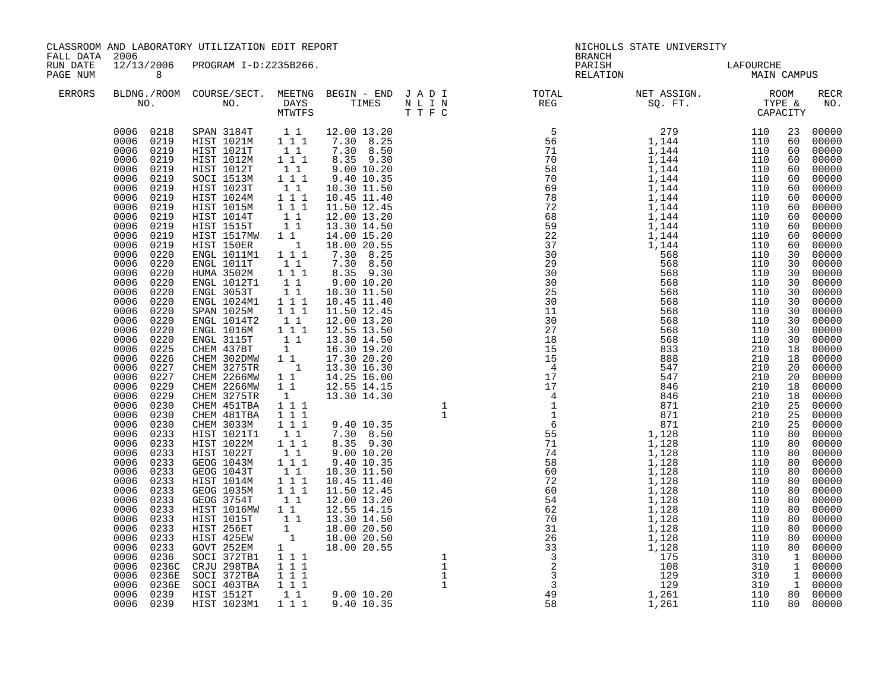CLASSROOM AND LABORATORY UTILIZATION EDIT REPORT
FALL DATA 2006
RUN DATE 12/13/2006 PROGRAM I-D:Z235B266.
PAGE NUM 8

NICHOLLS STATE UNIVERSITY
BRANCH
PARISH LAFOURCHE
RELATION MAIN CAMPUS

| ERRORS | BLDNG./ROOM NO. | COURSE/SECT. NO. | MEETNG DAYS MTWTFS | BEGIN - END TIMES | J A D I N L I N T T F C | TOTAL REG | NET ASSIGN. SQ. FT. | ROOM TYPE & CAPACITY | | RECR NO. |
|---|---|---|---|---|---|---|---|---|---|---|
| | 0006 0218 | SPAN 3184T | 1 1 | 12.00 13.20 | | 5 | 279 | 110 | 23 | 00000 |
| | 0006 0219 | HIST 1021M | 1 1 1 | 7.30 8.25 | | 56 | 1,144 | 110 | 60 | 00000 |
| | 0006 0219 | HIST 1021T | 1 1 | 7.30 8.50 | | 71 | 1,144 | 110 | 60 | 00000 |
| | 0006 0219 | HIST 1012M | 1 1 1 | 8.35 9.30 | | 70 | 1,144 | 110 | 60 | 00000 |
| | 0006 0219 | HIST 1012T | 1 1 | 9.00 10.20 | | 58 | 1,144 | 110 | 60 | 00000 |
| | 0006 0219 | SOCI 1513M | 1 1 1 | 9.40 10.35 | | 70 | 1,144 | 110 | 60 | 00000 |
| | 0006 0219 | HIST 1023T | 1 1 | 10.30 11.50 | | 69 | 1,144 | 110 | 60 | 00000 |
| | 0006 0219 | HIST 1024M | 1 1 1 | 10.45 11.40 | | 78 | 1,144 | 110 | 60 | 00000 |
| | 0006 0219 | HIST 1015M | 1 1 1 | 11.50 12.45 | | 72 | 1,144 | 110 | 60 | 00000 |
| | 0006 0219 | HIST 1014T | 1 1 | 12.00 13.20 | | 68 | 1,144 | 110 | 60 | 00000 |
| | 0006 0219 | HIST 1515T | 1 1 | 13.30 14.50 | | 59 | 1,144 | 110 | 60 | 00000 |
| | 0006 0219 | HIST 1517MW | 1 1 | 14.00 15.20 | | 22 | 1,144 | 110 | 60 | 00000 |
| | 0006 0219 | HIST 150ER | 1 | 18.00 20.55 | | 37 | 1,144 | 110 | 60 | 00000 |
| | 0006 0220 | ENGL 1011M1 | 1 1 1 | 7.30 8.25 | | 30 | 568 | 110 | 30 | 00000 |
| | 0006 0220 | ENGL 1011T | 1 1 | 7.30 8.50 | | 29 | 568 | 110 | 30 | 00000 |
| | 0006 0220 | HUMA 3502M | 1 1 1 | 8.35 9.30 | | 30 | 568 | 110 | 30 | 00000 |
| | 0006 0220 | ENGL 1012T1 | 1 1 | 9.00 10.20 | | 30 | 568 | 110 | 30 | 00000 |
| | 0006 0220 | ENGL 3053T | 1 1 | 10.30 11.50 | | 25 | 568 | 110 | 30 | 00000 |
| | 0006 0220 | ENGL 1024M1 | 1 1 1 | 10.45 11.40 | | 30 | 568 | 110 | 30 | 00000 |
| | 0006 0220 | SPAN 1025M | 1 1 1 | 11.50 12.45 | | 11 | 568 | 110 | 30 | 00000 |
| | 0006 0220 | ENGL 1014T2 | 1 1 | 12.00 13.20 | | 30 | 568 | 110 | 30 | 00000 |
| | 0006 0220 | ENGL 1016M | 1 1 1 | 12.55 13.50 | | 27 | 568 | 110 | 30 | 00000 |
| | 0006 0220 | ENGL 3115T | 1 1 | 13.30 14.50 | | 18 | 568 | 110 | 30 | 00000 |
| | 0006 0225 | CHEM 437BT | 1 | 16.30 19.20 | | 15 | 833 | 210 | 18 | 00000 |
| | 0006 0226 | CHEM 302DMW | 1 1 | 17.30 20.20 | | 15 | 888 | 210 | 18 | 00000 |
| | 0006 0227 | CHEM 3275TR | 1 | 13.30 16.30 | | 4 | 547 | 210 | 20 | 00000 |
| | 0006 0227 | CHEM 2266MW | 1 1 | 14.25 16.00 | | 17 | 547 | 210 | 20 | 00000 |
| | 0006 0229 | CHEM 2266MW | 1 1 | 12.55 14.15 | | 17 | 846 | 210 | 18 | 00000 |
| | 0006 0229 | CHEM 3275TR | 1 | 13.30 14.30 | | 4 | 846 | 210 | 18 | 00000 |
| | 0006 0230 | CHEM 451TBA | 1 1 1 | | 1 | 1 | 871 | 210 | 25 | 00000 |
| | 0006 0230 | CHEM 481TBA | 1 1 1 | | 1 | 1 | 871 | 210 | 25 | 00000 |
| | 0006 0230 | CHEM 3033M | 1 1 1 | 9.40 10.35 | | 6 | 871 | 210 | 25 | 00000 |
| | 0006 0233 | HIST 1021T1 | 1 1 | 7.30 8.50 | | 55 | 1,128 | 110 | 80 | 00000 |
| | 0006 0233 | HIST 1022M | 1 1 1 | 8.35 9.30 | | 71 | 1,128 | 110 | 80 | 00000 |
| | 0006 0233 | HIST 1022T | 1 1 | 9.00 10.20 | | 74 | 1,128 | 110 | 80 | 00000 |
| | 0006 0233 | GEOG 1043M | 1 1 1 | 9.40 10.35 | | 58 | 1,128 | 110 | 80 | 00000 |
| | 0006 0233 | GEOG 1043T | 1 1 | 10.30 11.50 | | 60 | 1,128 | 110 | 80 | 00000 |
| | 0006 0233 | HIST 1014M | 1 1 1 | 10.45 11.40 | | 72 | 1,128 | 110 | 80 | 00000 |
| | 0006 0233 | GEOG 1035M | 1 1 1 | 11.50 12.45 | | 60 | 1,128 | 110 | 80 | 00000 |
| | 0006 0233 | GEOG 3754T | 1 1 | 12.00 13.20 | | 54 | 1,128 | 110 | 80 | 00000 |
| | 0006 0233 | HIST 1016MW | 1 1 | 12.55 14.15 | | 62 | 1,128 | 110 | 80 | 00000 |
| | 0006 0233 | HIST 1015T | 1 1 | 13.30 14.50 | | 70 | 1,128 | 110 | 80 | 00000 |
| | 0006 0233 | HIST 256ET | 1 | 18.00 20.50 | | 31 | 1,128 | 110 | 80 | 00000 |
| | 0006 0233 | HIST 425EW | 1 | 18.00 20.50 | | 26 | 1,128 | 110 | 80 | 00000 |
| | 0006 0233 | GOVT 252EM | 1 | 18.00 20.55 | | 33 | 1,128 | 110 | 80 | 00000 |
| | 0006 0236 | SOCI 372TB1 | 1 1 1 | | 1 | 3 | 175 | 310 | 1 | 00000 |
| | 0006 0236C | CRJU 298TBA | 1 1 1 | | 1 | 2 | 108 | 310 | 1 | 00000 |
| | 0006 0236E | SOCI 372TBA | 1 1 1 | | 1 | 3 | 129 | 310 | 1 | 00000 |
| | 0006 0236E | SOCI 403TBA | 1 1 1 | | 1 | 3 | 129 | 310 | 1 | 00000 |
| | 0006 0239 | HIST 1512T | 1 1 | 9.00 10.20 | | 49 | 1,261 | 110 | 80 | 00000 |
| | 0006 0239 | HIST 1023M1 | 1 1 1 | 9.40 10.35 | | 58 | 1,261 | 110 | 80 | 00000 |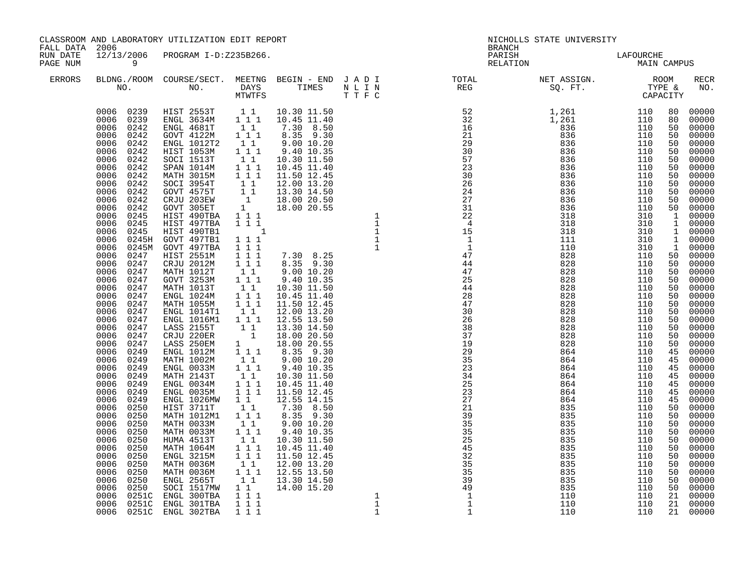CLASSROOM AND LABORATORY UTILIZATION EDIT REPORT
FALL DATA 2006
RUN DATE 12/13/2006 PROGRAM I-D:Z235B266.

NICHOLLS STATE UNIVERSITY
BRANCH
PARISH LAFOURCHE
RELATION MAIN CAMPUS

| ERRORS | BLDNG./ROOM NO. | COURSE/SECT. NO. | MEETNG DAYS MTWTFS | BEGIN - END TIMES | J A D I N L I N T T F C | TOTAL REG | NET ASSIGN. SQ. FT. | ROOM TYPE & CAPACITY | | RECR NO. |
|---|---|---|---|---|---|---|---|---|---|---|
| | 0006 0239 | HIST 2553T | 1 1 | 10.30 11.50 | | 52 | 1,261 | 110 | 80 | 00000 |
| | 0006 0239 | ENGL 3634M | 1 1 1 | 10.45 11.40 | | 32 | 1,261 | 110 | 80 | 00000 |
| | 0006 0242 | ENGL 4681T | 1 1 | 7.30 8.50 | | 16 | 836 | 110 | 50 | 00000 |
| | 0006 0242 | GOVT 4122M | 1 1 1 | 8.35 9.30 | | 21 | 836 | 110 | 50 | 00000 |
| | 0006 0242 | ENGL 1012T2 | 1 1 | 9.00 10.20 | | 29 | 836 | 110 | 50 | 00000 |
| | 0006 0242 | HIST 1053M | 1 1 1 | 9.40 10.35 | | 30 | 836 | 110 | 50 | 00000 |
| | 0006 0242 | SOCI 1513T | 1 1 | 10.30 11.50 | | 57 | 836 | 110 | 50 | 00000 |
| | 0006 0242 | SPAN 1014M | 1 1 1 | 10.45 11.40 | | 23 | 836 | 110 | 50 | 00000 |
| | 0006 0242 | MATH 3015M | 1 1 1 | 11.50 12.45 | | 30 | 836 | 110 | 50 | 00000 |
| | 0006 0242 | SOCI 3954T | 1 1 | 12.00 13.20 | | 26 | 836 | 110 | 50 | 00000 |
| | 0006 0242 | GOVT 4575T | 1 1 | 13.30 14.50 | | 24 | 836 | 110 | 50 | 00000 |
| | 0006 0242 | CRJU 203EW | 1 | 18.00 20.50 | | 27 | 836 | 110 | 50 | 00000 |
| | 0006 0242 | GOVT 305ET | 1 | 18.00 20.55 | | 31 | 836 | 110 | 50 | 00000 |
| | 0006 0245 | HIST 490TBA | 1 1 1 | | 1 | 22 | 318 | 310 | 1 | 00000 |
| | 0006 0245 | HIST 497TBA | 1 1 1 | | 1 | 4 | 318 | 310 | 1 | 00000 |
| | 0006 0245 | HIST 490TB1 | 1 | | 1 | 15 | 318 | 310 | 1 | 00000 |
| | 0006 0245H | GOVT 497TB1 | 1 1 1 | | 1 | 1 | 111 | 310 | 1 | 00000 |
| | 0006 0245M | GOVT 497TBA | 1 1 1 | | 1 | 1 | 110 | 310 | 1 | 00000 |
| | 0006 0247 | HIST 2551M | 1 1 1 | 7.30 8.25 | | 47 | 828 | 110 | 50 | 00000 |
| | 0006 0247 | CRJU 2012M | 1 1 1 | 8.35 9.30 | | 44 | 828 | 110 | 50 | 00000 |
| | 0006 0247 | MATH 1012T | 1 1 | 9.00 10.20 | | 47 | 828 | 110 | 50 | 00000 |
| | 0006 0247 | GOVT 3253M | 1 1 1 | 9.40 10.35 | | 25 | 828 | 110 | 50 | 00000 |
| | 0006 0247 | MATH 1013T | 1 1 | 10.30 11.50 | | 44 | 828 | 110 | 50 | 00000 |
| | 0006 0247 | ENGL 1024M | 1 1 1 | 10.45 11.40 | | 28 | 828 | 110 | 50 | 00000 |
| | 0006 0247 | MATH 1055M | 1 1 1 | 11.50 12.45 | | 47 | 828 | 110 | 50 | 00000 |
| | 0006 0247 | ENGL 1014T1 | 1 1 | 12.00 13.20 | | 30 | 828 | 110 | 50 | 00000 |
| | 0006 0247 | ENGL 1016M1 | 1 1 1 | 12.55 13.50 | | 26 | 828 | 110 | 50 | 00000 |
| | 0006 0247 | LASS 2155T | 1 1 | 13.30 14.50 | | 38 | 828 | 110 | 50 | 00000 |
| | 0006 0247 | CRJU 220ER | 1 | 18.00 20.50 | | 37 | 828 | 110 | 50 | 00000 |
| | 0006 0247 | LASS 250EM | 1 | 18.00 20.55 | | 19 | 828 | 110 | 50 | 00000 |
| | 0006 0249 | ENGL 1012M | 1 1 1 | 8.35 9.30 | | 29 | 864 | 110 | 45 | 00000 |
| | 0006 0249 | MATH 1002M | 1 1 | 9.00 10.20 | | 35 | 864 | 110 | 45 | 00000 |
| | 0006 0249 | ENGL 0033M | 1 1 1 | 9.40 10.35 | | 23 | 864 | 110 | 45 | 00000 |
| | 0006 0249 | MATH 2143T | 1 1 | 10.30 11.50 | | 34 | 864 | 110 | 45 | 00000 |
| | 0006 0249 | ENGL 0034M | 1 1 1 | 10.45 11.40 | | 25 | 864 | 110 | 45 | 00000 |
| | 0006 0249 | ENGL 0035M | 1 1 1 | 11.50 12.45 | | 23 | 864 | 110 | 45 | 00000 |
| | 0006 0249 | ENGL 1026MW | 1 1 | 12.55 14.15 | | 27 | 864 | 110 | 45 | 00000 |
| | 0006 0250 | HIST 3711T | 1 1 | 7.30 8.50 | | 21 | 835 | 110 | 50 | 00000 |
| | 0006 0250 | MATH 1012M1 | 1 1 1 | 8.35 9.30 | | 39 | 835 | 110 | 50 | 00000 |
| | 0006 0250 | MATH 0033M | 1 1 | 9.00 10.20 | | 35 | 835 | 110 | 50 | 00000 |
| | 0006 0250 | MATH 0033M | 1 1 1 | 9.40 10.35 | | 35 | 835 | 110 | 50 | 00000 |
| | 0006 0250 | HUMA 4513T | 1 1 | 10.30 11.50 | | 25 | 835 | 110 | 50 | 00000 |
| | 0006 0250 | MATH 1064M | 1 1 1 | 10.45 11.40 | | 45 | 835 | 110 | 50 | 00000 |
| | 0006 0250 | ENGL 3215M | 1 1 1 | 11.50 12.45 | | 32 | 835 | 110 | 50 | 00000 |
| | 0006 0250 | MATH 0036M | 1 1 | 12.00 13.20 | | 35 | 835 | 110 | 50 | 00000 |
| | 0006 0250 | MATH 0036M | 1 1 1 | 12.55 13.50 | | 35 | 835 | 110 | 50 | 00000 |
| | 0006 0250 | ENGL 2565T | 1 1 | 13.30 14.50 | | 39 | 835 | 110 | 50 | 00000 |
| | 0006 0250 | SOCI 1517MW | 1 1 | 14.00 15.20 | | 49 | 835 | 110 | 50 | 00000 |
| | 0006 0251C | ENGL 300TBA | 1 1 1 | | 1 | 1 | 110 | 110 | 21 | 00000 |
| | 0006 0251C | ENGL 301TBA | 1 1 1 | | 1 | 1 | 110 | 110 | 21 | 00000 |
| | 0006 0251C | ENGL 302TBA | 1 1 1 | | 1 | 1 | 110 | 110 | 21 | 00000 |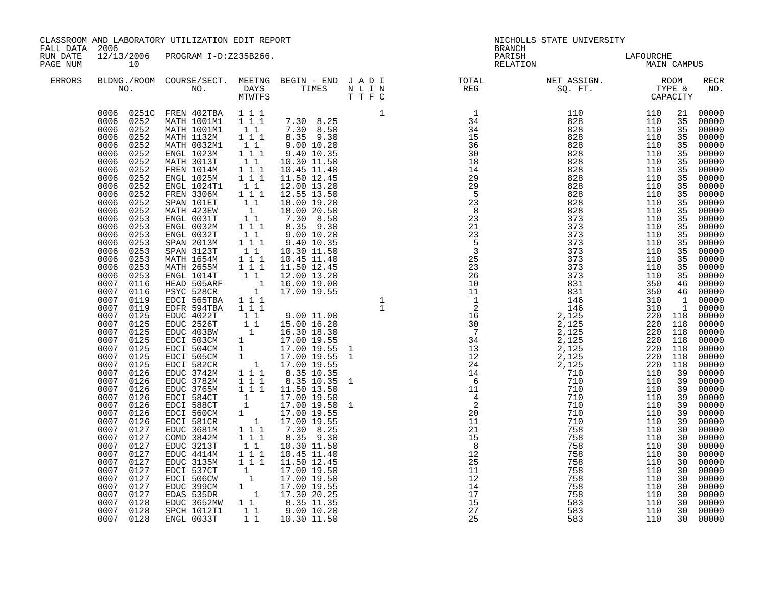CLASSROOM AND LABORATORY UTILIZATION EDIT REPORT
FALL DATA 2006
RUN DATE 12/13/2006 PROGRAM I-D:Z235B266.

NICHOLLS STATE UNIVERSITY
BRANCH
PARISH LAFOURCHE
RELATION MAIN CAMPUS

| ERRORS | BLDG. NO. | ROOM NO. | COURSE/SECT. NO. | MEETNG DAYS MTWTFS | BEGIN TIME | END TIME | J NT | A LT | D IF | I NC | TOTAL REG | NET ASSIGN. SQ. FT. | ROOM TYPE | CAPACITY | RECR NO. |
|---|---|---|---|---|---|---|---|---|---|---|---|---|---|---|---|
| | 0006 | 0251C | FREN 402TBA | 1 1 1 | | | | | | 1 | 1 | 110 | 110 | 21 | 00000 |
| | 0006 | 0252 | MATH 1001M1 | 1 1 1 | 7.30 | 8.25 | | | | | 34 | 828 | 110 | 35 | 00000 |
| | 0006 | 0252 | MATH 1001M1 | 1 1 | 7.30 | 8.50 | | | | | 34 | 828 | 110 | 35 | 00000 |
| | 0006 | 0252 | MATH 1132M | 1 1 1 | 8.35 | 9.30 | | | | | 15 | 828 | 110 | 35 | 00000 |
| | 0006 | 0252 | MATH 0032M1 | 1 1 | 9.00 | 10.20 | | | | | 36 | 828 | 110 | 35 | 00000 |
| | 0006 | 0252 | ENGL 1023M | 1 1 1 | 9.40 | 10.35 | | | | | 30 | 828 | 110 | 35 | 00000 |
| | 0006 | 0252 | MATH 3013T | 1 1 | 10.30 | 11.50 | | | | | 18 | 828 | 110 | 35 | 00000 |
| | 0006 | 0252 | FREN 1014M | 1 1 1 | 10.45 | 11.40 | | | | | 14 | 828 | 110 | 35 | 00000 |
| | 0006 | 0252 | ENGL 1025M | 1 1 1 | 11.50 | 12.45 | | | | | 29 | 828 | 110 | 35 | 00000 |
| | 0006 | 0252 | ENGL 1024T1 | 1 1 | 12.00 | 13.20 | | | | | 29 | 828 | 110 | 35 | 00000 |
| | 0006 | 0252 | FREN 3306M | 1 1 1 | 12.55 | 13.50 | | | | | 5 | 828 | 110 | 35 | 00000 |
| | 0006 | 0252 | SPAN 101ET | 1 1 | 18.00 | 19.20 | | | | | 23 | 828 | 110 | 35 | 00000 |
| | 0006 | 0252 | MATH 423EW | 1 | 18.00 | 20.50 | | | | | 8 | 828 | 110 | 35 | 00000 |
| | 0006 | 0253 | ENGL 0031T | 1 1 | 7.30 | 8.50 | | | | | 23 | 373 | 110 | 35 | 00000 |
| | 0006 | 0253 | ENGL 0032M | 1 1 1 | 8.35 | 9.30 | | | | | 21 | 373 | 110 | 35 | 00000 |
| | 0006 | 0253 | ENGL 0032T | 1 1 | 9.00 | 10.20 | | | | | 23 | 373 | 110 | 35 | 00000 |
| | 0006 | 0253 | SPAN 2013M | 1 1 1 | 9.40 | 10.35 | | | | | 5 | 373 | 110 | 35 | 00000 |
| | 0006 | 0253 | SPAN 3123T | 1 1 | 10.30 | 11.50 | | | | | 3 | 373 | 110 | 35 | 00000 |
| | 0006 | 0253 | MATH 1654M | 1 1 1 | 10.45 | 11.40 | | | | | 25 | 373 | 110 | 35 | 00000 |
| | 0006 | 0253 | MATH 2655M | 1 1 1 | 11.50 | 12.45 | | | | | 23 | 373 | 110 | 35 | 00000 |
| | 0006 | 0253 | ENGL 1014T | 1 1 | 12.00 | 13.20 | | | | | 26 | 373 | 110 | 35 | 00000 |
| | 0007 | 0116 | HEAD 505ARF | 1 | 16.00 | 19.00 | | | | | 10 | 831 | 350 | 46 | 00000 |
| | 0007 | 0116 | PSYC 528CR | 1 | 17.00 | 19.55 | | | | | 11 | 831 | 350 | 46 | 00000 |
| | 0007 | 0119 | EDCI 565TBA | 1 1 1 | | | | | | 1 | 1 | 146 | 310 | 1 | 00000 |
| | 0007 | 0119 | EDFR 594TBA | 1 1 1 | | | | | | 1 | 2 | 146 | 310 | 1 | 00000 |
| | 0007 | 0125 | EDUC 4022T | 1 1 | 9.00 | 11.00 | | | | | 16 | 2,125 | 220 | 118 | 00000 |
| | 0007 | 0125 | EDUC 2526T | 1 1 | 15.00 | 16.20 | | | | | 30 | 2,125 | 220 | 118 | 00000 |
| | 0007 | 0125 | EDUC 403BW | 1 | 16.30 | 18.30 | | | | | 7 | 2,125 | 220 | 118 | 00000 |
| | 0007 | 0125 | EDCI 503CM | 1 | 17.00 | 19.55 | | | | | 34 | 2,125 | 220 | 118 | 00000 |
| | 0007 | 0125 | EDCI 504CM | 1 | 17.00 | 19.55 | 1 | | | | 13 | 2,125 | 220 | 118 | 00000 |
| | 0007 | 0125 | EDCI 505CM | 1 | 17.00 | 19.55 | 1 | | | | 12 | 2,125 | 220 | 118 | 00000 |
| | 0007 | 0125 | EDCI 582CR | 1 | 17.00 | 19.55 | | | | | 24 | 2,125 | 220 | 118 | 00000 |
| | 0007 | 0126 | EDUC 3742M | 1 1 1 | 8.35 | 10.35 | | | | | 14 | 710 | 110 | 39 | 00000 |
| | 0007 | 0126 | EDUC 3782M | 1 1 1 | 8.35 | 10.35 | 1 | | | | 6 | 710 | 110 | 39 | 00000 |
| | 0007 | 0126 | EDUC 3765M | 1 1 1 | 11.50 | 13.50 | | | | | 11 | 710 | 110 | 39 | 00000 |
| | 0007 | 0126 | EDCI 584CT | 1 | 17.00 | 19.50 | | | | | 4 | 710 | 110 | 39 | 00000 |
| | 0007 | 0126 | EDCI 588CT | 1 | 17.00 | 19.50 | 1 | | | | 2 | 710 | 110 | 39 | 00000 |
| | 0007 | 0126 | EDCI 560CM | 1 | 17.00 | 19.55 | | | | | 20 | 710 | 110 | 39 | 00000 |
| | 0007 | 0126 | EDCI 581CR | 1 | 17.00 | 19.55 | | | | | 11 | 710 | 110 | 39 | 00000 |
| | 0007 | 0127 | EDUC 3681M | 1 1 1 | 7.30 | 8.25 | | | | | 21 | 758 | 110 | 30 | 00000 |
| | 0007 | 0127 | COMD 3842M | 1 1 1 | 8.35 | 9.30 | | | | | 15 | 758 | 110 | 30 | 00000 |
| | 0007 | 0127 | EDUC 3213T | 1 1 | 10.30 | 11.50 | | | | | 8 | 758 | 110 | 30 | 00000 |
| | 0007 | 0127 | EDUC 4414M | 1 1 1 | 10.45 | 11.40 | | | | | 12 | 758 | 110 | 30 | 00000 |
| | 0007 | 0127 | EDUC 3135M | 1 1 1 | 11.50 | 12.45 | | | | | 25 | 758 | 110 | 30 | 00000 |
| | 0007 | 0127 | EDCI 537CT | 1 | 17.00 | 19.50 | | | | | 11 | 758 | 110 | 30 | 00000 |
| | 0007 | 0127 | EDCI 506CW | 1 | 17.00 | 19.50 | | | | | 12 | 758 | 110 | 30 | 00000 |
| | 0007 | 0127 | EDUC 399CM | 1 | 17.00 | 19.55 | | | | | 14 | 758 | 110 | 30 | 00000 |
| | 0007 | 0127 | EDAS 535DR | 1 | 17.30 | 20.25 | | | | | 17 | 758 | 110 | 30 | 00000 |
| | 0007 | 0128 | EDUC 3652MW | 1 1 | 8.35 | 11.35 | | | | | 15 | 583 | 110 | 30 | 00000 |
| | 0007 | 0128 | SPCH 1012T1 | 1 1 | 9.00 | 10.20 | | | | | 27 | 583 | 110 | 30 | 00000 |
| | 0007 | 0128 | ENGL 0033T | 1 1 | 10.30 | 11.50 | | | | | 25 | 583 | 110 | 30 | 00000 |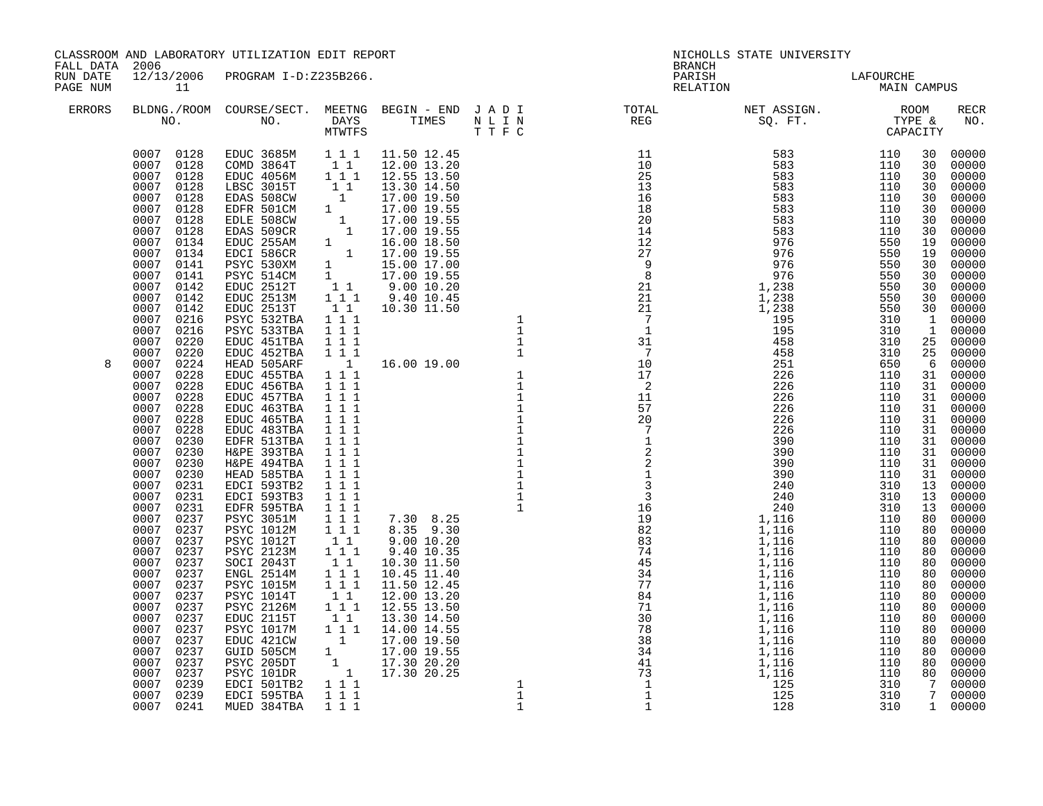CLASSROOM AND LABORATORY UTILIZATION EDIT REPORT
FALL DATA 2006
RUN DATE 12/13/2006 PROGRAM I-D:Z235B266.
PAGE NUM 11

NICHOLLS STATE UNIVERSITY
BRANCH
PARISH LAFOURCHE
RELATION MAIN CAMPUS

| ERRORS | BLDNG./ROOM NO. | COURSE/SECT. NO. | MEETNG DAYS MTWTFS | BEGIN - END TIMES | J A D I N L I N T T F C | TOTAL REG | NET ASSIGN. SQ. FT. | ROOM TYPE & CAPACITY | | RECR NO. |
|---|---|---|---|---|---|---|---|---|---|---|
| | 0007 0128 | EDUC 3685M | 1 1 1 | 11.50 12.45 | | 11 | 583 | 110 | 30 | 00000 |
| | 0007 0128 | COMD 3864T | 1 1 | 12.00 13.20 | | 10 | 583 | 110 | 30 | 00000 |
| | 0007 0128 | EDUC 4056M | 1 1 1 | 12.55 13.50 | | 25 | 583 | 110 | 30 | 00000 |
| | 0007 0128 | LBSC 3015T | 1 1 | 13.30 14.50 | | 13 | 583 | 110 | 30 | 00000 |
| | 0007 0128 | EDAS 508CW | 1 | 17.00 19.50 | | 16 | 583 | 110 | 30 | 00000 |
| | 0007 0128 | EDFR 501CM | 1 | 17.00 19.55 | | 18 | 583 | 110 | 30 | 00000 |
| | 0007 0128 | EDLE 508CW | 1 | 17.00 19.55 | | 20 | 583 | 110 | 30 | 00000 |
| | 0007 0128 | EDAS 509CR | 1 | 17.00 19.55 | | 14 | 583 | 110 | 30 | 00000 |
| | 0007 0134 | EDUC 255AM | 1 | 16.00 18.50 | | 12 | 976 | 550 | 19 | 00000 |
| | 0007 0134 | EDCI 586CR | 1 | 17.00 19.55 | | 27 | 976 | 550 | 19 | 00000 |
| | 0007 0141 | PSYC 530XM | 1 | 15.00 17.00 | | 9 | 976 | 550 | 30 | 00000 |
| | 0007 0141 | PSYC 514CM | 1 | 17.00 19.55 | | 8 | 976 | 550 | 30 | 00000 |
| | 0007 0142 | EDUC 2512T | 1 1 | 9.00 10.20 | | 21 | 1,238 | 550 | 30 | 00000 |
| | 0007 0142 | EDUC 2513M | 1 1 1 | 9.40 10.45 | | 21 | 1,238 | 550 | 30 | 00000 |
| | 0007 0142 | EDUC 2513T | 1 1 | 10.30 11.50 | | 21 | 1,238 | 550 | 30 | 00000 |
| | 0007 0216 | PSYC 532TBA | 1 1 1 | | 1 | 7 | 195 | 310 | 1 | 00000 |
| | 0007 0216 | PSYC 533TBA | 1 1 1 | | 1 | 1 | 195 | 310 | 1 | 00000 |
| | 0007 0220 | EDUC 451TBA | 1 1 1 | | 1 | 31 | 458 | 310 | 25 | 00000 |
| | 0007 0220 | EDUC 452TBA | 1 1 1 | | 1 | 7 | 458 | 310 | 25 | 00000 |
| 8 | 0007 0224 | HEAD 505ARF | 1 | 16.00 19.00 | | 10 | 251 | 650 | 6 | 00000 |
| | 0007 0228 | EDUC 455TBA | 1 1 1 | | 1 | 17 | 226 | 110 | 31 | 00000 |
| | 0007 0228 | EDUC 456TBA | 1 1 1 | | 1 | 2 | 226 | 110 | 31 | 00000 |
| | 0007 0228 | EDUC 457TBA | 1 1 1 | | 1 | 11 | 226 | 110 | 31 | 00000 |
| | 0007 0228 | EDUC 463TBA | 1 1 1 | | 1 | 57 | 226 | 110 | 31 | 00000 |
| | 0007 0228 | EDUC 465TBA | 1 1 1 | | 1 | 20 | 226 | 110 | 31 | 00000 |
| | 0007 0228 | EDUC 483TBA | 1 1 1 | | 1 | 7 | 226 | 110 | 31 | 00000 |
| | 0007 0230 | EDFR 513TBA | 1 1 1 | | 1 | 1 | 390 | 110 | 31 | 00000 |
| | 0007 0230 | H&PE 393TBA | 1 1 1 | | 1 | 2 | 390 | 110 | 31 | 00000 |
| | 0007 0230 | H&PE 494TBA | 1 1 1 | | 1 | 2 | 390 | 110 | 31 | 00000 |
| | 0007 0230 | HEAD 585TBA | 1 1 1 | | 1 | 1 | 390 | 110 | 31 | 00000 |
| | 0007 0231 | EDCI 593TB2 | 1 1 1 | | 1 | 3 | 240 | 310 | 13 | 00000 |
| | 0007 0231 | EDCI 593TB3 | 1 1 1 | | 1 | 3 | 240 | 310 | 13 | 00000 |
| | 0007 0231 | EDFR 595TBA | 1 1 1 | | 1 | 16 | 240 | 310 | 13 | 00000 |
| | 0007 0237 | PSYC 3051M | 1 1 1 | 7.30 8.25 | | 19 | 1,116 | 110 | 80 | 00000 |
| | 0007 0237 | PSYC 1012M | 1 1 1 | 8.35 9.30 | | 82 | 1,116 | 110 | 80 | 00000 |
| | 0007 0237 | PSYC 1012T | 1 1 | 9.00 10.20 | | 83 | 1,116 | 110 | 80 | 00000 |
| | 0007 0237 | PSYC 2123M | 1 1 1 | 9.40 10.35 | | 74 | 1,116 | 110 | 80 | 00000 |
| | 0007 0237 | SOCI 2043T | 1 1 | 10.30 11.50 | | 45 | 1,116 | 110 | 80 | 00000 |
| | 0007 0237 | ENGL 2514M | 1 1 1 | 10.45 11.40 | | 34 | 1,116 | 110 | 80 | 00000 |
| | 0007 0237 | PSYC 1015M | 1 1 1 | 11.50 12.45 | | 77 | 1,116 | 110 | 80 | 00000 |
| | 0007 0237 | PSYC 1014T | 1 1 | 12.00 13.20 | | 84 | 1,116 | 110 | 80 | 00000 |
| | 0007 0237 | PSYC 2126M | 1 1 1 | 12.55 13.50 | | 71 | 1,116 | 110 | 80 | 00000 |
| | 0007 0237 | EDUC 2115T | 1 1 | 13.30 14.50 | | 30 | 1,116 | 110 | 80 | 00000 |
| | 0007 0237 | PSYC 1017M | 1 1 1 | 14.00 14.55 | | 78 | 1,116 | 110 | 80 | 00000 |
| | 0007 0237 | EDUC 421CW | 1 | 17.00 19.50 | | 38 | 1,116 | 110 | 80 | 00000 |
| | 0007 0237 | GUID 505CM | 1 | 17.00 19.55 | | 34 | 1,116 | 110 | 80 | 00000 |
| | 0007 0237 | PSYC 205DT | 1 | 17.30 20.20 | | 41 | 1,116 | 110 | 80 | 00000 |
| | 0007 0237 | PSYC 101DR | 1 | 17.30 20.25 | | 73 | 1,116 | 110 | 80 | 00000 |
| | 0007 0239 | EDCI 501TB2 | 1 1 1 | | 1 | 1 | 125 | 310 | 7 | 00000 |
| | 0007 0239 | EDCI 595TBA | 1 1 1 | | 1 | 1 | 125 | 310 | 7 | 00000 |
| | 0007 0241 | MUED 384TBA | 1 1 1 | | 1 | 1 | 128 | 310 | 1 | 00000 |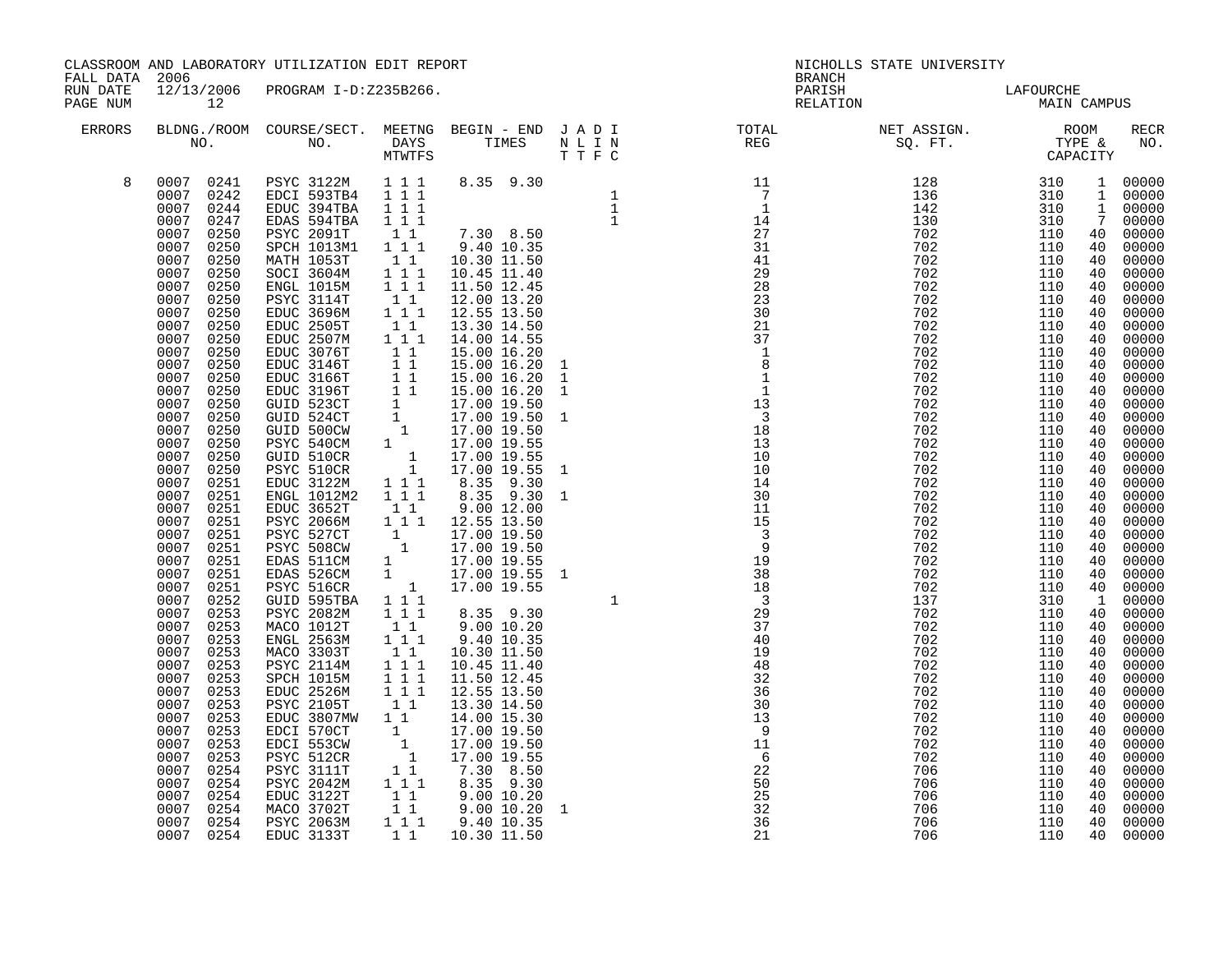CLASSROOM AND LABORATORY UTILIZATION EDIT REPORT
FALL DATA 2006
RUN DATE 12/13/2006 PROGRAM I-D:Z235B266.
PAGE NUM 12

NICHOLLS STATE UNIVERSITY
BRANCH
PARISH LAFOURCHE
RELATION MAIN CAMPUS

| ERRORS | BLDNG./ROOM NO. | COURSE/SECT. NO. | MEETNG DAYS MTWTFS | BEGIN - END TIMES | J A D I N L I N T T F C | TOTAL REG | NET ASSIGN. SQ. FT. | ROOM TYPE & CAPACITY | RECR NO. |
|---|---|---|---|---|---|---|---|---|---|
| 8 | 0007 0241 | PSYC 3122M | 1 1 1 | 8.35 9.30 | | 11 | 128 | 310 1 | 00000 |
| | 0007 0242 | EDCI 593TB4 | 1 1 1 | | 1 | 7 | 136 | 310 1 | 00000 |
| | 0007 0244 | EDUC 394TBA | 1 1 1 | | 1 | 1 | 142 | 310 1 | 00000 |
| | 0007 0247 | EDAS 594TBA | 1 1 1 | | 1 | 14 | 130 | 310 7 | 00000 |
| | 0007 0250 | PSYC 2091T | 1 1 | 7.30 8.50 | | 27 | 702 | 110 40 | 00000 |
| | 0007 0250 | SPCH 1013M1 | 1 1 1 | 9.40 10.35 | | 31 | 702 | 110 40 | 00000 |
| | 0007 0250 | MATH 1053T | 1 1 | 10.30 11.50 | | 41 | 702 | 110 40 | 00000 |
| | 0007 0250 | SOCI 3604M | 1 1 1 | 10.45 11.40 | | 29 | 702 | 110 40 | 00000 |
| | 0007 0250 | ENGL 1015M | 1 1 1 | 11.50 12.45 | | 28 | 702 | 110 40 | 00000 |
| | 0007 0250 | PSYC 3114T | 1 1 | 12.00 13.20 | | 23 | 702 | 110 40 | 00000 |
| | 0007 0250 | EDUC 3696M | 1 1 1 | 12.55 13.50 | | 30 | 702 | 110 40 | 00000 |
| | 0007 0250 | EDUC 2505T | 1 1 | 13.30 14.50 | | 21 | 702 | 110 40 | 00000 |
| | 0007 0250 | EDUC 2507M | 1 1 1 | 14.00 14.55 | | 37 | 702 | 110 40 | 00000 |
| | 0007 0250 | EDUC 3076T | 1 1 | 15.00 16.20 | | 1 | 702 | 110 40 | 00000 |
| | 0007 0250 | EDUC 3146T | 1 1 | 15.00 16.20 | 1 | 8 | 702 | 110 40 | 00000 |
| | 0007 0250 | EDUC 3166T | 1 1 | 15.00 16.20 | 1 | 1 | 702 | 110 40 | 00000 |
| | 0007 0250 | EDUC 3196T | 1 1 | 15.00 16.20 | 1 | 1 | 702 | 110 40 | 00000 |
| | 0007 0250 | GUID 523CT | 1 | 17.00 19.50 | | 13 | 702 | 110 40 | 00000 |
| | 0007 0250 | GUID 524CT | 1 | 17.00 19.50 | 1 | 3 | 702 | 110 40 | 00000 |
| | 0007 0250 | GUID 500CW | 1 | 17.00 19.50 | | 18 | 702 | 110 40 | 00000 |
| | 0007 0250 | PSYC 540CM | 1 | 17.00 19.55 | | 13 | 702 | 110 40 | 00000 |
| | 0007 0250 | GUID 510CR | 1 | 17.00 19.55 | | 10 | 702 | 110 40 | 00000 |
| | 0007 0250 | PSYC 510CR | 1 | 17.00 19.55 | 1 | 10 | 702 | 110 40 | 00000 |
| | 0007 0251 | EDUC 3122M | 1 1 1 | 8.35 9.30 | | 14 | 702 | 110 40 | 00000 |
| | 0007 0251 | ENGL 1012M2 | 1 1 1 | 8.35 9.30 | 1 | 30 | 702 | 110 40 | 00000 |
| | 0007 0251 | EDUC 3652T | 1 1 | 9.00 12.00 | | 11 | 702 | 110 40 | 00000 |
| | 0007 0251 | PSYC 2066M | 1 1 1 | 12.55 13.50 | | 15 | 702 | 110 40 | 00000 |
| | 0007 0251 | PSYC 527CT | 1 | 17.00 19.50 | | 3 | 702 | 110 40 | 00000 |
| | 0007 0251 | PSYC 508CW | 1 | 17.00 19.50 | | 9 | 702 | 110 40 | 00000 |
| | 0007 0251 | EDAS 511CM | 1 | 17.00 19.55 | | 19 | 702 | 110 40 | 00000 |
| | 0007 0251 | EDAS 526CM | 1 | 17.00 19.55 | 1 | 38 | 702 | 110 40 | 00000 |
| | 0007 0251 | PSYC 516CR | 1 | 17.00 19.55 | | 18 | 702 | 110 40 | 00000 |
| | 0007 0252 | GUID 595TBA | 1 1 1 | | 1 | 3 | 137 | 310 1 | 00000 |
| | 0007 0253 | PSYC 2082M | 1 1 1 | 8.35 9.30 | | 29 | 702 | 110 40 | 00000 |
| | 0007 0253 | MACO 1012T | 1 1 | 9.00 10.20 | | 37 | 702 | 110 40 | 00000 |
| | 0007 0253 | ENGL 2563M | 1 1 1 | 9.40 10.35 | | 40 | 702 | 110 40 | 00000 |
| | 0007 0253 | MACO 3303T | 1 1 | 10.30 11.50 | | 19 | 702 | 110 40 | 00000 |
| | 0007 0253 | PSYC 2114M | 1 1 1 | 10.45 11.40 | | 48 | 702 | 110 40 | 00000 |
| | 0007 0253 | SPCH 1015M | 1 1 1 | 11.50 12.45 | | 32 | 702 | 110 40 | 00000 |
| | 0007 0253 | EDUC 2526M | 1 1 1 | 12.55 13.50 | | 36 | 702 | 110 40 | 00000 |
| | 0007 0253 | PSYC 2105T | 1 1 | 13.30 14.50 | | 30 | 702 | 110 40 | 00000 |
| | 0007 0253 | EDUC 3807MW | 1 1 | 14.00 15.30 | | 13 | 702 | 110 40 | 00000 |
| | 0007 0253 | EDCI 570CT | 1 | 17.00 19.50 | | 9 | 702 | 110 40 | 00000 |
| | 0007 0253 | EDCI 553CW | 1 | 17.00 19.50 | | 11 | 702 | 110 40 | 00000 |
| | 0007 0253 | PSYC 512CR | 1 | 17.00 19.55 | | 6 | 702 | 110 40 | 00000 |
| | 0007 0254 | PSYC 3111T | 1 1 | 7.30 8.50 | | 22 | 706 | 110 40 | 00000 |
| | 0007 0254 | PSYC 2042M | 1 1 1 | 8.35 9.30 | | 50 | 706 | 110 40 | 00000 |
| | 0007 0254 | EDUC 3122T | 1 1 | 9.00 10.20 | | 25 | 706 | 110 40 | 00000 |
| | 0007 0254 | MACO 3702T | 1 1 | 9.00 10.20 | 1 | 32 | 706 | 110 40 | 00000 |
| | 0007 0254 | PSYC 2063M | 1 1 1 | 9.40 10.35 | | 36 | 706 | 110 40 | 00000 |
| | 0007 0254 | EDUC 3133T | 1 1 | 10.30 11.50 | | 21 | 706 | 110 40 | 00000 |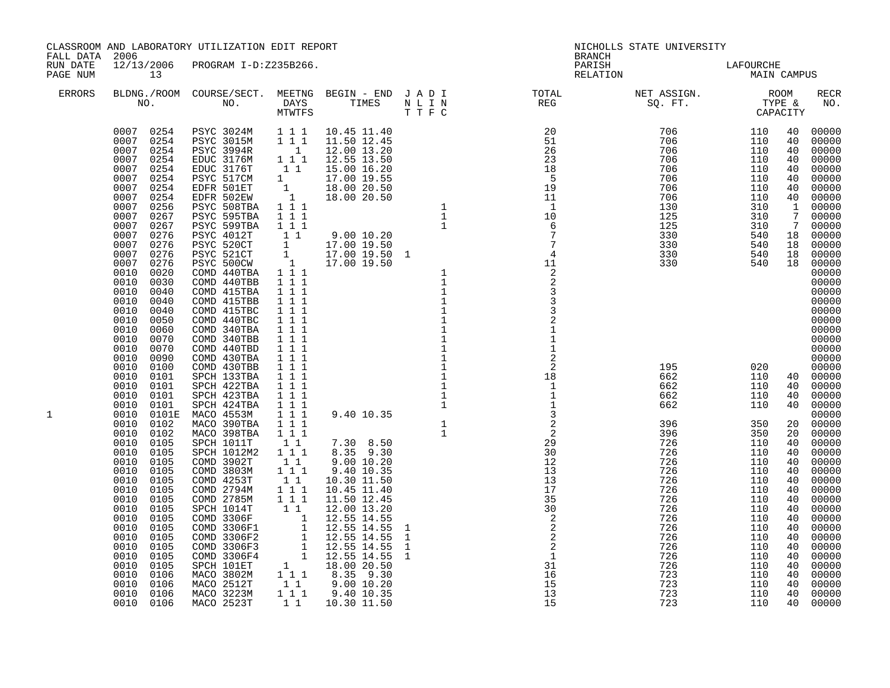CLASSROOM AND LABORATORY UTILIZATION EDIT REPORT
FALL DATA 2006
RUN DATE 12/13/2006 PROGRAM I-D:Z235B266.
PAGE NUM 13

NICHOLLS STATE UNIVERSITY
BRANCH
PARISH LAFOURCHE
RELATION MAIN CAMPUS

| ERRORS | BLDNG./ROOM NO. | COURSE/SECT. NO. | MEETNG DAYS MTWTFS | BEGIN - END TIMES | J A D I N L I N T T F C | TOTAL REG | NET ASSIGN. SQ. FT. | ROOM TYPE & CAPACITY | | RECR NO. |
|---|---|---|---|---|---|---|---|---|---|---|
| | 0007 0254 | PSYC 3024M | 1 1 1 | 10.45 11.40 | | 20 | 706 | 110 | 40 | 00000 |
| | 0007 0254 | PSYC 3015M | 1 1 1 | 11.50 12.45 | | 51 | 706 | 110 | 40 | 00000 |
| | 0007 0254 | PSYC 3994R | 1 | 12.00 13.20 | | 26 | 706 | 110 | 40 | 00000 |
| | 0007 0254 | EDUC 3176M | 1 1 1 | 12.55 13.50 | | 23 | 706 | 110 | 40 | 00000 |
| | 0007 0254 | EDUC 3176T | 1 1 | 15.00 16.20 | | 18 | 706 | 110 | 40 | 00000 |
| | 0007 0254 | PSYC 517CM | 1 | 17.00 19.55 | | 5 | 706 | 110 | 40 | 00000 |
| | 0007 0254 | EDFR 501ET | 1 | 18.00 20.50 | | 19 | 706 | 110 | 40 | 00000 |
| | 0007 0254 | EDFR 502EW | 1 | 18.00 20.50 | | 11 | 706 | 110 | 40 | 00000 |
| | 0007 0256 | PSYC 508TBA | 1 1 1 | | 1 | 1 | 130 | 310 | 1 | 00000 |
| | 0007 0267 | PSYC 595TBA | 1 1 1 | | 1 | 10 | 125 | 310 | 7 | 00000 |
| | 0007 0267 | PSYC 599TBA | 1 1 1 | | 1 | 6 | 125 | 310 | 7 | 00000 |
| | 0007 0276 | PSYC 4012T | 1 1 | 9.00 10.20 | | 7 | 330 | 540 | 18 | 00000 |
| | 0007 0276 | PSYC 520CT | 1 | 17.00 19.50 | | 7 | 330 | 540 | 18 | 00000 |
| | 0007 0276 | PSYC 521CT | 1 | 17.00 19.50 | 1 | 4 | 330 | 540 | 18 | 00000 |
| | 0007 0276 | PSYC 500CW | 1 | 17.00 19.50 | | 11 | 330 | 540 | 18 | 00000 |
| | 0010 0020 | COMD 440TBA | 1 1 1 | | 1 | 2 | | | | 00000 |
| | 0010 0030 | COMD 440TBB | 1 1 1 | | 1 | 2 | | | | 00000 |
| | 0010 0040 | COMD 415TBA | 1 1 1 | | 1 | 3 | | | | 00000 |
| | 0010 0040 | COMD 415TBB | 1 1 1 | | 1 | 3 | | | | 00000 |
| | 0010 0040 | COMD 415TBC | 1 1 1 | | 1 | 3 | | | | 00000 |
| | 0010 0050 | COMD 440TBC | 1 1 1 | | 1 | 2 | | | | 00000 |
| | 0010 0060 | COMD 340TBA | 1 1 1 | | 1 | 1 | | | | 00000 |
| | 0010 0070 | COMD 340TBB | 1 1 1 | | 1 | 1 | | | | 00000 |
| | 0010 0070 | COMD 440TBD | 1 1 1 | | 1 | 1 | | | | 00000 |
| | 0010 0090 | COMD 430TBA | 1 1 1 | | 1 | 2 | | | | 00000 |
| | 0010 0100 | COMD 430TBB | 1 1 1 | | 1 | 2 | 195 | 020 | | 00000 |
| | 0010 0101 | SPCH 133TBA | 1 1 1 | | 1 | 18 | 662 | 110 | 40 | 00000 |
| | 0010 0101 | SPCH 422TBA | 1 1 1 | | 1 | 1 | 662 | 110 | 40 | 00000 |
| | 0010 0101 | SPCH 423TBA | 1 1 1 | | 1 | 1 | 662 | 110 | 40 | 00000 |
| | 0010 0101 | SPCH 424TBA | 1 1 1 | | 1 | 1 | 662 | 110 | 40 | 00000 |
| 1 | 0010 0101E | MACO 4553M | 1 1 1 | 9.40 10.35 | | 3 | | | | 00000 |
| | 0010 0102 | MACO 390TBA | 1 1 1 | | 1 | 2 | 396 | 350 | 20 | 00000 |
| | 0010 0102 | MACO 398TBA | 1 1 1 | | 1 | 2 | 396 | 350 | 20 | 00000 |
| | 0010 0105 | SPCH 1011T | 1 1 | 7.30 8.50 | | 29 | 726 | 110 | 40 | 00000 |
| | 0010 0105 | SPCH 1012M2 | 1 1 1 | 8.35 9.30 | | 30 | 726 | 110 | 40 | 00000 |
| | 0010 0105 | COMD 3902T | 1 1 | 9.00 10.20 | | 12 | 726 | 110 | 40 | 00000 |
| | 0010 0105 | COMD 3803M | 1 1 1 | 9.40 10.35 | | 13 | 726 | 110 | 40 | 00000 |
| | 0010 0105 | COMD 4253T | 1 1 | 10.30 11.50 | | 13 | 726 | 110 | 40 | 00000 |
| | 0010 0105 | COMD 2794M | 1 1 1 | 10.45 11.40 | | 17 | 726 | 110 | 40 | 00000 |
| | 0010 0105 | COMD 2785M | 1 1 1 | 11.50 12.45 | | 35 | 726 | 110 | 40 | 00000 |
| | 0010 0105 | SPCH 1014T | 1 1 | 12.00 13.20 | | 30 | 726 | 110 | 40 | 00000 |
| | 0010 0105 | COMD 3306F | 1 | 12.55 14.55 | | 2 | 726 | 110 | 40 | 00000 |
| | 0010 0105 | COMD 3306F1 | 1 | 12.55 14.55 | 1 | 2 | 726 | 110 | 40 | 00000 |
| | 0010 0105 | COMD 3306F2 | 1 | 12.55 14.55 | 1 | 2 | 726 | 110 | 40 | 00000 |
| | 0010 0105 | COMD 3306F3 | 1 | 12.55 14.55 | 1 | 2 | 726 | 110 | 40 | 00000 |
| | 0010 0105 | COMD 3306F4 | 1 | 12.55 14.55 | 1 | 1 | 726 | 110 | 40 | 00000 |
| | 0010 0105 | SPCH 101ET | 1 | 18.00 20.50 | | 31 | 726 | 110 | 40 | 00000 |
| | 0010 0106 | MACO 3802M | 1 1 1 | 8.35 9.30 | | 16 | 723 | 110 | 40 | 00000 |
| | 0010 0106 | MACO 2512T | 1 1 | 9.00 10.20 | | 15 | 723 | 110 | 40 | 00000 |
| | 0010 0106 | MACO 3223M | 1 1 1 | 9.40 10.35 | | 13 | 723 | 110 | 40 | 00000 |
| | 0010 0106 | MACO 2523T | 1 1 | 10.30 11.50 | | 15 | 723 | 110 | 40 | 00000 |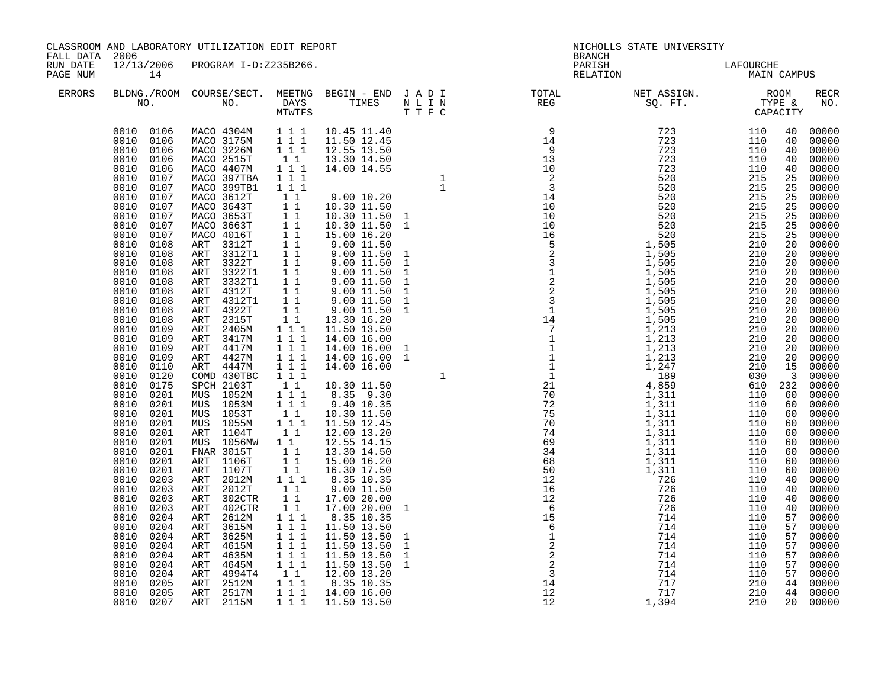CLASSROOM AND LABORATORY UTILIZATION EDIT REPORT
FALL DATA 2006
RUN DATE 12/13/2006 PROGRAM I-D:Z235B266.

NICHOLLS STATE UNIVERSITY
BRANCH
PARISH LAFOURCHE
RELATION MAIN CAMPUS

| ERRORS | BLDNG./ROOM NO. | COURSE/SECT. NO. | MEETNG DAYS MTWTFS | BEGIN - END TIMES | J T | A T | D F | I C | TOTAL REG | NET ASSIGN. SQ. FT. | ROOM TYPE & | CAPACITY | RECR NO. |
|---|---|---|---|---|---|---|---|---|---|---|---|---|---|
| | 0010 0106 | MACO 4304M | 1 1 1 | 10.45 11.40 | | | | | 9 | 723 | 110 | 40 | 00000 |
| | 0010 0106 | MACO 3175M | 1 1 1 | 11.50 12.45 | | | | | 14 | 723 | 110 | 40 | 00000 |
| | 0010 0106 | MACO 3226M | 1 1 1 | 12.55 13.50 | | | | | 9 | 723 | 110 | 40 | 00000 |
| | 0010 0106 | MACO 2515T | 1 1 | 13.30 14.50 | | | | | 13 | 723 | 110 | 40 | 00000 |
| | 0010 0106 | MACO 4407M | 1 1 1 | 14.00 14.55 | | | | | 10 | 723 | 110 | 40 | 00000 |
| | 0010 0107 | MACO 397TBA | 1 1 1 | | | | | 1 | 2 | 520 | 215 | 25 | 00000 |
| | 0010 0107 | MACO 399TB1 | 1 1 1 | | | | | 1 | 3 | 520 | 215 | 25 | 00000 |
| | 0010 0107 | MACO 3612T | 1 1 | 9.00 10.20 | | | | | 14 | 520 | 215 | 25 | 00000 |
| | 0010 0107 | MACO 3643T | 1 1 | 10.30 11.50 | | | | | 10 | 520 | 215 | 25 | 00000 |
| | 0010 0107 | MACO 3653T | 1 1 | 10.30 11.50 | 1 | | | | 10 | 520 | 215 | 25 | 00000 |
| | 0010 0107 | MACO 3663T | 1 1 | 10.30 11.50 | 1 | | | | 10 | 520 | 215 | 25 | 00000 |
| | 0010 0107 | MACO 4016T | 1 1 | 15.00 16.20 | | | | | 16 | 520 | 215 | 25 | 00000 |
| | 0010 0108 | ART 3312T | 1 1 | 9.00 11.50 | | | | | 5 | 1,505 | 210 | 20 | 00000 |
| | 0010 0108 | ART 3312T1 | 1 1 | 9.00 11.50 | 1 | | | | 2 | 1,505 | 210 | 20 | 00000 |
| | 0010 0108 | ART 3322T | 1 1 | 9.00 11.50 | 1 | | | | 3 | 1,505 | 210 | 20 | 00000 |
| | 0010 0108 | ART 3322T1 | 1 1 | 9.00 11.50 | 1 | | | | 1 | 1,505 | 210 | 20 | 00000 |
| | 0010 0108 | ART 3332T1 | 1 1 | 9.00 11.50 | 1 | | | | 2 | 1,505 | 210 | 20 | 00000 |
| | 0010 0108 | ART 4312T | 1 1 | 9.00 11.50 | 1 | | | | 2 | 1,505 | 210 | 20 | 00000 |
| | 0010 0108 | ART 4312T1 | 1 1 | 9.00 11.50 | 1 | | | | 3 | 1,505 | 210 | 20 | 00000 |
| | 0010 0108 | ART 4322T | 1 1 | 9.00 11.50 | 1 | | | | 1 | 1,505 | 210 | 20 | 00000 |
| | 0010 0108 | ART 2315T | 1 1 | 13.30 16.20 | | | | | 14 | 1,505 | 210 | 20 | 00000 |
| | 0010 0109 | ART 2405M | 1 1 1 | 11.50 13.50 | | | | | 7 | 1,213 | 210 | 20 | 00000 |
| | 0010 0109 | ART 3417M | 1 1 1 | 14.00 16.00 | | | | | 1 | 1,213 | 210 | 20 | 00000 |
| | 0010 0109 | ART 4417M | 1 1 1 | 14.00 16.00 | 1 | | | | 1 | 1,213 | 210 | 20 | 00000 |
| | 0010 0109 | ART 4427M | 1 1 1 | 14.00 16.00 | 1 | | | | 1 | 1,213 | 210 | 20 | 00000 |
| | 0010 0110 | ART 4447M | 1 1 1 | 14.00 16.00 | | | | | 1 | 1,247 | 210 | 15 | 00000 |
| | 0010 0120 | COMD 430TBC | 1 1 1 | | | | | 1 | 1 | 189 | 030 | 3 | 00000 |
| | 0010 0175 | SPCH 2103T | 1 1 | 10.30 11.50 | | | | | 21 | 4,859 | 610 | 232 | 00000 |
| | 0010 0201 | MUS 1052M | 1 1 1 | 8.35 9.30 | | | | | 70 | 1,311 | 110 | 60 | 00000 |
| | 0010 0201 | MUS 1053M | 1 1 1 | 9.40 10.35 | | | | | 72 | 1,311 | 110 | 60 | 00000 |
| | 0010 0201 | MUS 1053T | 1 1 | 10.30 11.50 | | | | | 75 | 1,311 | 110 | 60 | 00000 |
| | 0010 0201 | MUS 1055M | 1 1 1 | 11.50 12.45 | | | | | 70 | 1,311 | 110 | 60 | 00000 |
| | 0010 0201 | ART 1104T | 1 1 | 12.00 13.20 | | | | | 74 | 1,311 | 110 | 60 | 00000 |
| | 0010 0201 | MUS 1056MW | 1 1 | 12.55 14.15 | | | | | 69 | 1,311 | 110 | 60 | 00000 |
| | 0010 0201 | FNAR 3015T | 1 1 | 13.30 14.50 | | | | | 34 | 1,311 | 110 | 60 | 00000 |
| | 0010 0201 | ART 1106T | 1 1 | 15.00 16.20 | | | | | 68 | 1,311 | 110 | 60 | 00000 |
| | 0010 0201 | ART 1107T | 1 1 | 16.30 17.50 | | | | | 50 | 1,311 | 110 | 60 | 00000 |
| | 0010 0203 | ART 2012M | 1 1 1 | 8.35 10.35 | | | | | 12 | 726 | 110 | 40 | 00000 |
| | 0010 0203 | ART 2012T | 1 1 | 9.00 11.50 | | | | | 16 | 726 | 110 | 40 | 00000 |
| | 0010 0203 | ART 302CTR | 1 1 | 17.00 20.00 | | | | | 12 | 726 | 110 | 40 | 00000 |
| | 0010 0203 | ART 402CTR | 1 1 | 17.00 20.00 | 1 | | | | 6 | 726 | 110 | 40 | 00000 |
| | 0010 0204 | ART 2612M | 1 1 1 | 8.35 10.35 | | | | | 15 | 714 | 110 | 57 | 00000 |
| | 0010 0204 | ART 3615M | 1 1 1 | 11.50 13.50 | | | | | 6 | 714 | 110 | 57 | 00000 |
| | 0010 0204 | ART 3625M | 1 1 1 | 11.50 13.50 | 1 | | | | 1 | 714 | 110 | 57 | 00000 |
| | 0010 0204 | ART 4615M | 1 1 1 | 11.50 13.50 | 1 | | | | 2 | 714 | 110 | 57 | 00000 |
| | 0010 0204 | ART 4635M | 1 1 1 | 11.50 13.50 | 1 | | | | 2 | 714 | 110 | 57 | 00000 |
| | 0010 0204 | ART 4645M | 1 1 1 | 11.50 13.50 | 1 | | | | 2 | 714 | 110 | 57 | 00000 |
| | 0010 0204 | ART 4994T4 | 1 1 | 12.00 13.20 | | | | | 3 | 714 | 110 | 57 | 00000 |
| | 0010 0205 | ART 2512M | 1 1 1 | 8.35 10.35 | | | | | 14 | 717 | 210 | 44 | 00000 |
| | 0010 0205 | ART 2517M | 1 1 1 | 14.00 16.00 | | | | | 12 | 717 | 210 | 44 | 00000 |
| | 0010 0207 | ART 2115M | 1 1 1 | 11.50 13.50 | | | | | 12 | 1,394 | 210 | 20 | 00000 |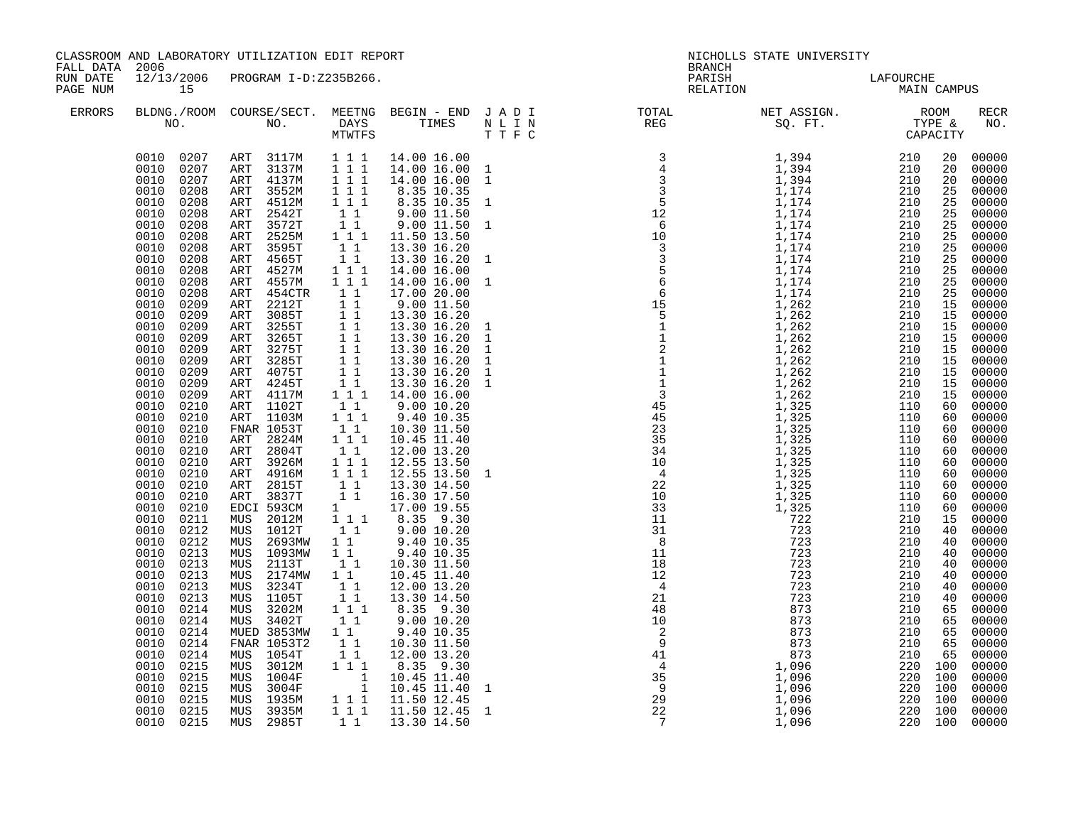CLASSROOM AND LABORATORY UTILIZATION EDIT REPORT
FALL DATA 2006
RUN DATE 12/13/2006 PROGRAM I-D:Z235B266.
PAGE NUM 15

NICHOLLS STATE UNIVERSITY
BRANCH
PARISH LAFOURCHE
RELATION MAIN CAMPUS

| ERRORS | BLDNG./ROOM NO. | COURSE/SECT. NO. | MEETNG DAYS MTWTFS | BEGIN - END TIMES | J A D I N L I N T T F C | TOTAL REG | NET ASSIGN. SQ. FT. | ROOM TYPE & CAPACITY | | RECR NO. |
|---|---|---|---|---|---|---|---|---|---|---|
| | 0010 0207 | ART 3117M | 1 1 1 | 14.00 16.00 | | 3 | 1,394 | 210 | 20 | 00000 |
| | 0010 0207 | ART 3137M | 1 1 1 | 14.00 16.00 | 1 | 4 | 1,394 | 210 | 20 | 00000 |
| | 0010 0207 | ART 4137M | 1 1 1 | 14.00 16.00 | 1 | 3 | 1,394 | 210 | 20 | 00000 |
| | 0010 0208 | ART 3552M | 1 1 1 | 8.35 10.35 | | 3 | 1,174 | 210 | 25 | 00000 |
| | 0010 0208 | ART 4512M | 1 1 1 | 8.35 10.35 | 1 | 5 | 1,174 | 210 | 25 | 00000 |
| | 0010 0208 | ART 2542T | 1 1 | 9.00 11.50 | | 12 | 1,174 | 210 | 25 | 00000 |
| | 0010 0208 | ART 3572T | 1 1 | 9.00 11.50 | 1 | 6 | 1,174 | 210 | 25 | 00000 |
| | 0010 0208 | ART 2525M | 1 1 1 | 11.50 13.50 | | 10 | 1,174 | 210 | 25 | 00000 |
| | 0010 0208 | ART 3595T | 1 1 | 13.30 16.20 | | 3 | 1,174 | 210 | 25 | 00000 |
| | 0010 0208 | ART 4565T | 1 1 | 13.30 16.20 | 1 | 3 | 1,174 | 210 | 25 | 00000 |
| | 0010 0208 | ART 4527M | 1 1 1 | 14.00 16.00 | | 5 | 1,174 | 210 | 25 | 00000 |
| | 0010 0208 | ART 4557M | 1 1 1 | 14.00 16.00 | 1 | 6 | 1,174 | 210 | 25 | 00000 |
| | 0010 0208 | ART 454CTR | 1 1 | 17.00 20.00 | | 6 | 1,174 | 210 | 25 | 00000 |
| | 0010 0209 | ART 2212T | 1 1 | 9.00 11.50 | | 15 | 1,262 | 210 | 15 | 00000 |
| | 0010 0209 | ART 3085T | 1 1 | 13.30 16.20 | | 5 | 1,262 | 210 | 15 | 00000 |
| | 0010 0209 | ART 3255T | 1 1 | 13.30 16.20 | 1 | 1 | 1,262 | 210 | 15 | 00000 |
| | 0010 0209 | ART 3265T | 1 1 | 13.30 16.20 | 1 | 1 | 1,262 | 210 | 15 | 00000 |
| | 0010 0209 | ART 3275T | 1 1 | 13.30 16.20 | 1 | 2 | 1,262 | 210 | 15 | 00000 |
| | 0010 0209 | ART 3285T | 1 1 | 13.30 16.20 | 1 | 1 | 1,262 | 210 | 15 | 00000 |
| | 0010 0209 | ART 4075T | 1 1 | 13.30 16.20 | 1 | 1 | 1,262 | 210 | 15 | 00000 |
| | 0010 0209 | ART 4245T | 1 1 | 13.30 16.20 | 1 | 1 | 1,262 | 210 | 15 | 00000 |
| | 0010 0209 | ART 4117M | 1 1 1 | 14.00 16.00 | | 3 | 1,262 | 210 | 15 | 00000 |
| | 0010 0210 | ART 1102T | 1 1 | 9.00 10.20 | | 45 | 1,325 | 110 | 60 | 00000 |
| | 0010 0210 | ART 1103M | 1 1 1 | 9.40 10.35 | | 45 | 1,325 | 110 | 60 | 00000 |
| | 0010 0210 | FNAR 1053T | 1 1 | 10.30 11.50 | | 23 | 1,325 | 110 | 60 | 00000 |
| | 0010 0210 | ART 2824M | 1 1 1 | 10.45 11.40 | | 35 | 1,325 | 110 | 60 | 00000 |
| | 0010 0210 | ART 2804T | 1 1 | 12.00 13.20 | | 34 | 1,325 | 110 | 60 | 00000 |
| | 0010 0210 | ART 3926M | 1 1 1 | 12.55 13.50 | | 10 | 1,325 | 110 | 60 | 00000 |
| | 0010 0210 | ART 4916M | 1 1 1 | 12.55 13.50 | 1 | 4 | 1,325 | 110 | 60 | 00000 |
| | 0010 0210 | ART 2815T | 1 1 | 13.30 14.50 | | 22 | 1,325 | 110 | 60 | 00000 |
| | 0010 0210 | ART 3837T | 1 1 | 16.30 17.50 | | 10 | 1,325 | 110 | 60 | 00000 |
| | 0010 0210 | EDCI 593CM | 1 | 17.00 19.55 | | 33 | 1,325 | 110 | 60 | 00000 |
| | 0010 0211 | MUS 2012M | 1 1 1 | 8.35 9.30 | | 11 | 722 | 210 | 15 | 00000 |
| | 0010 0212 | MUS 1012T | 1 1 | 9.00 10.20 | | 31 | 723 | 210 | 40 | 00000 |
| | 0010 0212 | MUS 2693MW | 1 1 | 9.40 10.35 | | 8 | 723 | 210 | 40 | 00000 |
| | 0010 0213 | MUS 1093MW | 1 1 | 9.40 10.35 | | 11 | 723 | 210 | 40 | 00000 |
| | 0010 0213 | MUS 2113T | 1 1 | 10.30 11.50 | | 18 | 723 | 210 | 40 | 00000 |
| | 0010 0213 | MUS 2174MW | 1 1 | 10.45 11.40 | | 12 | 723 | 210 | 40 | 00000 |
| | 0010 0213 | MUS 3234T | 1 1 | 12.00 13.20 | | 4 | 723 | 210 | 40 | 00000 |
| | 0010 0213 | MUS 1105T | 1 1 | 13.30 14.50 | | 21 | 723 | 210 | 40 | 00000 |
| | 0010 0214 | MUS 3202M | 1 1 1 | 8.35 9.30 | | 48 | 873 | 210 | 65 | 00000 |
| | 0010 0214 | MUS 3402T | 1 1 | 9.00 10.20 | | 10 | 873 | 210 | 65 | 00000 |
| | 0010 0214 | MUED 3853MW | 1 1 | 9.40 10.35 | | 2 | 873 | 210 | 65 | 00000 |
| | 0010 0214 | FNAR 1053T2 | 1 1 | 10.30 11.50 | | 9 | 873 | 210 | 65 | 00000 |
| | 0010 0214 | MUS 1054T | 1 1 | 12.00 13.20 | | 41 | 873 | 210 | 65 | 00000 |
| | 0010 0215 | MUS 3012M | 1 1 1 | 8.35 9.30 | | 4 | 1,096 | 220 | 100 | 00000 |
| | 0010 0215 | MUS 1004F | 1 | 10.45 11.40 | | 35 | 1,096 | 220 | 100 | 00000 |
| | 0010 0215 | MUS 3004F | 1 | 10.45 11.40 | 1 | 9 | 1,096 | 220 | 100 | 00000 |
| | 0010 0215 | MUS 1935M | 1 1 1 | 11.50 12.45 | | 29 | 1,096 | 220 | 100 | 00000 |
| | 0010 0215 | MUS 3935M | 1 1 1 | 11.50 12.45 | 1 | 22 | 1,096 | 220 | 100 | 00000 |
| | 0010 0215 | MUS 2985T | 1 1 | 13.30 14.50 | | 7 | 1,096 | 220 | 100 | 00000 |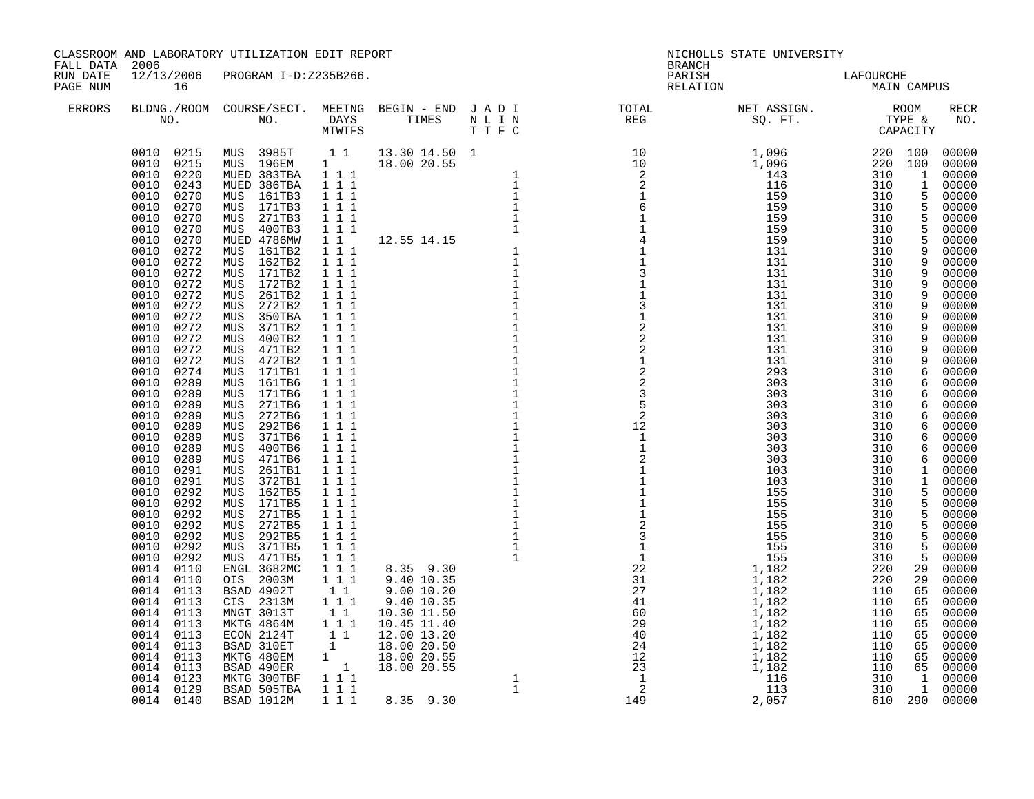CLASSROOM AND LABORATORY UTILIZATION EDIT REPORT
FALL DATA 2006
RUN DATE 12/13/2006 PROGRAM I-D:Z235B266.
PAGE NUM 16

NICHOLLS STATE UNIVERSITY
BRANCH
PARISH LAFOURCHE
RELATION MAIN CAMPUS

| ERRORS | BLDNG./ROOM NO. | COURSE/SECT. NO. | MEETNG DAYS MTWTFS | BEGIN - END TIMES | J A D I N L I N T T F C | TOTAL REG | NET ASSIGN. SQ. FT. | ROOM TYPE & CAPACITY | RECR NO. |
|---|---|---|---|---|---|---|---|---|---|
| | 0010 0215 | MUS 3985T | 1 1 | 13.30 14.50 | 1 | 10 | 1,096 | 220 100 | 00000 |
| | 0010 0215 | MUS 196EM | 1 | 18.00 20.55 | | 10 | 1,096 | 220 100 | 00000 |
| | 0010 0220 | MUED 383TBA | 1 1 1 | | 1 | 2 | 143 | 310 1 | 00000 |
| | 0010 0243 | MUED 386TBA | 1 1 1 | | 1 | 2 | 116 | 310 1 | 00000 |
| | 0010 0270 | MUS 161TB3 | 1 1 1 | | 1 | 1 | 159 | 310 5 | 00000 |
| | 0010 0270 | MUS 171TB3 | 1 1 1 | | 1 | 6 | 159 | 310 5 | 00000 |
| | 0010 0270 | MUS 271TB3 | 1 1 1 | | 1 | 1 | 159 | 310 5 | 00000 |
| | 0010 0270 | MUS 400TB3 | 1 1 1 | | 1 | 1 | 159 | 310 5 | 00000 |
| | 0010 0270 | MUED 4786MW | 1 1 | 12.55 14.15 | | 4 | 159 | 310 5 | 00000 |
| | 0010 0272 | MUS 161TB2 | 1 1 1 | | 1 | 1 | 131 | 310 9 | 00000 |
| | 0010 0272 | MUS 162TB2 | 1 1 1 | | 1 | 1 | 131 | 310 9 | 00000 |
| | 0010 0272 | MUS 171TB2 | 1 1 1 | | 1 | 3 | 131 | 310 9 | 00000 |
| | 0010 0272 | MUS 172TB2 | 1 1 1 | | 1 | 1 | 131 | 310 9 | 00000 |
| | 0010 0272 | MUS 261TB2 | 1 1 1 | | 1 | 1 | 131 | 310 9 | 00000 |
| | 0010 0272 | MUS 272TB2 | 1 1 1 | | 1 | 3 | 131 | 310 9 | 00000 |
| | 0010 0272 | MUS 350TBA | 1 1 1 | | 1 | 1 | 131 | 310 9 | 00000 |
| | 0010 0272 | MUS 371TB2 | 1 1 1 | | 1 | 2 | 131 | 310 9 | 00000 |
| | 0010 0272 | MUS 400TB2 | 1 1 1 | | 1 | 2 | 131 | 310 9 | 00000 |
| | 0010 0272 | MUS 471TB2 | 1 1 1 | | 1 | 2 | 131 | 310 9 | 00000 |
| | 0010 0272 | MUS 472TB2 | 1 1 1 | | 1 | 1 | 131 | 310 9 | 00000 |
| | 0010 0274 | MUS 171TB1 | 1 1 1 | | 1 | 2 | 293 | 310 6 | 00000 |
| | 0010 0289 | MUS 161TB6 | 1 1 1 | | 1 | 2 | 303 | 310 6 | 00000 |
| | 0010 0289 | MUS 171TB6 | 1 1 1 | | 1 | 3 | 303 | 310 6 | 00000 |
| | 0010 0289 | MUS 271TB6 | 1 1 1 | | 1 | 5 | 303 | 310 6 | 00000 |
| | 0010 0289 | MUS 272TB6 | 1 1 1 | | 1 | 2 | 303 | 310 6 | 00000 |
| | 0010 0289 | MUS 292TB6 | 1 1 1 | | 1 | 12 | 303 | 310 6 | 00000 |
| | 0010 0289 | MUS 371TB6 | 1 1 1 | | 1 | 1 | 303 | 310 6 | 00000 |
| | 0010 0289 | MUS 400TB6 | 1 1 1 | | 1 | 1 | 303 | 310 6 | 00000 |
| | 0010 0289 | MUS 471TB6 | 1 1 1 | | 1 | 2 | 303 | 310 6 | 00000 |
| | 0010 0291 | MUS 261TB1 | 1 1 1 | | 1 | 1 | 103 | 310 1 | 00000 |
| | 0010 0291 | MUS 372TB1 | 1 1 1 | | 1 | 1 | 103 | 310 1 | 00000 |
| | 0010 0292 | MUS 162TB5 | 1 1 1 | | 1 | 1 | 155 | 310 5 | 00000 |
| | 0010 0292 | MUS 171TB5 | 1 1 1 | | 1 | 1 | 155 | 310 5 | 00000 |
| | 0010 0292 | MUS 271TB5 | 1 1 1 | | 1 | 1 | 155 | 310 5 | 00000 |
| | 0010 0292 | MUS 272TB5 | 1 1 1 | | 1 | 2 | 155 | 310 5 | 00000 |
| | 0010 0292 | MUS 292TB5 | 1 1 1 | | 1 | 3 | 155 | 310 5 | 00000 |
| | 0010 0292 | MUS 371TB5 | 1 1 1 | | 1 | 1 | 155 | 310 5 | 00000 |
| | 0010 0292 | MUS 471TB5 | 1 1 1 | | 1 | 1 | 155 | 310 5 | 00000 |
| | 0014 0110 | ENGL 3682MC | 1 1 1 | 8.35 9.30 | | 22 | 1,182 | 220 29 | 00000 |
| | 0014 0110 | OIS 2003M | 1 1 1 | 9.40 10.35 | | 31 | 1,182 | 220 29 | 00000 |
| | 0014 0113 | BSAD 4902T | 1 1 | 9.00 10.20 | | 27 | 1,182 | 110 65 | 00000 |
| | 0014 0113 | CIS 2313M | 1 1 1 | 9.40 10.35 | | 41 | 1,182 | 110 65 | 00000 |
| | 0014 0113 | MNGT 3013T | 1 1 | 10.30 11.50 | | 60 | 1,182 | 110 65 | 00000 |
| | 0014 0113 | MKTG 4864M | 1 1 1 | 10.45 11.40 | | 29 | 1,182 | 110 65 | 00000 |
| | 0014 0113 | ECON 2124T | 1 1 | 12.00 13.20 | | 40 | 1,182 | 110 65 | 00000 |
| | 0014 0113 | BSAD 310ET | 1 | 18.00 20.50 | | 24 | 1,182 | 110 65 | 00000 |
| | 0014 0113 | MKTG 480EM | 1 | 18.00 20.55 | | 12 | 1,182 | 110 65 | 00000 |
| | 0014 0113 | BSAD 490ER | 1 | 18.00 20.55 | | 23 | 1,182 | 110 65 | 00000 |
| | 0014 0123 | MKTG 300TBF | 1 1 1 | | 1 | 1 | 116 | 310 1 | 00000 |
| | 0014 0129 | BSAD 505TBA | 1 1 1 | | 1 | 2 | 113 | 310 1 | 00000 |
| | 0014 0140 | BSAD 1012M | 1 1 1 | 8.35 9.30 | | 149 | 2,057 | 610 290 | 00000 |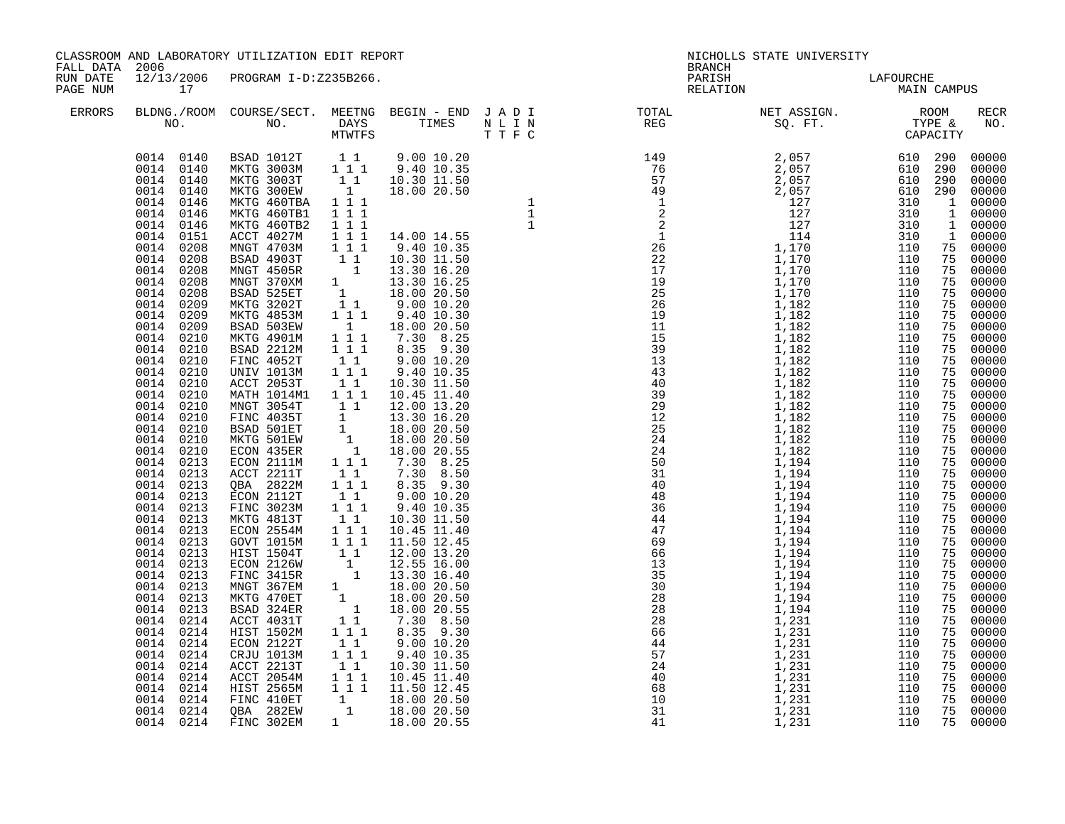CLASSROOM AND LABORATORY UTILIZATION EDIT REPORT
FALL DATA 2006
RUN DATE 12/13/2006 PROGRAM I-D:Z235B266.
PAGE NUM 17

NICHOLLS STATE UNIVERSITY
BRANCH
PARISH LAFOURCHE
RELATION MAIN CAMPUS

| ERRORS | BLDNG./ROOM NO. | COURSE/SECT. NO. | MEETNG DAYS MTWTFS | BEGIN - END TIMES | J A D I N L I N T T F C | TOTAL REG | NET ASSIGN. SQ. FT. | ROOM TYPE & CAPACITY | | RECR NO. |
|---|---|---|---|---|---|---|---|---|---|---|
| | 0014 0140 | BSAD 1012T | 1 1 | 9.00 10.20 | | 149 | 2,057 | 610 | 290 | 00000 |
| | 0014 0140 | MKTG 3003M | 1 1 1 | 9.40 10.35 | | 76 | 2,057 | 610 | 290 | 00000 |
| | 0014 0140 | MKTG 3003T | 1 1 | 10.30 11.50 | | 57 | 2,057 | 610 | 290 | 00000 |
| | 0014 0140 | MKTG 300EW | 1 | 18.00 20.50 | | 49 | 2,057 | 610 | 290 | 00000 |
| | 0014 0146 | MKTG 460TBA | 1 1 1 | | 1 | 1 | 127 | 310 | 1 | 00000 |
| | 0014 0146 | MKTG 460TB1 | 1 1 1 | | 1 | 2 | 127 | 310 | 1 | 00000 |
| | 0014 0146 | MKTG 460TB2 | 1 1 1 | | 1 | 2 | 127 | 310 | 1 | 00000 |
| | 0014 0151 | ACCT 4027M | 1 1 1 | 14.00 14.55 | | 1 | 114 | 310 | 1 | 00000 |
| | 0014 0208 | MNGT 4703M | 1 1 1 | 9.40 10.35 | | 26 | 1,170 | 110 | 75 | 00000 |
| | 0014 0208 | BSAD 4903T | 1 1 | 10.30 11.50 | | 22 | 1,170 | 110 | 75 | 00000 |
| | 0014 0208 | MNGT 4505R | 1 | 13.30 16.20 | | 17 | 1,170 | 110 | 75 | 00000 |
| | 0014 0208 | MNGT 370XM | 1 | 13.30 16.25 | | 19 | 1,170 | 110 | 75 | 00000 |
| | 0014 0208 | BSAD 525ET | 1 | 18.00 20.50 | | 25 | 1,170 | 110 | 75 | 00000 |
| | 0014 0209 | MKTG 3202T | 1 1 | 9.00 10.20 | | 26 | 1,182 | 110 | 75 | 00000 |
| | 0014 0209 | MKTG 4853M | 1 1 1 | 9.40 10.30 | | 19 | 1,182 | 110 | 75 | 00000 |
| | 0014 0209 | BSAD 503EW | 1 | 18.00 20.50 | | 11 | 1,182 | 110 | 75 | 00000 |
| | 0014 0210 | MKTG 4901M | 1 1 1 | 7.30 8.25 | | 15 | 1,182 | 110 | 75 | 00000 |
| | 0014 0210 | BSAD 2212M | 1 1 1 | 8.35 9.30 | | 39 | 1,182 | 110 | 75 | 00000 |
| | 0014 0210 | FINC 4052T | 1 1 | 9.00 10.20 | | 13 | 1,182 | 110 | 75 | 00000 |
| | 0014 0210 | UNIV 1013M | 1 1 1 | 9.40 10.35 | | 43 | 1,182 | 110 | 75 | 00000 |
| | 0014 0210 | ACCT 2053T | 1 1 | 10.30 11.50 | | 40 | 1,182 | 110 | 75 | 00000 |
| | 0014 0210 | MATH 1014M1 | 1 1 1 | 10.45 11.40 | | 39 | 1,182 | 110 | 75 | 00000 |
| | 0014 0210 | MNGT 3054T | 1 1 | 12.00 13.20 | | 29 | 1,182 | 110 | 75 | 00000 |
| | 0014 0210 | FINC 4035T | 1 | 13.30 16.20 | | 12 | 1,182 | 110 | 75 | 00000 |
| | 0014 0210 | BSAD 501ET | 1 | 18.00 20.50 | | 25 | 1,182 | 110 | 75 | 00000 |
| | 0014 0210 | MKTG 501EW | 1 | 18.00 20.50 | | 24 | 1,182 | 110 | 75 | 00000 |
| | 0014 0210 | ECON 435ER | 1 | 18.00 20.55 | | 24 | 1,182 | 110 | 75 | 00000 |
| | 0014 0213 | ECON 2111M | 1 1 1 | 7.30 8.25 | | 50 | 1,194 | 110 | 75 | 00000 |
| | 0014 0213 | ACCT 2211T | 1 1 | 7.30 8.50 | | 31 | 1,194 | 110 | 75 | 00000 |
| | 0014 0213 | QBA 2822M | 1 1 1 | 8.35 9.30 | | 40 | 1,194 | 110 | 75 | 00000 |
| | 0014 0213 | ECON 2112T | 1 1 | 9.00 10.20 | | 48 | 1,194 | 110 | 75 | 00000 |
| | 0014 0213 | FINC 3023M | 1 1 1 | 9.40 10.35 | | 36 | 1,194 | 110 | 75 | 00000 |
| | 0014 0213 | MKTG 4813T | 1 1 | 10.30 11.50 | | 44 | 1,194 | 110 | 75 | 00000 |
| | 0014 0213 | ECON 2554M | 1 1 1 | 10.45 11.40 | | 47 | 1,194 | 110 | 75 | 00000 |
| | 0014 0213 | GOVT 1015M | 1 1 1 | 11.50 12.45 | | 69 | 1,194 | 110 | 75 | 00000 |
| | 0014 0213 | HIST 1504T | 1 1 | 12.00 13.20 | | 66 | 1,194 | 110 | 75 | 00000 |
| | 0014 0213 | ECON 2126W | 1 | 12.55 16.00 | | 13 | 1,194 | 110 | 75 | 00000 |
| | 0014 0213 | FINC 3415R | 1 | 13.30 16.40 | | 35 | 1,194 | 110 | 75 | 00000 |
| | 0014 0213 | MNGT 367EM | 1 | 18.00 20.50 | | 30 | 1,194 | 110 | 75 | 00000 |
| | 0014 0213 | MKTG 470ET | 1 | 18.00 20.50 | | 28 | 1,194 | 110 | 75 | 00000 |
| | 0014 0213 | BSAD 324ER | 1 | 18.00 20.55 | | 28 | 1,194 | 110 | 75 | 00000 |
| | 0014 0214 | ACCT 4031T | 1 1 | 7.30 8.50 | | 28 | 1,231 | 110 | 75 | 00000 |
| | 0014 0214 | HIST 1502M | 1 1 1 | 8.35 9.30 | | 66 | 1,231 | 110 | 75 | 00000 |
| | 0014 0214 | ECON 2122T | 1 1 | 9.00 10.20 | | 44 | 1,231 | 110 | 75 | 00000 |
| | 0014 0214 | CRJU 1013M | 1 1 1 | 9.40 10.35 | | 57 | 1,231 | 110 | 75 | 00000 |
| | 0014 0214 | ACCT 2213T | 1 1 | 10.30 11.50 | | 24 | 1,231 | 110 | 75 | 00000 |
| | 0014 0214 | ACCT 2054M | 1 1 1 | 10.45 11.40 | | 40 | 1,231 | 110 | 75 | 00000 |
| | 0014 0214 | HIST 2565M | 1 1 1 | 11.50 12.45 | | 68 | 1,231 | 110 | 75 | 00000 |
| | 0014 0214 | FINC 410ET | 1 | 18.00 20.50 | | 10 | 1,231 | 110 | 75 | 00000 |
| | 0014 0214 | QBA 282EW | 1 | 18.00 20.50 | | 31 | 1,231 | 110 | 75 | 00000 |
| | 0014 0214 | FINC 302EM | 1 | 18.00 20.55 | | 41 | 1,231 | 110 | 75 | 00000 |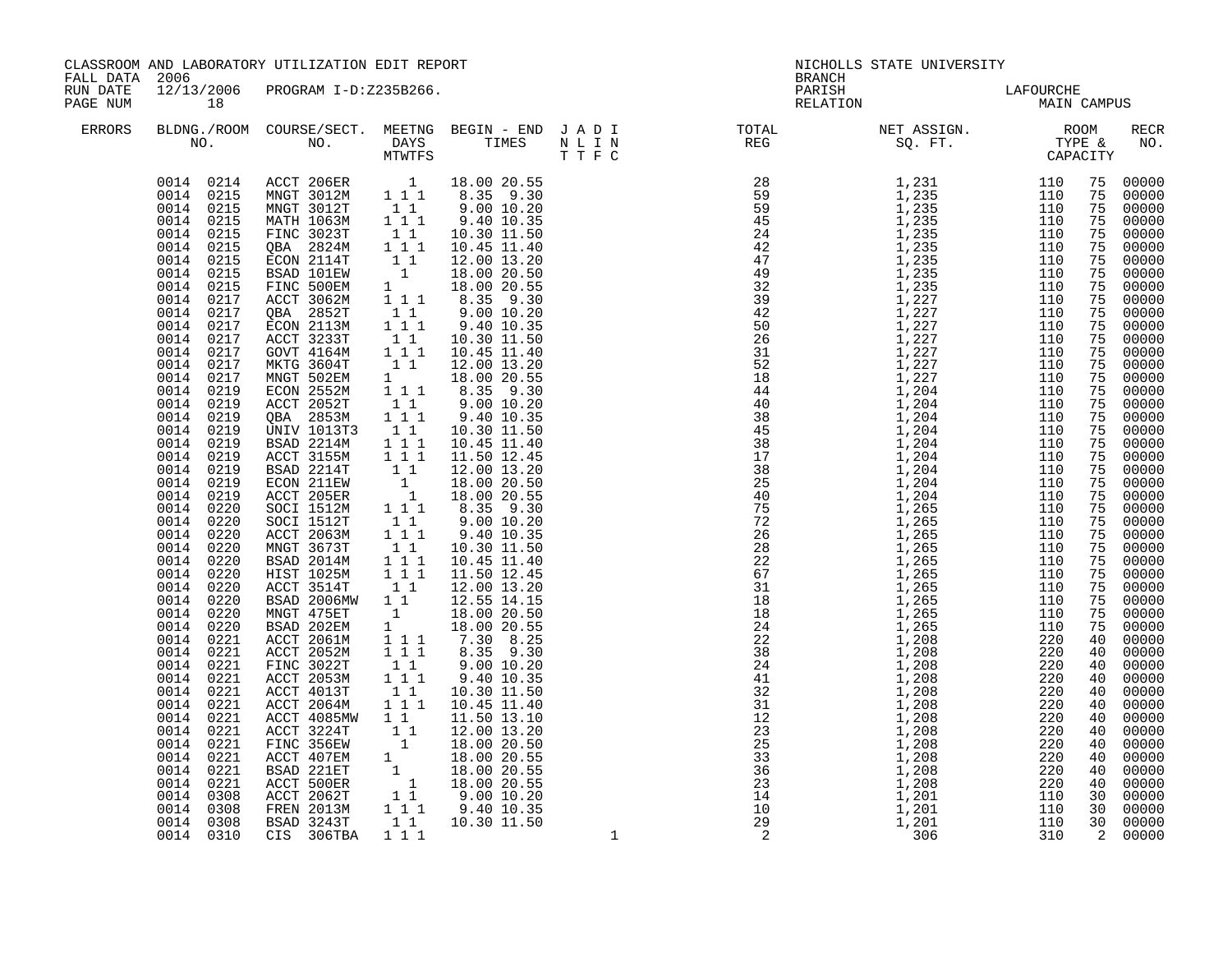CLASSROOM AND LABORATORY UTILIZATION EDIT REPORT
FALL DATA 2006
RUN DATE 12/13/2006 PROGRAM I-D:Z235B266.
PAGE NUM 18

NICHOLLS STATE UNIVERSITY
BRANCH
PARISH LAFOURCHE
RELATION MAIN CAMPUS

| ERRORS | BLDNG./ROOM NO. | COURSE/SECT. NO. | MEETNG DAYS MTWTFS | BEGIN - END TIMES | J A D I N L I N T T F C | TOTAL REG | NET ASSIGN. SQ. FT. | ROOM TYPE & CAPACITY | | RECR NO. |
|---|---|---|---|---|---|---|---|---|---|---|
| | 0014 0214 | ACCT 206ER | 1 | 18.00 20.55 | | 28 | 1,231 | 110 | 75 | 00000 |
| | 0014 0215 | MNGT 3012M | 1 1 1 | 8.35 9.30 | | 59 | 1,235 | 110 | 75 | 00000 |
| | 0014 0215 | MNGT 3012T | 1 1 | 9.00 10.20 | | 59 | 1,235 | 110 | 75 | 00000 |
| | 0014 0215 | MATH 1063M | 1 1 1 | 9.40 10.35 | | 45 | 1,235 | 110 | 75 | 00000 |
| | 0014 0215 | FINC 3023T | 1 1 | 10.30 11.50 | | 24 | 1,235 | 110 | 75 | 00000 |
| | 0014 0215 | QBA 2824M | 1 1 1 | 10.45 11.40 | | 42 | 1,235 | 110 | 75 | 00000 |
| | 0014 0215 | ECON 2114T | 1 1 | 12.00 13.20 | | 47 | 1,235 | 110 | 75 | 00000 |
| | 0014 0215 | BSAD 101EW | 1 | 18.00 20.50 | | 49 | 1,235 | 110 | 75 | 00000 |
| | 0014 0215 | FINC 500EM | 1 | 18.00 20.55 | | 32 | 1,235 | 110 | 75 | 00000 |
| | 0014 0217 | ACCT 3062M | 1 1 1 | 8.35 9.30 | | 39 | 1,227 | 110 | 75 | 00000 |
| | 0014 0217 | QBA 2852T | 1 1 | 9.00 10.20 | | 42 | 1,227 | 110 | 75 | 00000 |
| | 0014 0217 | ECON 2113M | 1 1 1 | 9.40 10.35 | | 50 | 1,227 | 110 | 75 | 00000 |
| | 0014 0217 | ACCT 3233T | 1 1 | 10.30 11.50 | | 26 | 1,227 | 110 | 75 | 00000 |
| | 0014 0217 | GOVT 4164M | 1 1 1 | 10.45 11.40 | | 31 | 1,227 | 110 | 75 | 00000 |
| | 0014 0217 | MKTG 3604T | 1 1 | 12.00 13.20 | | 52 | 1,227 | 110 | 75 | 00000 |
| | 0014 0217 | MNGT 502EM | 1 | 18.00 20.55 | | 18 | 1,227 | 110 | 75 | 00000 |
| | 0014 0219 | ECON 2552M | 1 1 1 | 8.35 9.30 | | 44 | 1,204 | 110 | 75 | 00000 |
| | 0014 0219 | ACCT 2052T | 1 1 | 9.00 10.20 | | 40 | 1,204 | 110 | 75 | 00000 |
| | 0014 0219 | QBA 2853M | 1 1 1 | 9.40 10.35 | | 38 | 1,204 | 110 | 75 | 00000 |
| | 0014 0219 | UNIV 1013T3 | 1 1 | 10.30 11.50 | | 45 | 1,204 | 110 | 75 | 00000 |
| | 0014 0219 | BSAD 2214M | 1 1 1 | 10.45 11.40 | | 38 | 1,204 | 110 | 75 | 00000 |
| | 0014 0219 | ACCT 3155M | 1 1 1 | 11.50 12.45 | | 17 | 1,204 | 110 | 75 | 00000 |
| | 0014 0219 | BSAD 2214T | 1 1 | 12.00 13.20 | | 38 | 1,204 | 110 | 75 | 00000 |
| | 0014 0219 | ECON 211EW | 1 | 18.00 20.50 | | 25 | 1,204 | 110 | 75 | 00000 |
| | 0014 0219 | ACCT 205ER | 1 | 18.00 20.55 | | 40 | 1,204 | 110 | 75 | 00000 |
| | 0014 0220 | SOCI 1512M | 1 1 1 | 8.35 9.30 | | 75 | 1,265 | 110 | 75 | 00000 |
| | 0014 0220 | SOCI 1512T | 1 1 | 9.00 10.20 | | 72 | 1,265 | 110 | 75 | 00000 |
| | 0014 0220 | ACCT 2063M | 1 1 1 | 9.40 10.35 | | 26 | 1,265 | 110 | 75 | 00000 |
| | 0014 0220 | MNGT 3673T | 1 1 | 10.30 11.50 | | 28 | 1,265 | 110 | 75 | 00000 |
| | 0014 0220 | BSAD 2014M | 1 1 1 | 10.45 11.40 | | 22 | 1,265 | 110 | 75 | 00000 |
| | 0014 0220 | HIST 1025M | 1 1 1 | 11.50 12.45 | | 67 | 1,265 | 110 | 75 | 00000 |
| | 0014 0220 | ACCT 3514T | 1 1 | 12.00 13.20 | | 31 | 1,265 | 110 | 75 | 00000 |
| | 0014 0220 | BSAD 2006MW | 1 1 | 12.55 14.15 | | 18 | 1,265 | 110 | 75 | 00000 |
| | 0014 0220 | MNGT 475ET | 1 | 18.00 20.50 | | 18 | 1,265 | 110 | 75 | 00000 |
| | 0014 0220 | BSAD 202EM | 1 | 18.00 20.55 | | 24 | 1,265 | 110 | 75 | 00000 |
| | 0014 0221 | ACCT 2061M | 1 1 1 | 7.30 8.25 | | 22 | 1,208 | 220 | 40 | 00000 |
| | 0014 0221 | ACCT 2052M | 1 1 1 | 8.35 9.30 | | 38 | 1,208 | 220 | 40 | 00000 |
| | 0014 0221 | FINC 3022T | 1 1 | 9.00 10.20 | | 24 | 1,208 | 220 | 40 | 00000 |
| | 0014 0221 | ACCT 2053M | 1 1 1 | 9.40 10.35 | | 41 | 1,208 | 220 | 40 | 00000 |
| | 0014 0221 | ACCT 4013T | 1 1 | 10.30 11.50 | | 32 | 1,208 | 220 | 40 | 00000 |
| | 0014 0221 | ACCT 2064M | 1 1 1 | 10.45 11.40 | | 31 | 1,208 | 220 | 40 | 00000 |
| | 0014 0221 | ACCT 4085MW | 1 1 | 11.50 13.10 | | 12 | 1,208 | 220 | 40 | 00000 |
| | 0014 0221 | ACCT 3224T | 1 1 | 12.00 13.20 | | 23 | 1,208 | 220 | 40 | 00000 |
| | 0014 0221 | FINC 356EW | 1 | 18.00 20.50 | | 25 | 1,208 | 220 | 40 | 00000 |
| | 0014 0221 | ACCT 407EM | 1 | 18.00 20.55 | | 33 | 1,208 | 220 | 40 | 00000 |
| | 0014 0221 | BSAD 221ET | 1 | 18.00 20.55 | | 36 | 1,208 | 220 | 40 | 00000 |
| | 0014 0221 | ACCT 500ER | 1 | 18.00 20.55 | | 23 | 1,208 | 220 | 40 | 00000 |
| | 0014 0308 | ACCT 2062T | 1 1 | 9.00 10.20 | | 14 | 1,201 | 110 | 30 | 00000 |
| | 0014 0308 | FREN 2013M | 1 1 1 | 9.40 10.35 | | 10 | 1,201 | 110 | 30 | 00000 |
| | 0014 0308 | BSAD 3243T | 1 1 | 10.30 11.50 | | 29 | 1,201 | 110 | 30 | 00000 |
| | 0014 0310 | CIS 306TBA | 1 1 1 | | 1 | 2 | 306 | 310 | 2 | 00000 |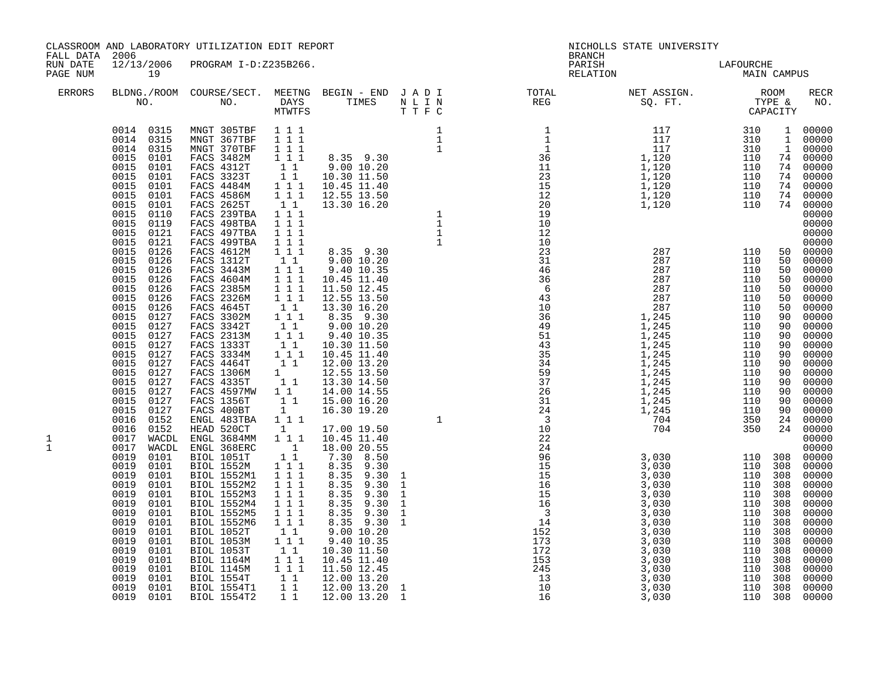CLASSROOM AND LABORATORY UTILIZATION EDIT REPORT
FALL DATA 2006
RUN DATE 12/13/2006 PROGRAM I-D:Z235B266.
PAGE NUM 19

NICHOLLS STATE UNIVERSITY
BRANCH
PARISH LAFOURCHE
RELATION MAIN CAMPUS

| ERRORS | BLDNG./ROOM NO. | COURSE/SECT. NO. | MEETNG DAYS MTWTFS | BEGIN - END TIMES | J T | A T | D F | I C | TOTAL REG | NET ASSIGN. SQ. FT. | ROOM TYPE & CAPACITY | | RECR NO. |
|---|---|---|---|---|---|---|---|---|---|---|---|---|---|
| | 0014 0315 | MNGT 305TBF | 1 1 1 | | | | | 1 | 1 | 117 | 310 | 1 | 00000 |
| | 0014 0315 | MNGT 367TBF | 1 1 1 | | | | | 1 | 1 | 117 | 310 | 1 | 00000 |
| | 0014 0315 | MNGT 370TBF | 1 1 1 | | | | | 1 | 1 | 117 | 310 | 1 | 00000 |
| | 0015 0101 | FACS 3482M | 1 1 1 | 8.35 9.30 | | | | | 36 | 1,120 | 110 | 74 | 00000 |
| | 0015 0101 | FACS 4312T | 1 1 | 9.00 10.20 | | | | | 11 | 1,120 | 110 | 74 | 00000 |
| | 0015 0101 | FACS 3323T | 1 1 | 10.30 11.50 | | | | | 23 | 1,120 | 110 | 74 | 00000 |
| | 0015 0101 | FACS 4484M | 1 1 1 | 10.45 11.40 | | | | | 15 | 1,120 | 110 | 74 | 00000 |
| | 0015 0101 | FACS 4586M | 1 1 1 | 12.55 13.50 | | | | | 12 | 1,120 | 110 | 74 | 00000 |
| | 0015 0101 | FACS 2625T | 1 1 | 13.30 16.20 | | | | | 20 | 1,120 | 110 | 74 | 00000 |
| | 0015 0110 | FACS 239TBA | 1 1 1 | | | | | 1 | 19 | | | | 00000 |
| | 0015 0119 | FACS 498TBA | 1 1 1 | | | | | 1 | 10 | | | | 00000 |
| | 0015 0121 | FACS 497TBA | 1 1 1 | | | | | 1 | 12 | | | | 00000 |
| | 0015 0121 | FACS 499TBA | 1 1 1 | | | | | 1 | 10 | | | | 00000 |
| | 0015 0126 | FACS 4612M | 1 1 1 | 8.35 9.30 | | | | | 23 | 287 | 110 | 50 | 00000 |
| | 0015 0126 | FACS 1312T | 1 1 | 9.00 10.20 | | | | | 31 | 287 | 110 | 50 | 00000 |
| | 0015 0126 | FACS 3443M | 1 1 1 | 9.40 10.35 | | | | | 46 | 287 | 110 | 50 | 00000 |
| | 0015 0126 | FACS 4604M | 1 1 1 | 10.45 11.40 | | | | | 36 | 287 | 110 | 50 | 00000 |
| | 0015 0126 | FACS 2385M | 1 1 1 | 11.50 12.45 | | | | | 6 | 287 | 110 | 50 | 00000 |
| | 0015 0126 | FACS 2326M | 1 1 1 | 12.55 13.50 | | | | | 43 | 287 | 110 | 50 | 00000 |
| | 0015 0126 | FACS 4645T | 1 1 | 13.30 16.20 | | | | | 10 | 287 | 110 | 50 | 00000 |
| | 0015 0127 | FACS 3302M | 1 1 1 | 8.35 9.30 | | | | | 36 | 1,245 | 110 | 90 | 00000 |
| | 0015 0127 | FACS 3342T | 1 1 | 9.00 10.20 | | | | | 49 | 1,245 | 110 | 90 | 00000 |
| | 0015 0127 | FACS 2313M | 1 1 1 | 9.40 10.35 | | | | | 51 | 1,245 | 110 | 90 | 00000 |
| | 0015 0127 | FACS 1333T | 1 1 | 10.30 11.50 | | | | | 43 | 1,245 | 110 | 90 | 00000 |
| | 0015 0127 | FACS 3334M | 1 1 1 | 10.45 11.40 | | | | | 35 | 1,245 | 110 | 90 | 00000 |
| | 0015 0127 | FACS 4464T | 1 1 | 12.00 13.20 | | | | | 34 | 1,245 | 110 | 90 | 00000 |
| | 0015 0127 | FACS 1306M | 1 | 12.55 13.50 | | | | | 59 | 1,245 | 110 | 90 | 00000 |
| | 0015 0127 | FACS 4335T | 1 1 | 13.30 14.50 | | | | | 37 | 1,245 | 110 | 90 | 00000 |
| | 0015 0127 | FACS 4597MW | 1 1 | 14.00 14.55 | | | | | 26 | 1,245 | 110 | 90 | 00000 |
| | 0015 0127 | FACS 1356T | 1 1 | 15.00 16.20 | | | | | 31 | 1,245 | 110 | 90 | 00000 |
| | 0015 0127 | FACS 400BT | 1 | 16.30 19.20 | | | | | 24 | 1,245 | 110 | 90 | 00000 |
| | 0016 0152 | ENGL 483TBA | 1 1 1 | | | | | 1 | 3 | 704 | 350 | 24 | 00000 |
| | 0016 0152 | HEAD 520CT | 1 | 17.00 19.50 | | | | | 10 | 704 | 350 | 24 | 00000 |
| 1 | 0017 WACDL | ENGL 3684MM | 1 1 1 | 10.45 11.40 | | | | | 22 | | | | 00000 |
| 1 | 0017 WACDL | ENGL 368ERC | 1 | 18.00 20.55 | | | | | 24 | | | | 00000 |
| | 0019 0101 | BIOL 1051T | 1 1 | 7.30 8.50 | | | | | 96 | 3,030 | 110 | 308 | 00000 |
| | 0019 0101 | BIOL 1552M | 1 1 1 | 8.35 9.30 | | | | | 15 | 3,030 | 110 | 308 | 00000 |
| | 0019 0101 | BIOL 1552M1 | 1 1 1 | 8.35 9.30 | 1 | | | | 15 | 3,030 | 110 | 308 | 00000 |
| | 0019 0101 | BIOL 1552M2 | 1 1 1 | 8.35 9.30 | 1 | | | | 16 | 3,030 | 110 | 308 | 00000 |
| | 0019 0101 | BIOL 1552M3 | 1 1 1 | 8.35 9.30 | 1 | | | | 15 | 3,030 | 110 | 308 | 00000 |
| | 0019 0101 | BIOL 1552M4 | 1 1 1 | 8.35 9.30 | 1 | | | | 16 | 3,030 | 110 | 308 | 00000 |
| | 0019 0101 | BIOL 1552M5 | 1 1 1 | 8.35 9.30 | 1 | | | | 3 | 3,030 | 110 | 308 | 00000 |
| | 0019 0101 | BIOL 1552M6 | 1 1 1 | 8.35 9.30 | 1 | | | | 14 | 3,030 | 110 | 308 | 00000 |
| | 0019 0101 | BIOL 1052T | 1 1 | 9.00 10.20 | | | | | 152 | 3,030 | 110 | 308 | 00000 |
| | 0019 0101 | BIOL 1053M | 1 1 1 | 9.40 10.35 | | | | | 173 | 3,030 | 110 | 308 | 00000 |
| | 0019 0101 | BIOL 1053T | 1 1 | 10.30 11.50 | | | | | 172 | 3,030 | 110 | 308 | 00000 |
| | 0019 0101 | BIOL 1164M | 1 1 1 | 10.45 11.40 | | | | | 153 | 3,030 | 110 | 308 | 00000 |
| | 0019 0101 | BIOL 1145M | 1 1 1 | 11.50 12.45 | | | | | 245 | 3,030 | 110 | 308 | 00000 |
| | 0019 0101 | BIOL 1554T | 1 1 | 12.00 13.20 | | | | | 13 | 3,030 | 110 | 308 | 00000 |
| | 0019 0101 | BIOL 1554T1 | 1 1 | 12.00 13.20 | 1 | | | | 10 | 3,030 | 110 | 308 | 00000 |
| | 0019 0101 | BIOL 1554T2 | 1 1 | 12.00 13.20 | 1 | | | | 16 | 3,030 | 110 | 308 | 00000 |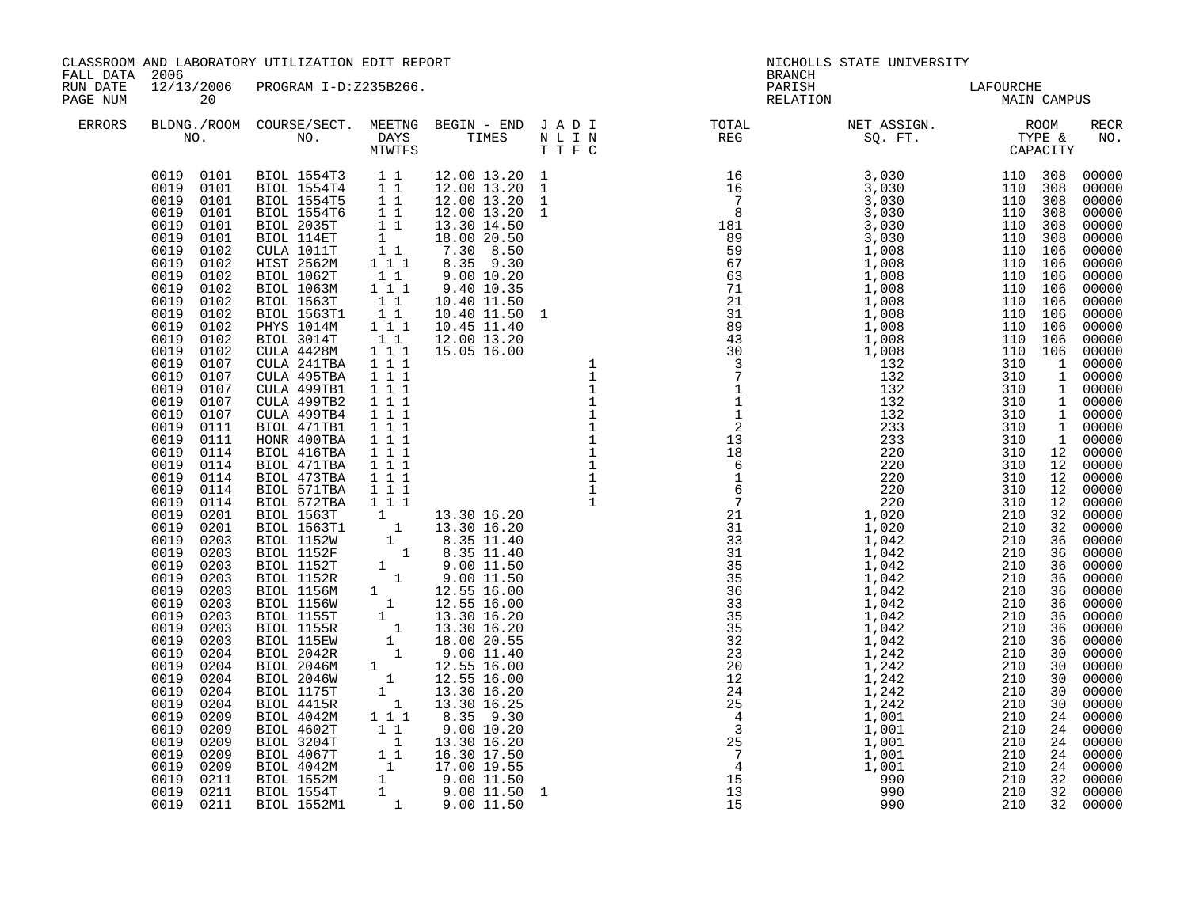CLASSROOM AND LABORATORY UTILIZATION EDIT REPORT

FALL DATA 2006
RUN DATE 12/13/2006 PROGRAM I-D:Z235B266.
PAGE NUM 20

NICHOLLS STATE UNIVERSITY
BRANCH
PARISH LAFOURCHE
RELATION MAIN CAMPUS

| ERRORS | BLDNG./ROOM NO. | COURSE/SECT. NO. | MEETNG DAYS MTWTFS | BEGIN - END TIMES | J A D I N L I N T T F C | TOTAL REG | NET ASSIGN. SQ. FT. | ROOM TYPE & CAPACITY | RECR NO. |
|---|---|---|---|---|---|---|---|---|---|
| | 0019 0101 | BIOL 1554T3 | 1 1 | 12.00 13.20 | 1 | 16 | 3,030 | 110 308 | 00000 |
| | 0019 0101 | BIOL 1554T4 | 1 1 | 12.00 13.20 | 1 | 16 | 3,030 | 110 308 | 00000 |
| | 0019 0101 | BIOL 1554T5 | 1 1 | 12.00 13.20 | 1 | 7 | 3,030 | 110 308 | 00000 |
| | 0019 0101 | BIOL 1554T6 | 1 1 | 12.00 13.20 | 1 | 8 | 3,030 | 110 308 | 00000 |
| | 0019 0101 | BIOL 2035T | 1 1 | 13.30 14.50 | | 181 | 3,030 | 110 308 | 00000 |
| | 0019 0101 | BIOL 114ET | 1 | 18.00 20.50 | | 89 | 3,030 | 110 308 | 00000 |
| | 0019 0102 | CULA 1011T | 1 1 | 7.30 8.50 | | 59 | 1,008 | 110 106 | 00000 |
| | 0019 0102 | HIST 2562M | 1 1 1 | 8.35 9.30 | | 67 | 1,008 | 110 106 | 00000 |
| | 0019 0102 | BIOL 1062T | 1 1 | 9.00 10.20 | | 63 | 1,008 | 110 106 | 00000 |
| | 0019 0102 | BIOL 1063M | 1 1 1 | 9.40 10.35 | | 71 | 1,008 | 110 106 | 00000 |
| | 0019 0102 | BIOL 1563T | 1 1 | 10.40 11.50 | | 21 | 1,008 | 110 106 | 00000 |
| | 0019 0102 | BIOL 1563T1 | 1 1 | 10.40 11.50 | 1 | 31 | 1,008 | 110 106 | 00000 |
| | 0019 0102 | PHYS 1014M | 1 1 1 | 10.45 11.40 | | 89 | 1,008 | 110 106 | 00000 |
| | 0019 0102 | BIOL 3014T | 1 1 | 12.00 13.20 | | 43 | 1,008 | 110 106 | 00000 |
| | 0019 0102 | CULA 4428M | 1 1 1 | 15.05 16.00 | | 30 | 1,008 | 110 106 | 00000 |
| | 0019 0107 | CULA 241TBA | 1 1 1 | | 1 | 3 | 132 | 310 1 | 00000 |
| | 0019 0107 | CULA 495TBA | 1 1 1 | | 1 | 7 | 132 | 310 1 | 00000 |
| | 0019 0107 | CULA 499TB1 | 1 1 1 | | 1 | 1 | 132 | 310 1 | 00000 |
| | 0019 0107 | CULA 499TB2 | 1 1 1 | | 1 | 1 | 132 | 310 1 | 00000 |
| | 0019 0107 | CULA 499TB4 | 1 1 1 | | 1 | 1 | 132 | 310 1 | 00000 |
| | 0019 0111 | BIOL 471TB1 | 1 1 1 | | 1 | 2 | 233 | 310 1 | 00000 |
| | 0019 0111 | HONR 400TBA | 1 1 1 | | 1 | 13 | 233 | 310 1 | 00000 |
| | 0019 0114 | BIOL 416TBA | 1 1 1 | | 1 | 18 | 220 | 310 12 | 00000 |
| | 0019 0114 | BIOL 471TBA | 1 1 1 | | 1 | 6 | 220 | 310 12 | 00000 |
| | 0019 0114 | BIOL 473TBA | 1 1 1 | | 1 | 1 | 220 | 310 12 | 00000 |
| | 0019 0114 | BIOL 571TBA | 1 1 1 | | 1 | 6 | 220 | 310 12 | 00000 |
| | 0019 0114 | BIOL 572TBA | 1 1 1 | | 1 | 7 | 220 | 310 12 | 00000 |
| | 0019 0201 | BIOL 1563T | 1 | 13.30 16.20 | | 21 | 1,020 | 210 32 | 00000 |
| | 0019 0201 | BIOL 1563T1 | 1 | 13.30 16.20 | | 31 | 1,020 | 210 32 | 00000 |
| | 0019 0203 | BIOL 1152W | 1 | 8.35 11.40 | | 33 | 1,042 | 210 36 | 00000 |
| | 0019 0203 | BIOL 1152F | 1 | 8.35 11.40 | | 31 | 1,042 | 210 36 | 00000 |
| | 0019 0203 | BIOL 1152T | 1 | 9.00 11.50 | | 35 | 1,042 | 210 36 | 00000 |
| | 0019 0203 | BIOL 1152R | 1 | 9.00 11.50 | | 35 | 1,042 | 210 36 | 00000 |
| | 0019 0203 | BIOL 1156M | 1 | 12.55 16.00 | | 36 | 1,042 | 210 36 | 00000 |
| | 0019 0203 | BIOL 1156W | 1 | 12.55 16.00 | | 33 | 1,042 | 210 36 | 00000 |
| | 0019 0203 | BIOL 1155T | 1 | 13.30 16.20 | | 35 | 1,042 | 210 36 | 00000 |
| | 0019 0203 | BIOL 1155R | 1 | 13.30 16.20 | | 35 | 1,042 | 210 36 | 00000 |
| | 0019 0203 | BIOL 115EW | 1 | 18.00 20.55 | | 32 | 1,042 | 210 36 | 00000 |
| | 0019 0204 | BIOL 2042R | 1 | 9.00 11.40 | | 23 | 1,242 | 210 30 | 00000 |
| | 0019 0204 | BIOL 2046M | 1 | 12.55 16.00 | | 20 | 1,242 | 210 30 | 00000 |
| | 0019 0204 | BIOL 2046W | 1 | 12.55 16.00 | | 12 | 1,242 | 210 30 | 00000 |
| | 0019 0204 | BIOL 1175T | 1 | 13.30 16.20 | | 24 | 1,242 | 210 30 | 00000 |
| | 0019 0204 | BIOL 4415R | 1 | 13.30 16.25 | | 25 | 1,242 | 210 30 | 00000 |
| | 0019 0209 | BIOL 4042M | 1 1 1 | 8.35 9.30 | | 4 | 1,001 | 210 24 | 00000 |
| | 0019 0209 | BIOL 4602T | 1 1 | 9.00 10.20 | | 3 | 1,001 | 210 24 | 00000 |
| | 0019 0209 | BIOL 3204T | 1 | 13.30 16.20 | | 25 | 1,001 | 210 24 | 00000 |
| | 0019 0209 | BIOL 4067T | 1 1 | 16.30 17.50 | | 7 | 1,001 | 210 24 | 00000 |
| | 0019 0209 | BIOL 4042M | 1 | 17.00 19.55 | | 4 | 1,001 | 210 24 | 00000 |
| | 0019 0211 | BIOL 1552M | 1 | 9.00 11.50 | | 15 | 990 | 210 32 | 00000 |
| | 0019 0211 | BIOL 1554T | 1 | 9.00 11.50 | 1 | 13 | 990 | 210 32 | 00000 |
| | 0019 0211 | BIOL 1552M1 | 1 | 9.00 11.50 | | 15 | 990 | 210 32 | 00000 |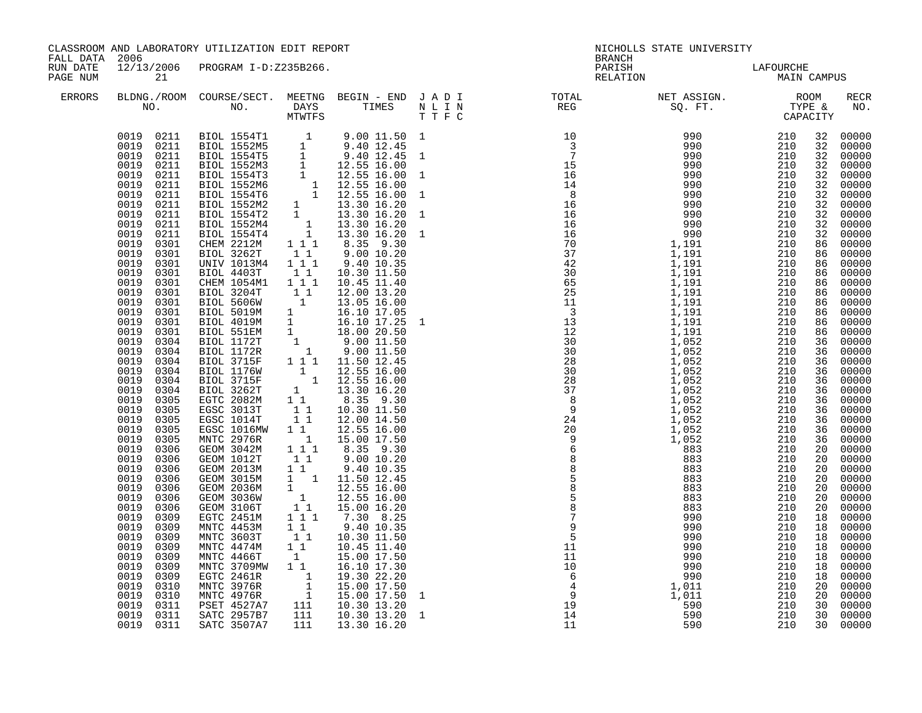CLASSROOM AND LABORATORY UTILIZATION EDIT REPORT
FALL DATA 2006
RUN DATE 12/13/2006 PROGRAM I-D:Z235B266.

NICHOLLS STATE UNIVERSITY
BRANCH
PARISH LAFOURCHE
RELATION MAIN CAMPUS

| ERRORS | BLDG. NO. | ROOM NO. | COURSE/SECT. NO. | M | T | W | T | F | S | BEGIN TIMES | END TIMES | J | A | D | I | TOTAL REG | NET ASSIGN. SQ. FT. | ROOM TYPE | CAPACITY | RECR NO. |
|---|---|---|---|---|---|---|---|---|---|---|---|---|---|---|---|---|---|---|---|---|
| | 0019 | 0211 | BIOL 1554T1 | | | 1 | | | | 9.00 | 11.50 | 1 | | | | 10 | 990 | 210 | 32 | 00000 |
| | 0019 | 0211 | BIOL 1552M5 | 1 | | | | | | 9.40 | 12.45 | | | | | 3 | 990 | 210 | 32 | 00000 |
| | 0019 | 0211 | BIOL 1554T5 | 1 | | | | | | 9.40 | 12.45 | 1 | | | | 7 | 990 | 210 | 32 | 00000 |
| | 0019 | 0211 | BIOL 1552M3 | 1 | | | | | | 12.55 | 16.00 | | | | | 15 | 990 | 210 | 32 | 00000 |
| | 0019 | 0211 | BIOL 1554T3 | 1 | | | | | | 12.55 | 16.00 | 1 | | | | 16 | 990 | 210 | 32 | 00000 |
| | 0019 | 0211 | BIOL 1552M6 | | | | | 1 | | 12.55 | 16.00 | | | | | 14 | 990 | 210 | 32 | 00000 |
| | 0019 | 0211 | BIOL 1554T6 | | | | | 1 | | 12.55 | 16.00 | 1 | | | | 8 | 990 | 210 | 32 | 00000 |
| | 0019 | 0211 | BIOL 1552M2 | 1 | | | | | | 13.30 | 16.20 | | | | | 16 | 990 | 210 | 32 | 00000 |
| | 0019 | 0211 | BIOL 1554T2 | 1 | | | | | | 13.30 | 16.20 | 1 | | | | 16 | 990 | 210 | 32 | 00000 |
| | 0019 | 0211 | BIOL 1552M4 | | | | 1 | | | 13.30 | 16.20 | | | | | 16 | 990 | 210 | 32 | 00000 |
| | 0019 | 0211 | BIOL 1554T4 | | | | 1 | | | 13.30 | 16.20 | 1 | | | | 16 | 990 | 210 | 32 | 00000 |
| | 0019 | 0301 | CHEM 2212M | 1 | | 1 | | 1 | | 8.35 | 9.30 | | | | | 70 | 1,191 | 210 | 86 | 00000 |
| | 0019 | 0301 | BIOL 3262T | | 1 | | 1 | | | 9.00 | 10.20 | | | | | 37 | 1,191 | 210 | 86 | 00000 |
| | 0019 | 0301 | UNIV 1013M4 | 1 | | 1 | | 1 | | 9.40 | 10.35 | | | | | 42 | 1,191 | 210 | 86 | 00000 |
| | 0019 | 0301 | BIOL 4403T | | 1 | | 1 | | | 10.30 | 11.50 | | | | | 30 | 1,191 | 210 | 86 | 00000 |
| | 0019 | 0301 | CHEM 1054M1 | 1 | | 1 | | 1 | | 10.45 | 11.40 | | | | | 65 | 1,191 | 210 | 86 | 00000 |
| | 0019 | 0301 | BIOL 3204T | | 1 | | 1 | | | 12.00 | 13.20 | | | | | 25 | 1,191 | 210 | 86 | 00000 |
| | 0019 | 0301 | BIOL 5606W | | | 1 | | | | 13.05 | 16.00 | | | | | 11 | 1,191 | 210 | 86 | 00000 |
| | 0019 | 0301 | BIOL 5019M | 1 | | | | | | 16.10 | 17.05 | | | | | 3 | 1,191 | 210 | 86 | 00000 |
| | 0019 | 0301 | BIOL 4019M | 1 | | | | | | 16.10 | 17.25 | 1 | | | | 13 | 1,191 | 210 | 86 | 00000 |
| | 0019 | 0301 | BIOL 551EM | 1 | | | | | | 18.00 | 20.50 | | | | | 12 | 1,191 | 210 | 86 | 00000 |
| | 0019 | 0304 | BIOL 1172T | | 1 | | | | | 9.00 | 11.50 | | | | | 30 | 1,052 | 210 | 36 | 00000 |
| | 0019 | 0304 | BIOL 1172R | | | | 1 | | | 9.00 | 11.50 | | | | | 30 | 1,052 | 210 | 36 | 00000 |
| | 0019 | 0304 | BIOL 3715F | 1 | | 1 | | 1 | | 11.50 | 12.45 | | | | | 28 | 1,052 | 210 | 36 | 00000 |
| | 0019 | 0304 | BIOL 1176W | | | 1 | | | | 12.55 | 16.00 | | | | | 30 | 1,052 | 210 | 36 | 00000 |
| | 0019 | 0304 | BIOL 3715F | | | | | 1 | | 12.55 | 16.00 | | | | | 28 | 1,052 | 210 | 36 | 00000 |
| | 0019 | 0304 | BIOL 3262T | | 1 | | | | | 13.30 | 16.20 | | | | | 37 | 1,052 | 210 | 36 | 00000 |
| | 0019 | 0305 | EGTC 2082M | 1 | 1 | | | | | 8.35 | 9.30 | | | | | 8 | 1,052 | 210 | 36 | 00000 |
| | 0019 | 0305 | EGSC 3013T | | 1 | | 1 | | | 10.30 | 11.50 | | | | | 9 | 1,052 | 210 | 36 | 00000 |
| | 0019 | 0305 | EGSC 1014T | | 1 | | 1 | | | 12.00 | 14.50 | | | | | 24 | 1,052 | 210 | 36 | 00000 |
| | 0019 | 0305 | EGSC 1016MW | 1 | 1 | | | | | 12.55 | 16.00 | | | | | 20 | 1,052 | 210 | 36 | 00000 |
| | 0019 | 0305 | MNTC 2976R | | | | 1 | | | 15.00 | 17.50 | | | | | 9 | 1,052 | 210 | 36 | 00000 |
| | 0019 | 0306 | GEOM 3042M | 1 | | 1 | | 1 | | 8.35 | 9.30 | | | | | 6 | 883 | 210 | 20 | 00000 |
| | 0019 | 0306 | GEOM 1012T | | 1 | | 1 | | | 9.00 | 10.20 | | | | | 8 | 883 | 210 | 20 | 00000 |
| | 0019 | 0306 | GEOM 2013M | 1 | 1 | | | | | 9.40 | 10.35 | | | | | 8 | 883 | 210 | 20 | 00000 |
| | 0019 | 0306 | GEOM 3015M | 1 | | 1 | | | | 11.50 | 12.45 | | | | | 5 | 883 | 210 | 20 | 00000 |
| | 0019 | 0306 | GEOM 2036M | 1 | | | | | | 12.55 | 16.00 | | | | | 8 | 883 | 210 | 20 | 00000 |
| | 0019 | 0306 | GEOM 3036W | | | 1 | | | | 12.55 | 16.00 | | | | | 5 | 883 | 210 | 20 | 00000 |
| | 0019 | 0306 | GEOM 3106T | | 1 | | 1 | | | 15.00 | 16.20 | | | | | 8 | 883 | 210 | 20 | 00000 |
| | 0019 | 0309 | EGTC 2451M | 1 | | 1 | | 1 | | 7.30 | 8.25 | | | | | 7 | 990 | 210 | 18 | 00000 |
| | 0019 | 0309 | MNTC 4453M | 1 | 1 | | | | | 9.40 | 10.35 | | | | | 9 | 990 | 210 | 18 | 00000 |
| | 0019 | 0309 | MNTC 3603T | | 1 | | 1 | | | 10.30 | 11.50 | | | | | 5 | 990 | 210 | 18 | 00000 |
| | 0019 | 0309 | MNTC 4474M | 1 | 1 | | | | | 10.45 | 11.40 | | | | | 11 | 990 | 210 | 18 | 00000 |
| | 0019 | 0309 | MNTC 4466T | | 1 | | | | | 15.00 | 17.50 | | | | | 11 | 990 | 210 | 18 | 00000 |
| | 0019 | 0309 | MNTC 3709MW | 1 | 1 | | | | | 16.10 | 17.30 | | | | | 10 | 990 | 210 | 18 | 00000 |
| | 0019 | 0309 | EGTC 2461R | | | | 1 | | | 19.30 | 22.20 | | | | | 6 | 990 | 210 | 18 | 00000 |
| | 0019 | 0310 | MNTC 3976R | | | | 1 | | | 15.00 | 17.50 | | | | | 4 | 1,011 | 210 | 20 | 00000 |
| | 0019 | 0310 | MNTC 4976R | | | | 1 | | | 15.00 | 17.50 | 1 | | | | 9 | 1,011 | 210 | 20 | 00000 |
| | 0019 | 0311 | PSET 4527A7 | 1 | 1 | 1 | | | | 10.30 | 13.20 | | | | | 19 | 590 | 210 | 30 | 00000 |
| | 0019 | 0311 | SATC 2957B7 | 1 | 1 | 1 | | | | 10.30 | 13.20 | 1 | | | | 14 | 590 | 210 | 30 | 00000 |
| | 0019 | 0311 | SATC 3507A7 | 1 | 1 | 1 | | | | 13.30 | 16.20 | | | | | 11 | 590 | 210 | 30 | 00000 |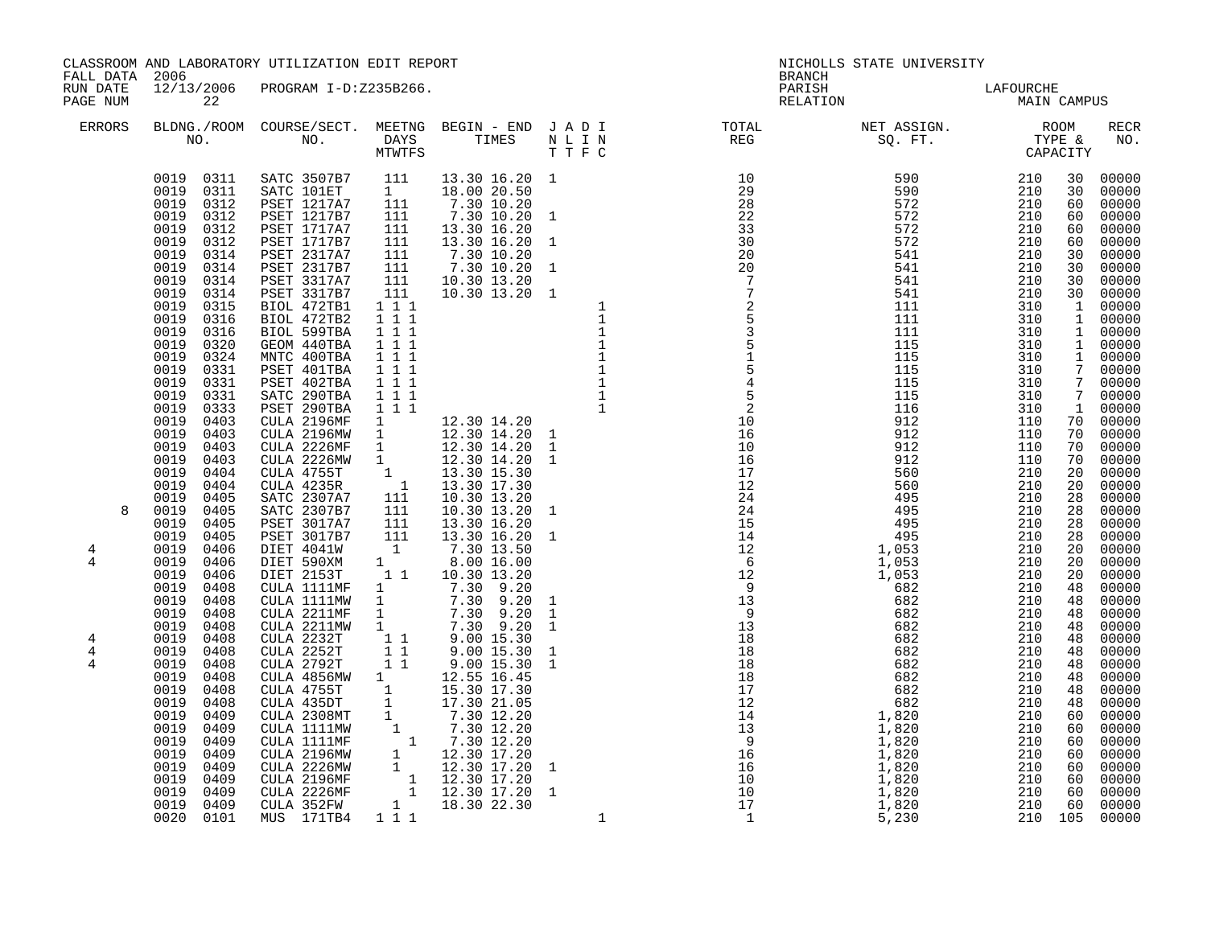CLASSROOM AND LABORATORY UTILIZATION EDIT REPORT
FALL DATA 2006
RUN DATE 12/13/2006 PROGRAM I-D:Z235B266.
PAGE NUM 22

NICHOLLS STATE UNIVERSITY
BRANCH
PARISH LAFOURCHE
RELATION MAIN CAMPUS

| ERRORS | BLDNG./ROOM NO. | COURSE/SECT. NO. | MEETNG DAYS MTWTFS | BEGIN - END TIMES | J T | A T | D F | I C | TOTAL REG | NET ASSIGN. SQ. FT. | ROOM TYPE & CAPACITY | | RECR NO. |
|---|---|---|---|---|---|---|---|---|---|---|---|---|---|
| | 0019 0311 | SATC 3507B7 | 111 | 13.30 16.20 | 1 | | | | 10 | 590 | 210 | 30 | 00000 |
| | 0019 0311 | SATC 101ET | 1 | 18.00 20.50 | | | | | 29 | 590 | 210 | 30 | 00000 |
| | 0019 0312 | PSET 1217A7 | 111 | 7.30 10.20 | | | | | 28 | 572 | 210 | 60 | 00000 |
| | 0019 0312 | PSET 1217B7 | 111 | 7.30 10.20 | 1 | | | | 22 | 572 | 210 | 60 | 00000 |
| | 0019 0312 | PSET 1717A7 | 111 | 13.30 16.20 | | | | | 33 | 572 | 210 | 60 | 00000 |
| | 0019 0312 | PSET 1717B7 | 111 | 13.30 16.20 | 1 | | | | 30 | 572 | 210 | 60 | 00000 |
| | 0019 0314 | PSET 2317A7 | 111 | 7.30 10.20 | | | | | 20 | 541 | 210 | 30 | 00000 |
| | 0019 0314 | PSET 2317B7 | 111 | 7.30 10.20 | 1 | | | | 20 | 541 | 210 | 30 | 00000 |
| | 0019 0314 | PSET 3317A7 | 111 | 10.30 13.20 | | | | | 7 | 541 | 210 | 30 | 00000 |
| | 0019 0314 | PSET 3317B7 | 111 | 10.30 13.20 | 1 | | | | 7 | 541 | 210 | 30 | 00000 |
| | 0019 0315 | BIOL 472TB1 | 1 1 1 | | | | | 1 | 2 | 111 | 310 | 1 | 00000 |
| | 0019 0316 | BIOL 472TB2 | 1 1 1 | | | | | 1 | 5 | 111 | 310 | 1 | 00000 |
| | 0019 0316 | BIOL 599TBA | 1 1 1 | | | | | 1 | 3 | 111 | 310 | 1 | 00000 |
| | 0019 0320 | GEOM 440TBA | 1 1 1 | | | | | 1 | 5 | 115 | 310 | 1 | 00000 |
| | 0019 0324 | MNTC 400TBA | 1 1 1 | | | | | 1 | 1 | 115 | 310 | 1 | 00000 |
| | 0019 0331 | PSET 401TBA | 1 1 1 | | | | | 1 | 5 | 115 | 310 | 7 | 00000 |
| | 0019 0331 | PSET 402TBA | 1 1 1 | | | | | 1 | 4 | 115 | 310 | 7 | 00000 |
| | 0019 0331 | SATC 290TBA | 1 1 1 | | | | | 1 | 5 | 115 | 310 | 7 | 00000 |
| | 0019 0333 | PSET 290TBA | 1 1 1 | | | | | 1 | 2 | 116 | 310 | 1 | 00000 |
| | 0019 0403 | CULA 2196MF | 1 | 12.30 14.20 | | | | | 10 | 912 | 110 | 70 | 00000 |
| | 0019 0403 | CULA 2196MW | 1 | 12.30 14.20 | 1 | | | | 16 | 912 | 110 | 70 | 00000 |
| | 0019 0403 | CULA 2226MF | 1 | 12.30 14.20 | 1 | | | | 10 | 912 | 110 | 70 | 00000 |
| | 0019 0403 | CULA 2226MW | 1 | 12.30 14.20 | 1 | | | | 16 | 912 | 110 | 70 | 00000 |
| | 0019 0404 | CULA 4755T | 1 | 13.30 15.30 | | | | | 17 | 560 | 210 | 20 | 00000 |
| | 0019 0404 | CULA 4235R | 1 | 13.30 17.30 | | | | | 12 | 560 | 210 | 20 | 00000 |
| | 0019 0405 | SATC 2307A7 | 111 | 10.30 13.20 | | | | | 24 | 495 | 210 | 28 | 00000 |
| 8 | 0019 0405 | SATC 2307B7 | 111 | 10.30 13.20 | 1 | | | | 24 | 495 | 210 | 28 | 00000 |
| | 0019 0405 | PSET 3017A7 | 111 | 13.30 16.20 | | | | | 15 | 495 | 210 | 28 | 00000 |
| | 0019 0405 | PSET 3017B7 | 111 | 13.30 16.20 | 1 | | | | 14 | 495 | 210 | 28 | 00000 |
| 4 | 0019 0406 | DIET 4041W | 1 | 7.30 13.50 | | | | | 12 | 1,053 | 210 | 20 | 00000 |
| 4 | 0019 0406 | DIET 590XM | 1 | 8.00 16.00 | | | | | 6 | 1,053 | 210 | 20 | 00000 |
| | 0019 0406 | DIET 2153T | 1 1 | 10.30 13.20 | | | | | 12 | 1,053 | 210 | 20 | 00000 |
| | 0019 0408 | CULA 1111MF | 1 | 7.30 9.20 | | | | | 9 | 682 | 210 | 48 | 00000 |
| | 0019 0408 | CULA 1111MW | 1 | 7.30 9.20 | 1 | | | | 13 | 682 | 210 | 48 | 00000 |
| | 0019 0408 | CULA 2211MF | 1 | 7.30 9.20 | 1 | | | | 9 | 682 | 210 | 48 | 00000 |
| | 0019 0408 | CULA 2211MW | 1 | 7.30 9.20 | 1 | | | | 13 | 682 | 210 | 48 | 00000 |
| 4 | 0019 0408 | CULA 2232T | 1 1 | 9.00 15.30 | | | | | 18 | 682 | 210 | 48 | 00000 |
| 4 | 0019 0408 | CULA 2252T | 1 1 | 9.00 15.30 | 1 | | | | 18 | 682 | 210 | 48 | 00000 |
| 4 | 0019 0408 | CULA 2792T | 1 1 | 9.00 15.30 | 1 | | | | 18 | 682 | 210 | 48 | 00000 |
| | 0019 0408 | CULA 4856MW | 1 | 12.55 16.45 | | | | | 18 | 682 | 210 | 48 | 00000 |
| | 0019 0408 | CULA 4755T | 1 | 15.30 17.30 | | | | | 17 | 682 | 210 | 48 | 00000 |
| | 0019 0408 | CULA 435DT | 1 | 17.30 21.05 | | | | | 12 | 682 | 210 | 48 | 00000 |
| | 0019 0409 | CULA 2308MT | 1 | 7.30 12.20 | | | | | 14 | 1,820 | 210 | 60 | 00000 |
| | 0019 0409 | CULA 1111MW | 1 | 7.30 12.20 | | | | | 13 | 1,820 | 210 | 60 | 00000 |
| | 0019 0409 | CULA 1111MF | 1 | 7.30 12.20 | | | | | 9 | 1,820 | 210 | 60 | 00000 |
| | 0019 0409 | CULA 2196MW | 1 | 12.30 17.20 | | | | | 16 | 1,820 | 210 | 60 | 00000 |
| | 0019 0409 | CULA 2226MW | 1 | 12.30 17.20 | 1 | | | | 16 | 1,820 | 210 | 60 | 00000 |
| | 0019 0409 | CULA 2196MF | 1 | 12.30 17.20 | | | | | 10 | 1,820 | 210 | 60 | 00000 |
| | 0019 0409 | CULA 2226MF | 1 | 12.30 17.20 | 1 | | | | 10 | 1,820 | 210 | 60 | 00000 |
| | 0019 0409 | CULA 352FW | 1 | 18.30 22.30 | | | | | 17 | 1,820 | 210 | 60 | 00000 |
| | 0020 0101 | MUS 171TB4 | 1 1 1 | | | | | 1 | 1 | 5,230 | 210 | 105 | 00000 |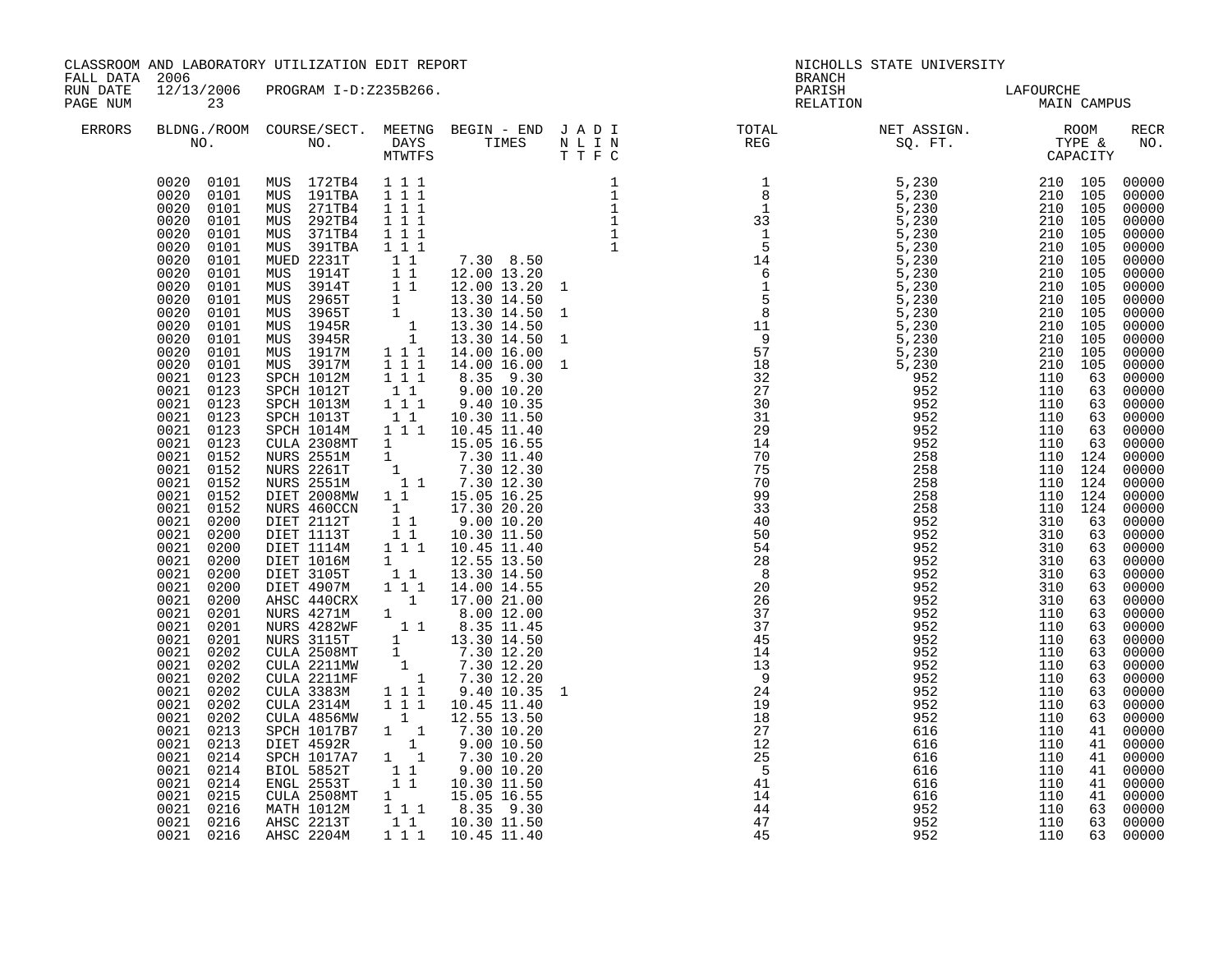CLASSROOM AND LABORATORY UTILIZATION EDIT REPORT
FALL DATA 2006
RUN DATE 12/13/2006 PROGRAM I-D:Z235B266.

NICHOLLS STATE UNIVERSITY
BRANCH
PARISH LAFOURCHE
RELATION MAIN CAMPUS

| ERRORS | BLDG. NO. | ROOM NO. | COURSE/SECT. NO. | M | T | W | T | F | S | BEGIN TIME | END TIME | J (NLTT) | A (LTF) | D (IFC) | I (NFC) | TOTAL REG | NET ASSIGN. SQ. FT. | ROOM TYPE | CAPACITY | RECR NO. |
|---|---|---|---|---|---|---|---|---|---|---|---|---|---|---|---|---|---|---|---|---|
| | 0020 | 0101 | MUS 172TB4 | 1 | | 1 | | 1 | | | | | | | 1 | 1 | 5,230 | 210 | 105 | 00000 |
| | 0020 | 0101 | MUS 191TBA | 1 | | 1 | | 1 | | | | | | | 1 | 8 | 5,230 | 210 | 105 | 00000 |
| | 0020 | 0101 | MUS 271TB4 | 1 | | 1 | | 1 | | | | | | | 1 | 1 | 5,230 | 210 | 105 | 00000 |
| | 0020 | 0101 | MUS 292TB4 | 1 | | 1 | | 1 | | | | | | | 1 | 33 | 5,230 | 210 | 105 | 00000 |
| | 0020 | 0101 | MUS 371TB4 | 1 | | 1 | | 1 | | | | | | | 1 | 1 | 5,230 | 210 | 105 | 00000 |
| | 0020 | 0101 | MUS 391TBA | 1 | | 1 | | 1 | | | | | | | 1 | 5 | 5,230 | 210 | 105 | 00000 |
| | 0020 | 0101 | MUED 2231T | | 1 | | 1 | | | 7.30 | 8.50 | | | | | 14 | 5,230 | 210 | 105 | 00000 |
| | 0020 | 0101 | MUS 1914T | | 1 | | 1 | | | 12.00 | 13.20 | | | | | 6 | 5,230 | 210 | 105 | 00000 |
| | 0020 | 0101 | MUS 3914T | | 1 | | 1 | | | 12.00 | 13.20 | 1 | | | | 1 | 5,230 | 210 | 105 | 00000 |
| | 0020 | 0101 | MUS 2965T | 1 | | | | | | 13.30 | 14.50 | | | | | 5 | 5,230 | 210 | 105 | 00000 |
| | 0020 | 0101 | MUS 3965T | 1 | | | | | | 13.30 | 14.50 | 1 | | | | 8 | 5,230 | 210 | 105 | 00000 |
| | 0020 | 0101 | MUS 1945R | | | | 1 | | | 13.30 | 14.50 | | | | | 11 | 5,230 | 210 | 105 | 00000 |
| | 0020 | 0101 | MUS 3945R | | | | 1 | | | 13.30 | 14.50 | 1 | | | | 9 | 5,230 | 210 | 105 | 00000 |
| | 0020 | 0101 | MUS 1917M | 1 | | 1 | | 1 | | 14.00 | 16.00 | | | | | 57 | 5,230 | 210 | 105 | 00000 |
| | 0020 | 0101 | MUS 3917M | 1 | | 1 | | 1 | | 14.00 | 16.00 | 1 | | | | 18 | 5,230 | 210 | 105 | 00000 |
| | 0021 | 0123 | SPCH 1012M | 1 | | 1 | | 1 | | 8.35 | 9.30 | | | | | 32 | 952 | 110 | 63 | 00000 |
| | 0021 | 0123 | SPCH 1012T | | 1 | | 1 | | | 9.00 | 10.20 | | | | | 27 | 952 | 110 | 63 | 00000 |
| | 0021 | 0123 | SPCH 1013M | 1 | | 1 | | 1 | | 9.40 | 10.35 | | | | | 30 | 952 | 110 | 63 | 00000 |
| | 0021 | 0123 | SPCH 1013T | | 1 | | 1 | | | 10.30 | 11.50 | | | | | 31 | 952 | 110 | 63 | 00000 |
| | 0021 | 0123 | SPCH 1014M | 1 | | 1 | | 1 | | 10.45 | 11.40 | | | | | 29 | 952 | 110 | 63 | 00000 |
| | 0021 | 0123 | CULA 2308MT | 1 | | | | | | 15.05 | 16.55 | | | | | 14 | 952 | 110 | 63 | 00000 |
| | 0021 | 0152 | NURS 2551M | 1 | | | | | | 7.30 | 11.40 | | | | | 70 | 258 | 110 | 124 | 00000 |
| | 0021 | 0152 | NURS 2261T | | 1 | | | | | 7.30 | 12.30 | | | | | 75 | 258 | 110 | 124 | 00000 |
| | 0021 | 0152 | NURS 2551M | | | 1 | | 1 | | 7.30 | 12.30 | | | | | 70 | 258 | 110 | 124 | 00000 |
| | 0021 | 0152 | DIET 2008MW | 1 | | 1 | | | | 15.05 | 16.25 | | | | | 99 | 258 | 110 | 124 | 00000 |
| | 0021 | 0152 | NURS 460CCN | | 1 | | | | | 17.30 | 20.20 | | | | | 33 | 258 | 110 | 124 | 00000 |
| | 0021 | 0200 | DIET 2112T | | 1 | | 1 | | | 9.00 | 10.20 | | | | | 40 | 952 | 310 | 63 | 00000 |
| | 0021 | 0200 | DIET 1113T | | 1 | | 1 | | | 10.30 | 11.50 | | | | | 50 | 952 | 310 | 63 | 00000 |
| | 0021 | 0200 | DIET 1114M | 1 | | 1 | | 1 | | 10.45 | 11.40 | | | | | 54 | 952 | 310 | 63 | 00000 |
| | 0021 | 0200 | DIET 1016M | 1 | | | | | | 12.55 | 13.50 | | | | | 28 | 952 | 310 | 63 | 00000 |
| | 0021 | 0200 | DIET 3105T | | 1 | | 1 | | | 13.30 | 14.50 | | | | | 8 | 952 | 310 | 63 | 00000 |
| | 0021 | 0200 | DIET 4907M | 1 | | 1 | | 1 | | 14.00 | 14.55 | | | | | 20 | 952 | 310 | 63 | 00000 |
| | 0021 | 0200 | AHSC 440CRX | | | | 1 | | | 17.00 | 21.00 | | | | | 26 | 952 | 310 | 63 | 00000 |
| | 0021 | 0201 | NURS 4271M | 1 | | | | | | 8.00 | 12.00 | | | | | 37 | 952 | 110 | 63 | 00000 |
| | 0021 | 0201 | NURS 4282WF | | | 1 | | 1 | | 8.35 | 11.45 | | | | | 37 | 952 | 110 | 63 | 00000 |
| | 0021 | 0201 | NURS 3115T | | 1 | | | | | 13.30 | 14.50 | | | | | 45 | 952 | 110 | 63 | 00000 |
| | 0021 | 0202 | CULA 2508MT | 1 | | | | | | 7.30 | 12.20 | | | | | 14 | 952 | 110 | 63 | 00000 |
| | 0021 | 0202 | CULA 2211MW | | | 1 | | | | 7.30 | 12.20 | | | | | 13 | 952 | 110 | 63 | 00000 |
| | 0021 | 0202 | CULA 2211MF | | | | | 1 | | 7.30 | 12.20 | | | | | 9 | 952 | 110 | 63 | 00000 |
| | 0021 | 0202 | CULA 3383M | 1 | | 1 | | 1 | | 9.40 | 10.35 | 1 | | | | 24 | 952 | 110 | 63 | 00000 |
| | 0021 | 0202 | CULA 2314M | 1 | | 1 | | 1 | | 10.45 | 11.40 | | | | | 19 | 952 | 110 | 63 | 00000 |
| | 0021 | 0202 | CULA 4856MW | | | 1 | | | | 12.55 | 13.50 | | | | | 18 | 952 | 110 | 63 | 00000 |
| | 0021 | 0213 | SPCH 1017B7 | 1 | | 1 | | | | 7.30 | 10.20 | | | | | 27 | 616 | 110 | 41 | 00000 |
| | 0021 | 0213 | DIET 4592R | | | | 1 | | | 9.00 | 10.50 | | | | | 12 | 616 | 110 | 41 | 00000 |
| | 0021 | 0214 | SPCH 1017A7 | 1 | | 1 | | | | 7.30 | 10.20 | | | | | 25 | 616 | 110 | 41 | 00000 |
| | 0021 | 0214 | BIOL 5852T | | 1 | | 1 | | | 9.00 | 10.20 | | | | | 5 | 616 | 110 | 41 | 00000 |
| | 0021 | 0214 | ENGL 2553T | | 1 | | 1 | | | 10.30 | 11.50 | | | | | 41 | 616 | 110 | 41 | 00000 |
| | 0021 | 0215 | CULA 2508MT | 1 | | | | | | 15.05 | 16.55 | | | | | 14 | 616 | 110 | 41 | 00000 |
| | 0021 | 0216 | MATH 1012M | 1 | | 1 | | 1 | | 8.35 | 9.30 | | | | | 44 | 952 | 110 | 63 | 00000 |
| | 0021 | 0216 | AHSC 2213T | | 1 | | 1 | | | 10.30 | 11.50 | | | | | 47 | 952 | 110 | 63 | 00000 |
| | 0021 | 0216 | AHSC 2204M | 1 | | 1 | | 1 | | 10.45 | 11.40 | | | | | 45 | 952 | 110 | 63 | 00000 |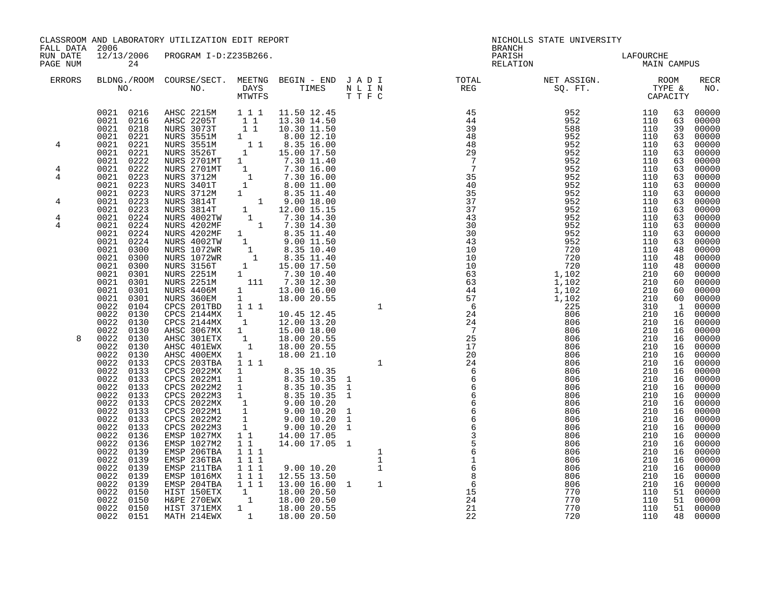CLASSROOM AND LABORATORY UTILIZATION EDIT REPORT
FALL DATA 2006
RUN DATE 12/13/2006 PROGRAM I-D:Z235B266.

NICHOLLS STATE UNIVERSITY
BRANCH
PARISH LAFOURCHE
RELATION MAIN CAMPUS

| ERRORS | BLDG. NO. | ROOM NO. | COURSE/SECT. NO. | M | T | W | T | F | S | BEGIN | END | J | A | D | I | TOTAL REG | NET ASSIGN. SQ. FT. | ROOM TYPE | CAPACITY | RECR NO. |
|---|---|---|---|---|---|---|---|---|---|---|---|---|---|---|---|---|---|---|---|---|
| | 0021 | 0216 | AHSC 2215M | 1 | | 1 | | 1 | | 11.50 | 12.45 | | | | | 45 | 952 | 110 | 63 | 00000 |
| | 0021 | 0216 | AHSC 2205T | | 1 | | 1 | | | 13.30 | 14.50 | | | | | 44 | 952 | 110 | 63 | 00000 |
| | 0021 | 0218 | NURS 3073T | | 1 | | 1 | | | 10.30 | 11.50 | | | | | 39 | 588 | 110 | 39 | 00000 |
| | 0021 | 0221 | NURS 3551M | 1 | | | | | | 8.00 | 12.10 | | | | | 48 | 952 | 110 | 63 | 00000 |
| 4 | 0021 | 0221 | NURS 3551M | | 1 | | 1 | | | 8.35 | 16.00 | | | | | 48 | 952 | 110 | 63 | 00000 |
| | 0021 | 0221 | NURS 3526T | | 1 | | | | | 15.00 | 17.50 | | | | | 29 | 952 | 110 | 63 | 00000 |
| | 0021 | 0222 | NURS 2701MT | 1 | | | | | | 7.30 | 11.40 | | | | | 7 | 952 | 110 | 63 | 00000 |
| 4 | 0021 | 0222 | NURS 2701MT | | 1 | | | | | 7.30 | 16.00 | | | | | 7 | 952 | 110 | 63 | 00000 |
| 4 | 0021 | 0223 | NURS 3712M | | | 1 | | | | 7.30 | 16.00 | | | | | 35 | 952 | 110 | 63 | 00000 |
| | 0021 | 0223 | NURS 3401T | | 1 | | | | | 8.00 | 11.00 | | | | | 40 | 952 | 110 | 63 | 00000 |
| | 0021 | 0223 | NURS 3712M | 1 | | | | | | 8.35 | 11.40 | | | | | 35 | 952 | 110 | 63 | 00000 |
| 4 | 0021 | 0223 | NURS 3814T | | | | | 1 | | 9.00 | 18.00 | | | | | 37 | 952 | 110 | 63 | 00000 |
| | 0021 | 0223 | NURS 3814T | | 1 | | | | | 12.00 | 15.15 | | | | | 37 | 952 | 110 | 63 | 00000 |
| 4 | 0021 | 0224 | NURS 4002TW | | | 1 | | | | 7.30 | 14.30 | | | | | 43 | 952 | 110 | 63 | 00000 |
| 4 | 0021 | 0224 | NURS 4202MF | | | | | 1 | | 7.30 | 14.30 | | | | | 30 | 952 | 110 | 63 | 00000 |
| | 0021 | 0224 | NURS 4202MF | 1 | | | | | | 8.35 | 11.40 | | | | | 30 | 952 | 110 | 63 | 00000 |
| | 0021 | 0224 | NURS 4002TW | | 1 | | | | | 9.00 | 11.50 | | | | | 43 | 952 | 110 | 63 | 00000 |
| | 0021 | 0300 | NURS 1072WR | | | 1 | | | | 8.35 | 10.40 | | | | | 10 | 720 | 110 | 48 | 00000 |
| | 0021 | 0300 | NURS 1072WR | | | | 1 | | | 8.35 | 11.40 | | | | | 10 | 720 | 110 | 48 | 00000 |
| | 0021 | 0300 | NURS 3156T | | 1 | | | | | 15.00 | 17.50 | | | | | 10 | 720 | 110 | 48 | 00000 |
| | 0021 | 0301 | NURS 2251M | 1 | | | | | | 7.30 | 10.40 | | | | | 63 | 1,102 | 210 | 60 | 00000 |
| | 0021 | 0301 | NURS 2251M | | | 1 | 1 | 1 | | 7.30 | 12.30 | | | | | 63 | 1,102 | 210 | 60 | 00000 |
| | 0021 | 0301 | NURS 4406M | 1 | | | | | | 13.00 | 16.00 | | | | | 44 | 1,102 | 210 | 60 | 00000 |
| | 0021 | 0301 | NURS 360EM | 1 | | | | | | 18.00 | 20.55 | | | | | 57 | 1,102 | 210 | 60 | 00000 |
| | 0022 | 0104 | CPCS 201TBD | 1 | | 1 | | 1 | | | | | | | 1 | 6 | 225 | 310 | 1 | 00000 |
| | 0022 | 0130 | CPCS 2144MX | 1 | | | | | | 10.45 | 12.45 | | | | | 24 | 806 | 210 | 16 | 00000 |
| | 0022 | 0130 | CPCS 2144MX | | 1 | | | | | 12.00 | 13.20 | | | | | 24 | 806 | 210 | 16 | 00000 |
| | 0022 | 0130 | AHSC 3067MX | 1 | | | | | | 15.00 | 18.00 | | | | | 7 | 806 | 210 | 16 | 00000 |
| 8 | 0022 | 0130 | AHSC 301ETX | | 1 | | | | | 18.00 | 20.55 | | | | | 25 | 806 | 210 | 16 | 00000 |
| | 0022 | 0130 | AHSC 401EWX | | | 1 | | | | 18.00 | 20.55 | | | | | 17 | 806 | 210 | 16 | 00000 |
| | 0022 | 0130 | AHSC 400EMX | 1 | | | | | | 18.00 | 21.10 | | | | | 20 | 806 | 210 | 16 | 00000 |
| | 0022 | 0133 | CPCS 203TBA | 1 | | 1 | | 1 | | | | | | | 1 | 24 | 806 | 210 | 16 | 00000 |
| | 0022 | 0133 | CPCS 2022MX | 1 | | | | | | 8.35 | 10.35 | | | | | 6 | 806 | 210 | 16 | 00000 |
| | 0022 | 0133 | CPCS 2022M1 | 1 | | | | | | 8.35 | 10.35 | 1 | | | | 6 | 806 | 210 | 16 | 00000 |
| | 0022 | 0133 | CPCS 2022M2 | 1 | | | | | | 8.35 | 10.35 | 1 | | | | 6 | 806 | 210 | 16 | 00000 |
| | 0022 | 0133 | CPCS 2022M3 | 1 | | | | | | 8.35 | 10.35 | 1 | | | | 6 | 806 | 210 | 16 | 00000 |
| | 0022 | 0133 | CPCS 2022MX | | 1 | | | | | 9.00 | 10.20 | | | | | 6 | 806 | 210 | 16 | 00000 |
| | 0022 | 0133 | CPCS 2022M1 | | 1 | | | | | 9.00 | 10.20 | 1 | | | | 6 | 806 | 210 | 16 | 00000 |
| | 0022 | 0133 | CPCS 2022M2 | | 1 | | | | | 9.00 | 10.20 | 1 | | | | 6 | 806 | 210 | 16 | 00000 |
| | 0022 | 0133 | CPCS 2022M3 | | 1 | | | | | 9.00 | 10.20 | 1 | | | | 6 | 806 | 210 | 16 | 00000 |
| | 0022 | 0136 | EMSP 1027MX | 1 | | 1 | | | | 14.00 | 17.05 | | | | | 3 | 806 | 210 | 16 | 00000 |
| | 0022 | 0136 | EMSP 1027M2 | 1 | | 1 | | | | 14.00 | 17.05 | 1 | | | | 5 | 806 | 210 | 16 | 00000 |
| | 0022 | 0139 | EMSP 206TBA | 1 | | 1 | | 1 | | | | | | | 1 | 6 | 806 | 210 | 16 | 00000 |
| | 0022 | 0139 | EMSP 236TBA | 1 | | 1 | | 1 | | | | | | | 1 | 1 | 806 | 210 | 16 | 00000 |
| | 0022 | 0139 | EMSP 211TBA | 1 | | 1 | | 1 | | 9.00 | 10.20 | | | | 1 | 6 | 806 | 210 | 16 | 00000 |
| | 0022 | 0139 | EMSP 1016MX | 1 | | 1 | | 1 | | 12.55 | 13.50 | | | | | 8 | 806 | 210 | 16 | 00000 |
| | 0022 | 0139 | EMSP 204TBA | 1 | | 1 | | 1 | | 13.00 | 16.00 | 1 | | | 1 | 6 | 806 | 210 | 16 | 00000 |
| | 0022 | 0150 | HIST 150ETX | | 1 | | | | | 18.00 | 20.50 | | | | | 15 | 770 | 110 | 51 | 00000 |
| | 0022 | 0150 | H&PE 270EWX | | | 1 | | | | 18.00 | 20.50 | | | | | 24 | 770 | 110 | 51 | 00000 |
| | 0022 | 0150 | HIST 371EMX | 1 | | | | | | 18.00 | 20.55 | | | | | 21 | 770 | 110 | 51 | 00000 |
| | 0022 | 0151 | MATH 214EWX | | | 1 | | | | 18.00 | 20.50 | | | | | 22 | 720 | 110 | 48 | 00000 |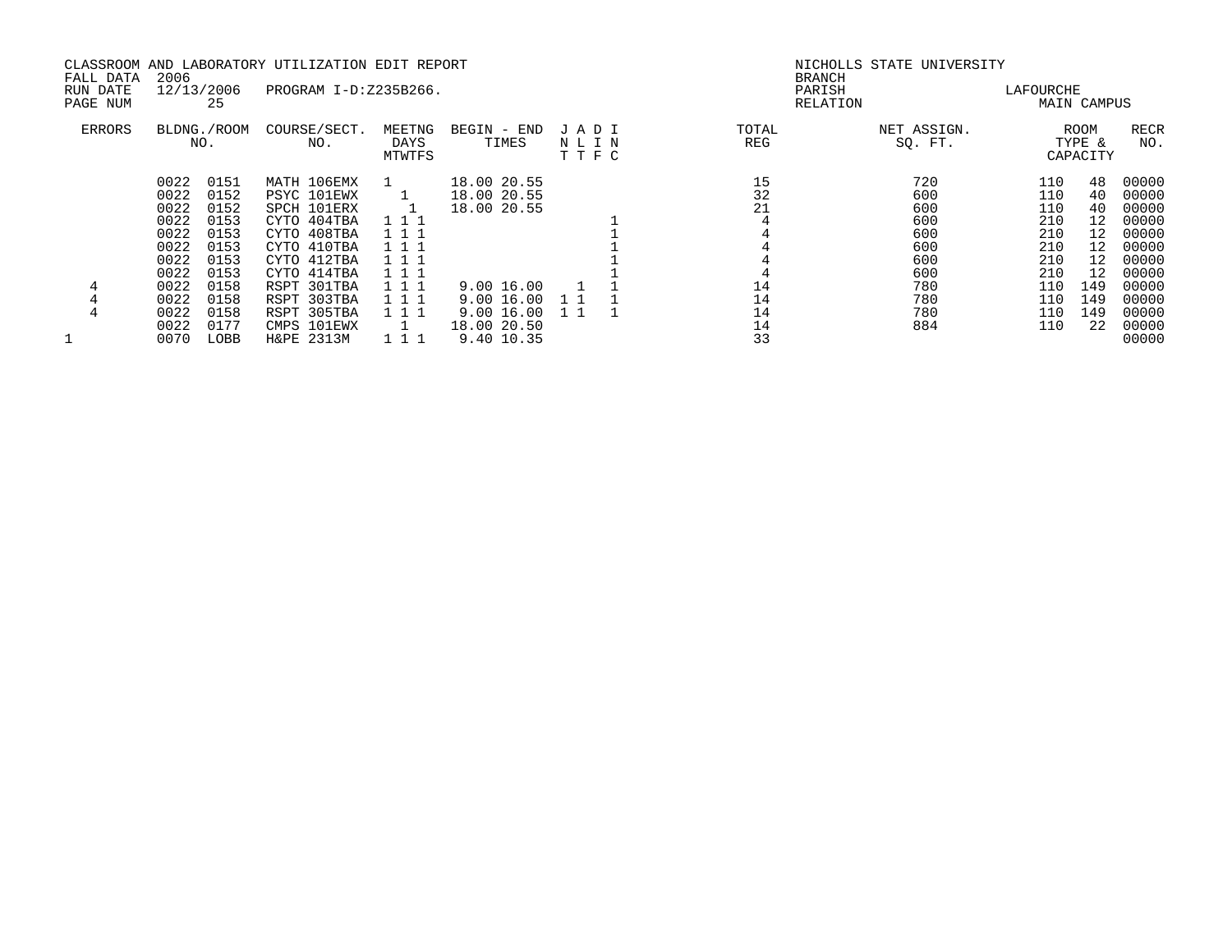CLASSROOM AND LABORATORY UTILIZATION EDIT REPORT
FALL DATA 2006
RUN DATE 12/13/2006 PROGRAM I-D:Z235B266.

NICHOLLS STATE UNIVERSITY
BRANCH
PARISH LAFOURCHE
RELATION MAIN CAMPUS

| ERRORS | BLDNG./ROOM NO. | | COURSE/SECT. NO. | MEETNG DAYS MTWTFS | BEGIN - END TIMES | | J A D I N L I N T T F C | TOTAL REG | NET ASSIGN. SQ. FT. | ROOM TYPE & CAPACITY | | RECR NO. |
|---|---|---|---|---|---|---|---|---|---|---|---|---|
| | 0022 | 0151 | MATH 106EMX | 1 | 18.00 | 20.55 | | 15 | 720 | 110 | 48 | 00000 |
| | 0022 | 0152 | PSYC 101EWX | 1 | 18.00 | 20.55 | | 32 | 600 | 110 | 40 | 00000 |
| | 0022 | 0152 | SPCH 101ERX | 1 | 18.00 | 20.55 | | 21 | 600 | 110 | 40 | 00000 |
| | 0022 | 0153 | CYTO 404TBA | 1 1 1 | | | 1 | 4 | 600 | 210 | 12 | 00000 |
| | 0022 | 0153 | CYTO 408TBA | 1 1 1 | | | 1 | 4 | 600 | 210 | 12 | 00000 |
| | 0022 | 0153 | CYTO 410TBA | 1 1 1 | | | 1 | 4 | 600 | 210 | 12 | 00000 |
| | 0022 | 0153 | CYTO 412TBA | 1 1 1 | | | 1 | 4 | 600 | 210 | 12 | 00000 |
| | 0022 | 0153 | CYTO 414TBA | 1 1 1 | | | 1 | 4 | 600 | 210 | 12 | 00000 |
| 4 | 0022 | 0158 | RSPT 301TBA | 1 1 1 | 9.00 | 16.00 | 1 1 | 14 | 780 | 110 | 149 | 00000 |
| 4 | 0022 | 0158 | RSPT 303TBA | 1 1 1 | 9.00 | 16.00 | 1 1 1 | 14 | 780 | 110 | 149 | 00000 |
| 4 | 0022 | 0158 | RSPT 305TBA | 1 1 1 | 9.00 | 16.00 | 1 1 1 | 14 | 780 | 110 | 149 | 00000 |
| | 0022 | 0177 | CMPS 101EWX | 1 | 18.00 | 20.50 | | 14 | 884 | 110 | 22 | 00000 |
| 1 | 0070 | LOBB | H&PE 2313M | 1 1 1 | 9.40 | 10.35 | | 33 | | | | 00000 |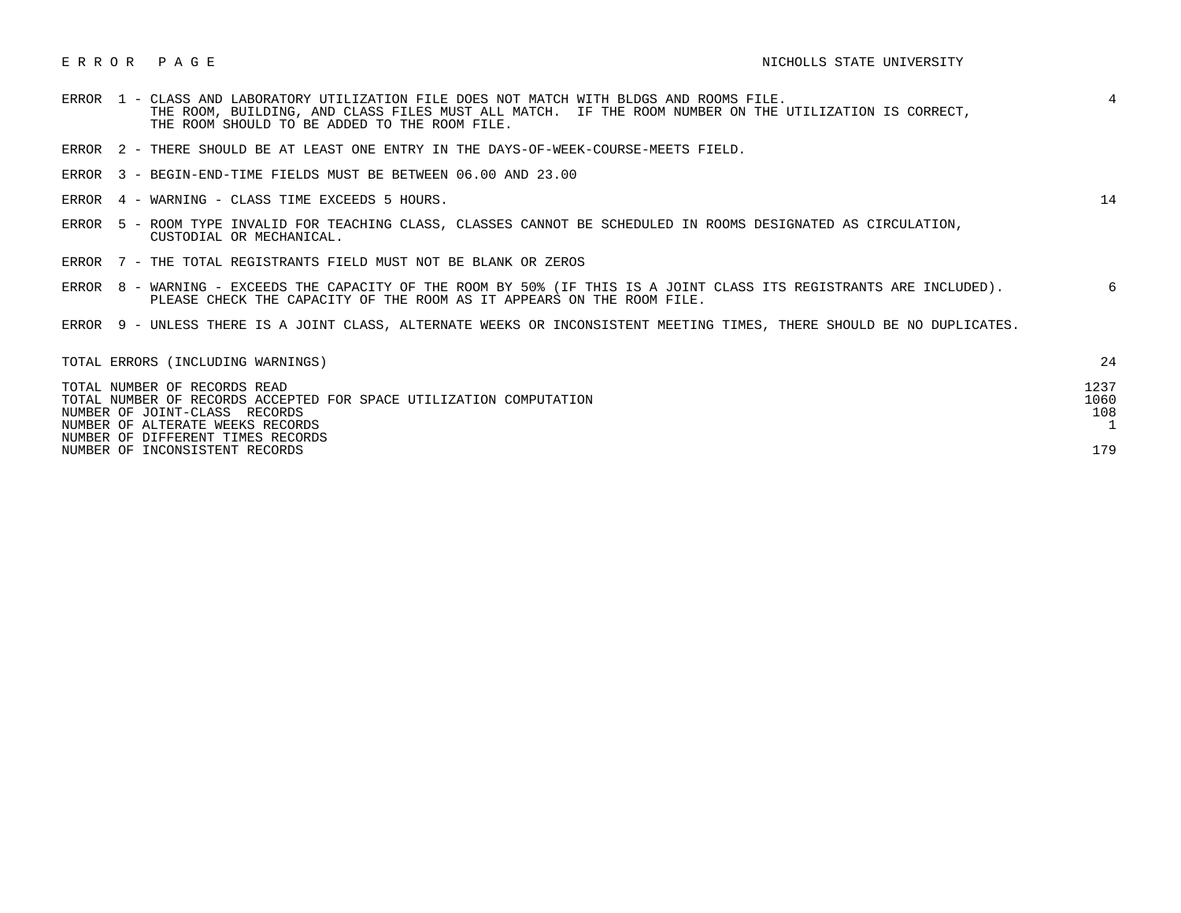# E R R O R   P A G E

NICHOLLS STATE UNIVERSITY

| Error | Description | Count |
|---|---|---|
| ERROR 1 | CLASS AND LABORATORY UTILIZATION FILE DOES NOT MATCH WITH BLDGS AND ROOMS FILE. THE ROOM, BUILDING, AND CLASS FILES MUST ALL MATCH. IF THE ROOM NUMBER ON THE UTILIZATION IS CORRECT, THE ROOM SHOULD TO BE ADDED TO THE ROOM FILE. | 4 |
| ERROR 2 | THERE SHOULD BE AT LEAST ONE ENTRY IN THE DAYS-OF-WEEK-COURSE-MEETS FIELD. | |
| ERROR 3 | BEGIN-END-TIME FIELDS MUST BE BETWEEN 06.00 AND 23.00 | |
| ERROR 4 | WARNING - CLASS TIME EXCEEDS 5 HOURS. | 14 |
| ERROR 5 | ROOM TYPE INVALID FOR TEACHING CLASS, CLASSES CANNOT BE SCHEDULED IN ROOMS DESIGNATED AS CIRCULATION, CUSTODIAL OR MECHANICAL. | |
| ERROR 7 | THE TOTAL REGISTRANTS FIELD MUST NOT BE BLANK OR ZEROS | |
| ERROR 8 | WARNING - EXCEEDS THE CAPACITY OF THE ROOM BY 50% (IF THIS IS A JOINT CLASS ITS REGISTRANTS ARE INCLUDED). PLEASE CHECK THE CAPACITY OF THE ROOM AS IT APPEARS ON THE ROOM FILE. | 6 |
| ERROR 9 | UNLESS THERE IS A JOINT CLASS, ALTERNATE WEEKS OR INCONSISTENT MEETING TIMES, THERE SHOULD BE NO DUPLICATES. | |

| | |
|---|---|
| TOTAL ERRORS (INCLUDING WARNINGS) | 24 |
| TOTAL NUMBER OF RECORDS READ | 1237 |
| TOTAL NUMBER OF RECORDS ACCEPTED FOR SPACE UTILIZATION COMPUTATION | 1060 |
| NUMBER OF JOINT-CLASS RECORDS | 108 |
| NUMBER OF ALTERNATE WEEKS RECORDS | 1 |
| NUMBER OF DIFFERENT TIMES RECORDS | |
| NUMBER OF INCONSISTENT RECORDS | 179 |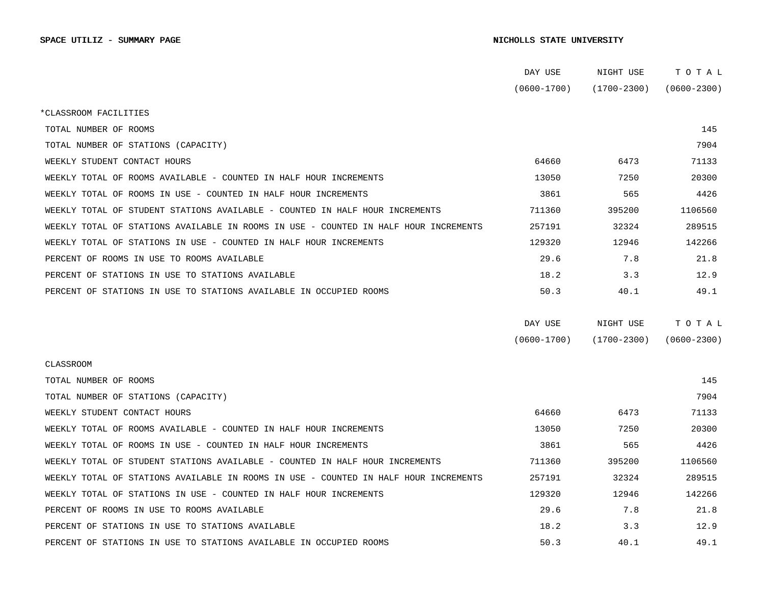**SPACE UTILIZ - SUMMARY PAGE** **NICHOLLS STATE UNIVERSITY**

| | DAY USE (0600-1700) | NIGHT USE (1700-2300) | T O T A L (0600-2300) |
|---|---|---|---|
| *CLASSROOM FACILITIES | | | |
| TOTAL NUMBER OF ROOMS | | | 145 |
| TOTAL NUMBER OF STATIONS (CAPACITY) | | | 7904 |
| WEEKLY STUDENT CONTACT HOURS | 64660 | 6473 | 71133 |
| WEEKLY TOTAL OF ROOMS AVAILABLE - COUNTED IN HALF HOUR INCREMENTS | 13050 | 7250 | 20300 |
| WEEKLY TOTAL OF ROOMS IN USE - COUNTED IN HALF HOUR INCREMENTS | 3861 | 565 | 4426 |
| WEEKLY TOTAL OF STUDENT STATIONS AVAILABLE - COUNTED IN HALF HOUR INCREMENTS | 711360 | 395200 | 1106560 |
| WEEKLY TOTAL OF STATIONS AVAILABLE IN ROOMS IN USE - COUNTED IN HALF HOUR INCREMENTS | 257191 | 32324 | 289515 |
| WEEKLY TOTAL OF STATIONS IN USE - COUNTED IN HALF HOUR INCREMENTS | 129320 | 12946 | 142266 |
| PERCENT OF ROOMS IN USE TO ROOMS AVAILABLE | 29.6 | 7.8 | 21.8 |
| PERCENT OF STATIONS IN USE TO STATIONS AVAILABLE | 18.2 | 3.3 | 12.9 |
| PERCENT OF STATIONS IN USE TO STATIONS AVAILABLE IN OCCUPIED ROOMS | 50.3 | 40.1 | 49.1 |

| | DAY USE (0600-1700) | NIGHT USE (1700-2300) | T O T A L (0600-2300) |
|---|---|---|---|
| CLASSROOM | | | |
| TOTAL NUMBER OF ROOMS | | | 145 |
| TOTAL NUMBER OF STATIONS (CAPACITY) | | | 7904 |
| WEEKLY STUDENT CONTACT HOURS | 64660 | 6473 | 71133 |
| WEEKLY TOTAL OF ROOMS AVAILABLE - COUNTED IN HALF HOUR INCREMENTS | 13050 | 7250 | 20300 |
| WEEKLY TOTAL OF ROOMS IN USE - COUNTED IN HALF HOUR INCREMENTS | 3861 | 565 | 4426 |
| WEEKLY TOTAL OF STUDENT STATIONS AVAILABLE - COUNTED IN HALF HOUR INCREMENTS | 711360 | 395200 | 1106560 |
| WEEKLY TOTAL OF STATIONS AVAILABLE IN ROOMS IN USE - COUNTED IN HALF HOUR INCREMENTS | 257191 | 32324 | 289515 |
| WEEKLY TOTAL OF STATIONS IN USE - COUNTED IN HALF HOUR INCREMENTS | 129320 | 12946 | 142266 |
| PERCENT OF ROOMS IN USE TO ROOMS AVAILABLE | 29.6 | 7.8 | 21.8 |
| PERCENT OF STATIONS IN USE TO STATIONS AVAILABLE | 18.2 | 3.3 | 12.9 |
| PERCENT OF STATIONS IN USE TO STATIONS AVAILABLE IN OCCUPIED ROOMS | 50.3 | 40.1 | 49.1 |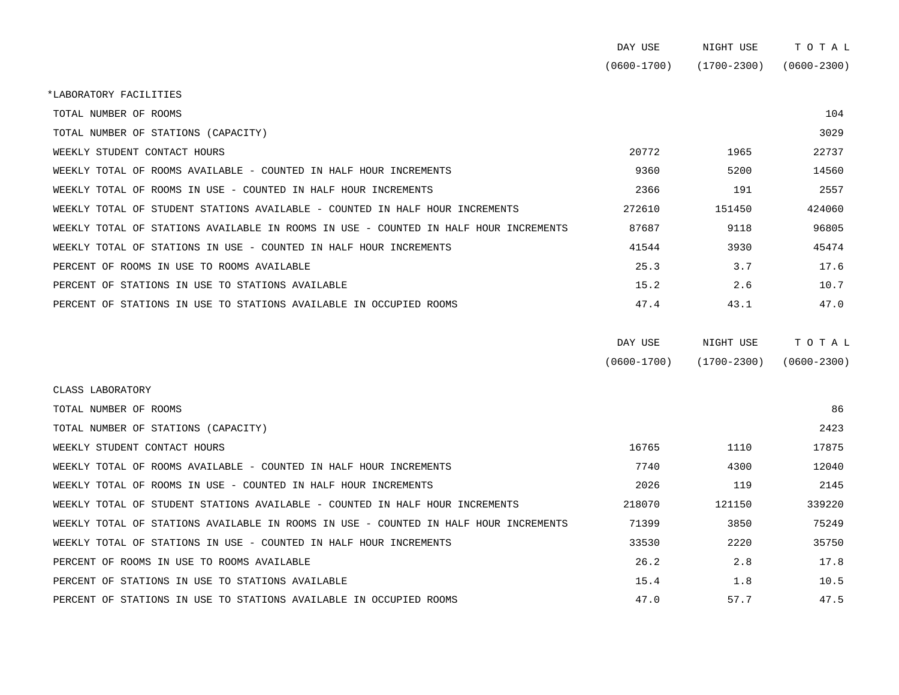| | DAY USE (0600-1700) | NIGHT USE (1700-2300) | T O T A L (0600-2300) |
|---|---|---|---|
| *LABORATORY FACILITIES | | | |
| TOTAL NUMBER OF ROOMS | | | 104 |
| TOTAL NUMBER OF STATIONS (CAPACITY) | | | 3029 |
| WEEKLY STUDENT CONTACT HOURS | 20772 | 1965 | 22737 |
| WEEKLY TOTAL OF ROOMS AVAILABLE - COUNTED IN HALF HOUR INCREMENTS | 9360 | 5200 | 14560 |
| WEEKLY TOTAL OF ROOMS IN USE - COUNTED IN HALF HOUR INCREMENTS | 2366 | 191 | 2557 |
| WEEKLY TOTAL OF STUDENT STATIONS AVAILABLE - COUNTED IN HALF HOUR INCREMENTS | 272610 | 151450 | 424060 |
| WEEKLY TOTAL OF STATIONS AVAILABLE IN ROOMS IN USE - COUNTED IN HALF HOUR INCREMENTS | 87687 | 9118 | 96805 |
| WEEKLY TOTAL OF STATIONS IN USE - COUNTED IN HALF HOUR INCREMENTS | 41544 | 3930 | 45474 |
| PERCENT OF ROOMS IN USE TO ROOMS AVAILABLE | 25.3 | 3.7 | 17.6 |
| PERCENT OF STATIONS IN USE TO STATIONS AVAILABLE | 15.2 | 2.6 | 10.7 |
| PERCENT OF STATIONS IN USE TO STATIONS AVAILABLE IN OCCUPIED ROOMS | 47.4 | 43.1 | 47.0 |

| | DAY USE (0600-1700) | NIGHT USE (1700-2300) | T O T A L (0600-2300) |
|---|---|---|---|
| CLASS LABORATORY | | | |
| TOTAL NUMBER OF ROOMS | | | 86 |
| TOTAL NUMBER OF STATIONS (CAPACITY) | | | 2423 |
| WEEKLY STUDENT CONTACT HOURS | 16765 | 1110 | 17875 |
| WEEKLY TOTAL OF ROOMS AVAILABLE - COUNTED IN HALF HOUR INCREMENTS | 7740 | 4300 | 12040 |
| WEEKLY TOTAL OF ROOMS IN USE - COUNTED IN HALF HOUR INCREMENTS | 2026 | 119 | 2145 |
| WEEKLY TOTAL OF STUDENT STATIONS AVAILABLE - COUNTED IN HALF HOUR INCREMENTS | 218070 | 121150 | 339220 |
| WEEKLY TOTAL OF STATIONS AVAILABLE IN ROOMS IN USE - COUNTED IN HALF HOUR INCREMENTS | 71399 | 3850 | 75249 |
| WEEKLY TOTAL OF STATIONS IN USE - COUNTED IN HALF HOUR INCREMENTS | 33530 | 2220 | 35750 |
| PERCENT OF ROOMS IN USE TO ROOMS AVAILABLE | 26.2 | 2.8 | 17.8 |
| PERCENT OF STATIONS IN USE TO STATIONS AVAILABLE | 15.4 | 1.8 | 10.5 |
| PERCENT OF STATIONS IN USE TO STATIONS AVAILABLE IN OCCUPIED ROOMS | 47.0 | 57.7 | 47.5 |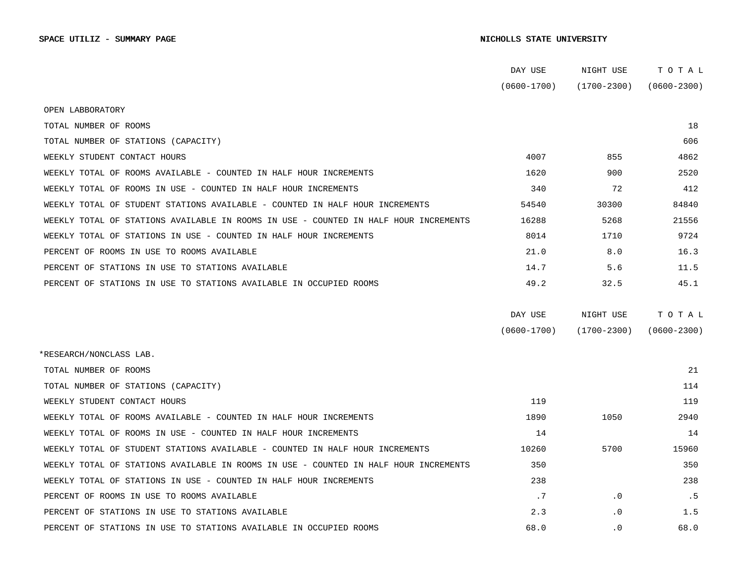**SPACE UTILIZ - SUMMARY PAGE** **NICHOLLS STATE UNIVERSITY**

| OPEN LABBORATORY | DAY USE (0600-1700) | NIGHT USE (1700-2300) | T O T A L (0600-2300) |
|---|---|---|---|
| TOTAL NUMBER OF ROOMS | | | 18 |
| TOTAL NUMBER OF STATIONS (CAPACITY) | | | 606 |
| WEEKLY STUDENT CONTACT HOURS | 4007 | 855 | 4862 |
| WEEKLY TOTAL OF ROOMS AVAILABLE - COUNTED IN HALF HOUR INCREMENTS | 1620 | 900 | 2520 |
| WEEKLY TOTAL OF ROOMS IN USE - COUNTED IN HALF HOUR INCREMENTS | 340 | 72 | 412 |
| WEEKLY TOTAL OF STUDENT STATIONS AVAILABLE - COUNTED IN HALF HOUR INCREMENTS | 54540 | 30300 | 84840 |
| WEEKLY TOTAL OF STATIONS AVAILABLE IN ROOMS IN USE - COUNTED IN HALF HOUR INCREMENTS | 16288 | 5268 | 21556 |
| WEEKLY TOTAL OF STATIONS IN USE - COUNTED IN HALF HOUR INCREMENTS | 8014 | 1710 | 9724 |
| PERCENT OF ROOMS IN USE TO ROOMS AVAILABLE | 21.0 | 8.0 | 16.3 |
| PERCENT OF STATIONS IN USE TO STATIONS AVAILABLE | 14.7 | 5.6 | 11.5 |
| PERCENT OF STATIONS IN USE TO STATIONS AVAILABLE IN OCCUPIED ROOMS | 49.2 | 32.5 | 45.1 |

| *RESEARCH/NONCLASS LAB. | DAY USE (0600-1700) | NIGHT USE (1700-2300) | T O T A L (0600-2300) |
|---|---|---|---|
| TOTAL NUMBER OF ROOMS | | | 21 |
| TOTAL NUMBER OF STATIONS (CAPACITY) | | | 114 |
| WEEKLY STUDENT CONTACT HOURS | 119 | | 119 |
| WEEKLY TOTAL OF ROOMS AVAILABLE - COUNTED IN HALF HOUR INCREMENTS | 1890 | 1050 | 2940 |
| WEEKLY TOTAL OF ROOMS IN USE - COUNTED IN HALF HOUR INCREMENTS | 14 | | 14 |
| WEEKLY TOTAL OF STUDENT STATIONS AVAILABLE - COUNTED IN HALF HOUR INCREMENTS | 10260 | 5700 | 15960 |
| WEEKLY TOTAL OF STATIONS AVAILABLE IN ROOMS IN USE - COUNTED IN HALF HOUR INCREMENTS | 350 | | 350 |
| WEEKLY TOTAL OF STATIONS IN USE - COUNTED IN HALF HOUR INCREMENTS | 238 | | 238 |
| PERCENT OF ROOMS IN USE TO ROOMS AVAILABLE | .7 | .0 | .5 |
| PERCENT OF STATIONS IN USE TO STATIONS AVAILABLE | 2.3 | .0 | 1.5 |
| PERCENT OF STATIONS IN USE TO STATIONS AVAILABLE IN OCCUPIED ROOMS | 68.0 | .0 | 68.0 |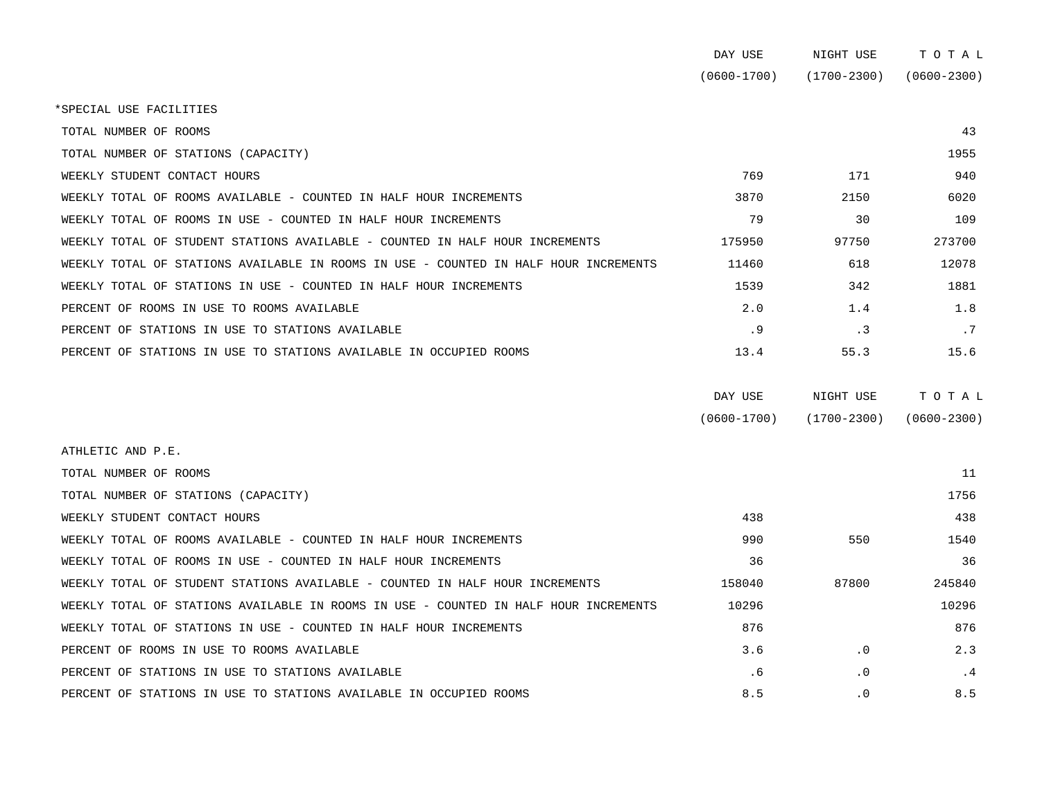| | DAY USE (0600-1700) | NIGHT USE (1700-2300) | T O T A L (0600-2300) |
|---|---|---|---|
| *SPECIAL USE FACILITIES | | | |
| TOTAL NUMBER OF ROOMS | | | 43 |
| TOTAL NUMBER OF STATIONS (CAPACITY) | | | 1955 |
| WEEKLY STUDENT CONTACT HOURS | 769 | 171 | 940 |
| WEEKLY TOTAL OF ROOMS AVAILABLE - COUNTED IN HALF HOUR INCREMENTS | 3870 | 2150 | 6020 |
| WEEKLY TOTAL OF ROOMS IN USE - COUNTED IN HALF HOUR INCREMENTS | 79 | 30 | 109 |
| WEEKLY TOTAL OF STUDENT STATIONS AVAILABLE - COUNTED IN HALF HOUR INCREMENTS | 175950 | 97750 | 273700 |
| WEEKLY TOTAL OF STATIONS AVAILABLE IN ROOMS IN USE - COUNTED IN HALF HOUR INCREMENTS | 11460 | 618 | 12078 |
| WEEKLY TOTAL OF STATIONS IN USE - COUNTED IN HALF HOUR INCREMENTS | 1539 | 342 | 1881 |
| PERCENT OF ROOMS IN USE TO ROOMS AVAILABLE | 2.0 | 1.4 | 1.8 |
| PERCENT OF STATIONS IN USE TO STATIONS AVAILABLE | .9 | .3 | .7 |
| PERCENT OF STATIONS IN USE TO STATIONS AVAILABLE IN OCCUPIED ROOMS | 13.4 | 55.3 | 15.6 |

| | DAY USE (0600-1700) | NIGHT USE (1700-2300) | T O T A L (0600-2300) |
|---|---|---|---|
| ATHLETIC AND P.E. | | | |
| TOTAL NUMBER OF ROOMS | | | 11 |
| TOTAL NUMBER OF STATIONS (CAPACITY) | | | 1756 |
| WEEKLY STUDENT CONTACT HOURS | 438 | | 438 |
| WEEKLY TOTAL OF ROOMS AVAILABLE - COUNTED IN HALF HOUR INCREMENTS | 990 | 550 | 1540 |
| WEEKLY TOTAL OF ROOMS IN USE - COUNTED IN HALF HOUR INCREMENTS | 36 | | 36 |
| WEEKLY TOTAL OF STUDENT STATIONS AVAILABLE - COUNTED IN HALF HOUR INCREMENTS | 158040 | 87800 | 245840 |
| WEEKLY TOTAL OF STATIONS AVAILABLE IN ROOMS IN USE - COUNTED IN HALF HOUR INCREMENTS | 10296 | | 10296 |
| WEEKLY TOTAL OF STATIONS IN USE - COUNTED IN HALF HOUR INCREMENTS | 876 | | 876 |
| PERCENT OF ROOMS IN USE TO ROOMS AVAILABLE | 3.6 | .0 | 2.3 |
| PERCENT OF STATIONS IN USE TO STATIONS AVAILABLE | .6 | .0 | .4 |
| PERCENT OF STATIONS IN USE TO STATIONS AVAILABLE IN OCCUPIED ROOMS | 8.5 | .0 | 8.5 |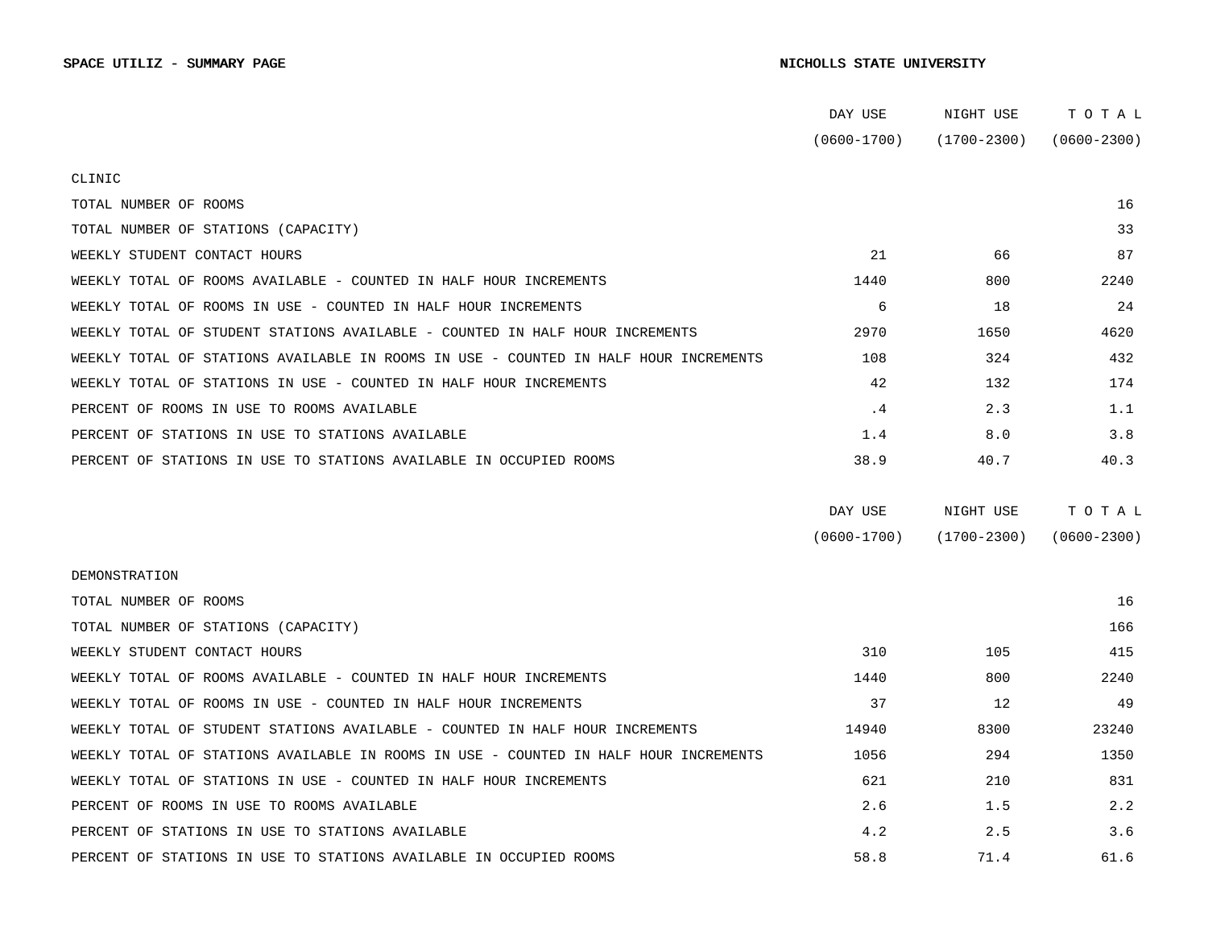**SPACE UTILIZ - SUMMARY PAGE** **NICHOLLS STATE UNIVERSITY**

| CLINIC | DAY USE (0600-1700) | NIGHT USE (1700-2300) | T O T A L (0600-2300) |
|---|---|---|---|
| TOTAL NUMBER OF ROOMS | | | 16 |
| TOTAL NUMBER OF STATIONS (CAPACITY) | | | 33 |
| WEEKLY STUDENT CONTACT HOURS | 21 | 66 | 87 |
| WEEKLY TOTAL OF ROOMS AVAILABLE - COUNTED IN HALF HOUR INCREMENTS | 1440 | 800 | 2240 |
| WEEKLY TOTAL OF ROOMS IN USE - COUNTED IN HALF HOUR INCREMENTS | 6 | 18 | 24 |
| WEEKLY TOTAL OF STUDENT STATIONS AVAILABLE - COUNTED IN HALF HOUR INCREMENTS | 2970 | 1650 | 4620 |
| WEEKLY TOTAL OF STATIONS AVAILABLE IN ROOMS IN USE - COUNTED IN HALF HOUR INCREMENTS | 108 | 324 | 432 |
| WEEKLY TOTAL OF STATIONS IN USE - COUNTED IN HALF HOUR INCREMENTS | 42 | 132 | 174 |
| PERCENT OF ROOMS IN USE TO ROOMS AVAILABLE | .4 | 2.3 | 1.1 |
| PERCENT OF STATIONS IN USE TO STATIONS AVAILABLE | 1.4 | 8.0 | 3.8 |
| PERCENT OF STATIONS IN USE TO STATIONS AVAILABLE IN OCCUPIED ROOMS | 38.9 | 40.7 | 40.3 |

| DEMONSTRATION | DAY USE (0600-1700) | NIGHT USE (1700-2300) | T O T A L (0600-2300) |
|---|---|---|---|
| TOTAL NUMBER OF ROOMS | | | 16 |
| TOTAL NUMBER OF STATIONS (CAPACITY) | | | 166 |
| WEEKLY STUDENT CONTACT HOURS | 310 | 105 | 415 |
| WEEKLY TOTAL OF ROOMS AVAILABLE - COUNTED IN HALF HOUR INCREMENTS | 1440 | 800 | 2240 |
| WEEKLY TOTAL OF ROOMS IN USE - COUNTED IN HALF HOUR INCREMENTS | 37 | 12 | 49 |
| WEEKLY TOTAL OF STUDENT STATIONS AVAILABLE - COUNTED IN HALF HOUR INCREMENTS | 14940 | 8300 | 23240 |
| WEEKLY TOTAL OF STATIONS AVAILABLE IN ROOMS IN USE - COUNTED IN HALF HOUR INCREMENTS | 1056 | 294 | 1350 |
| WEEKLY TOTAL OF STATIONS IN USE - COUNTED IN HALF HOUR INCREMENTS | 621 | 210 | 831 |
| PERCENT OF ROOMS IN USE TO ROOMS AVAILABLE | 2.6 | 1.5 | 2.2 |
| PERCENT OF STATIONS IN USE TO STATIONS AVAILABLE | 4.2 | 2.5 | 3.6 |
| PERCENT OF STATIONS IN USE TO STATIONS AVAILABLE IN OCCUPIED ROOMS | 58.8 | 71.4 | 61.6 |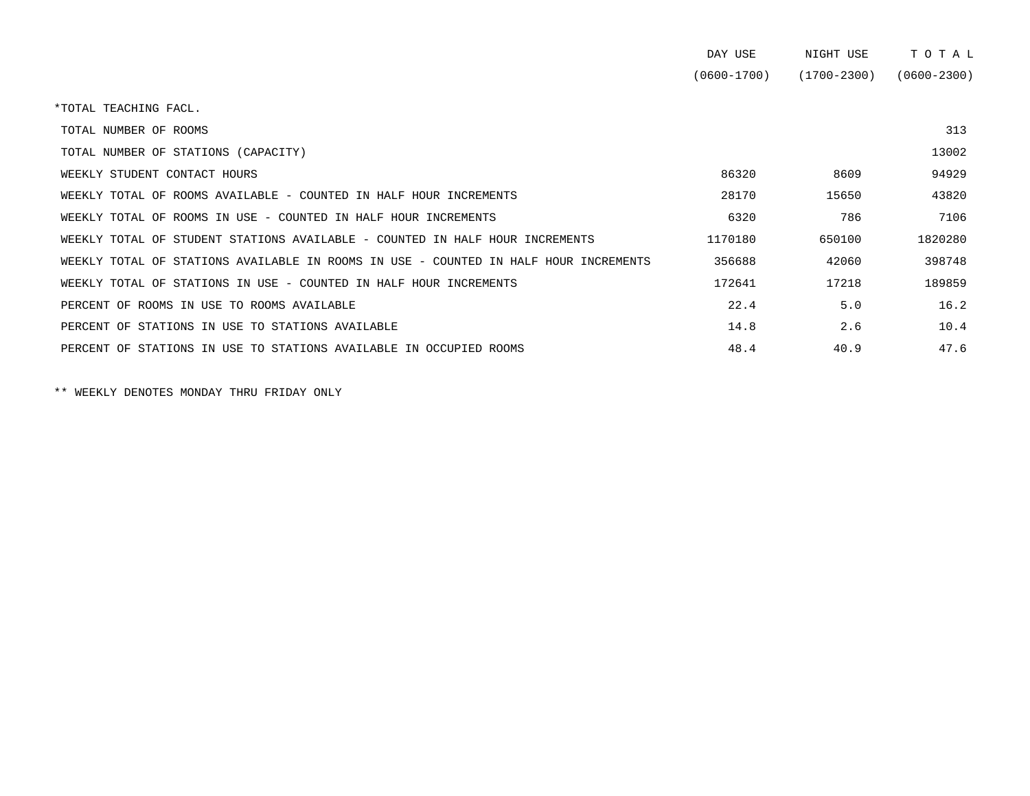| | DAY USE (0600-1700) | NIGHT USE (1700-2300) | T O T A L (0600-2300) |
|---|---|---|---|
| *TOTAL TEACHING FACL. | | | |
| TOTAL NUMBER OF ROOMS | | | 313 |
| TOTAL NUMBER OF STATIONS (CAPACITY) | | | 13002 |
| WEEKLY STUDENT CONTACT HOURS | 86320 | 8609 | 94929 |
| WEEKLY TOTAL OF ROOMS AVAILABLE - COUNTED IN HALF HOUR INCREMENTS | 28170 | 15650 | 43820 |
| WEEKLY TOTAL OF ROOMS IN USE - COUNTED IN HALF HOUR INCREMENTS | 6320 | 786 | 7106 |
| WEEKLY TOTAL OF STUDENT STATIONS AVAILABLE - COUNTED IN HALF HOUR INCREMENTS | 1170180 | 650100 | 1820280 |
| WEEKLY TOTAL OF STATIONS AVAILABLE IN ROOMS IN USE - COUNTED IN HALF HOUR INCREMENTS | 356688 | 42060 | 398748 |
| WEEKLY TOTAL OF STATIONS IN USE - COUNTED IN HALF HOUR INCREMENTS | 172641 | 17218 | 189859 |
| PERCENT OF ROOMS IN USE TO ROOMS AVAILABLE | 22.4 | 5.0 | 16.2 |
| PERCENT OF STATIONS IN USE TO STATIONS AVAILABLE | 14.8 | 2.6 | 10.4 |
| PERCENT OF STATIONS IN USE TO STATIONS AVAILABLE IN OCCUPIED ROOMS | 48.4 | 40.9 | 47.6 |

** WEEKLY DENOTES MONDAY THRU FRIDAY ONLY